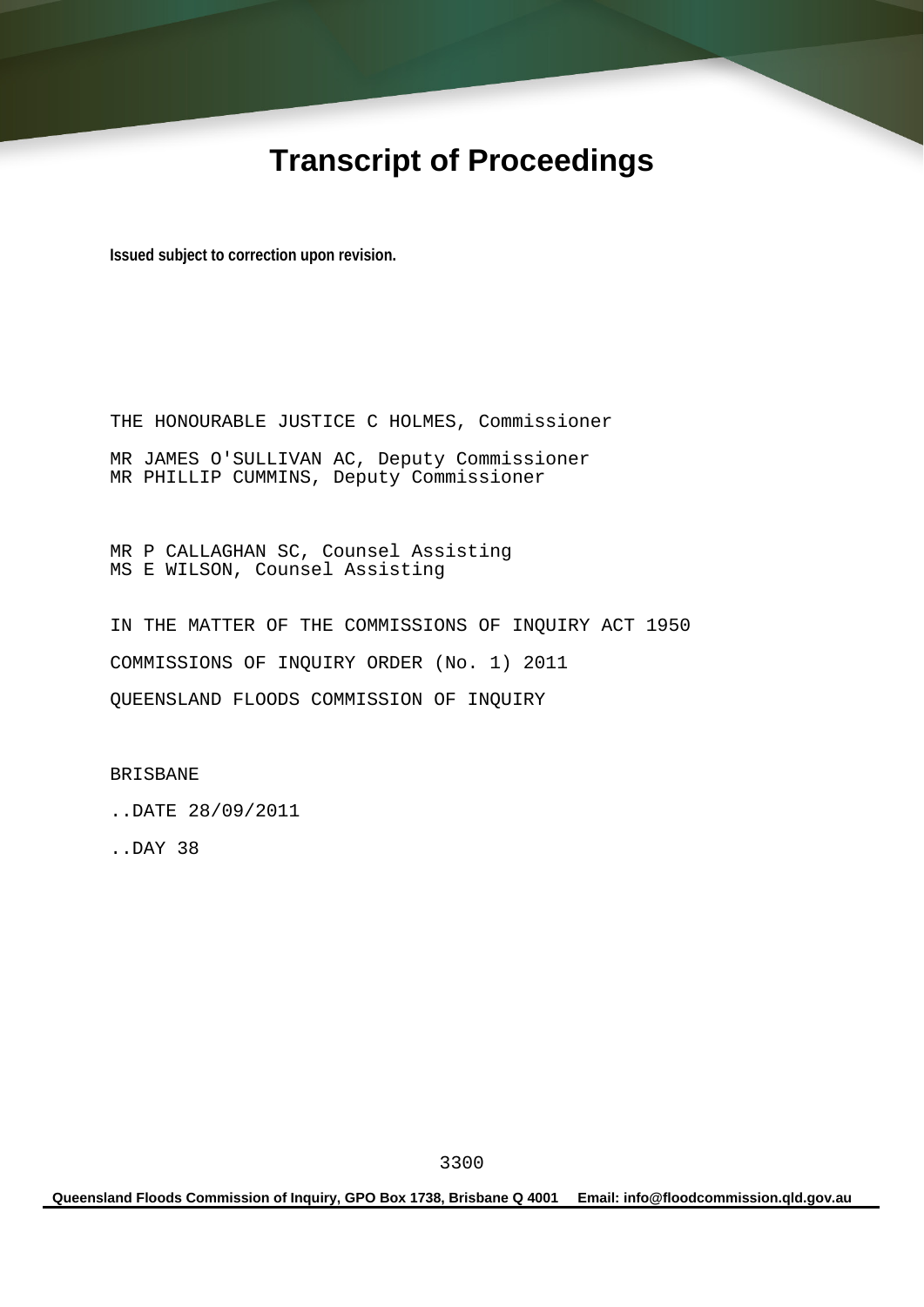# Transcript of Proceedings

**Issued subject to correction upon revision.**

THE HONOURABLE JUSTICE C HOLMES, Commissioner

MR JAMES O'SULLIVAN AC, Deputy Commissioner
MR PHILLIP CUMMINS, Deputy Commissioner

MR P CALLAGHAN SC, Counsel Assisting
MS E WILSON, Counsel Assisting

IN THE MATTER OF THE COMMISSIONS OF INQUIRY ACT 1950

COMMISSIONS OF INQUIRY ORDER (No. 1) 2011

QUEENSLAND FLOODS COMMISSION OF INQUIRY

BRISBANE

..DATE 28/09/2011

..DAY 38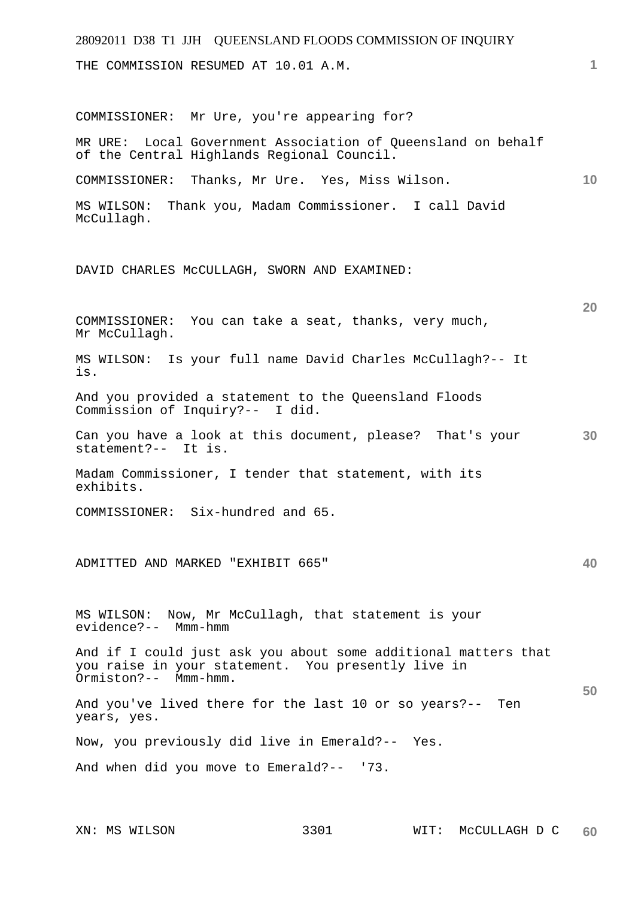THE COMMISSION RESUMED AT 10.01 A.M.

COMMISSIONER: Mr Ure, you're appearing for?

MR URE: Local Government Association of Queensland on behalf of the Central Highlands Regional Council.

COMMISSIONER: Thanks, Mr Ure. Yes, Miss Wilson.

MS WILSON: Thank you, Madam Commissioner. I call David McCullagh.

DAVID CHARLES McCULLAGH, SWORN AND EXAMINED:

COMMISSIONER: You can take a seat, thanks, very much, Mr McCullagh.

MS WILSON: Is your full name David Charles McCullagh?-- It is.

And you provided a statement to the Queensland Floods Commission of Inquiry?-- I did.

Can you have a look at this document, please? That's your statement?-- It is.

Madam Commissioner, I tender that statement, with its exhibits.

COMMISSIONER: Six-hundred and 65.

ADMITTED AND MARKED "EXHIBIT 665"

MS WILSON: Now, Mr McCullagh, that statement is your evidence?-- Mmm-hmm

And if I could just ask you about some additional matters that you raise in your statement. You presently live in Ormiston?-- Mmm-hmm.

And you've lived there for the last 10 or so years?-- Ten years, yes.

Now, you previously did live in Emerald?-- Yes.

And when did you move to Emerald?-- '73.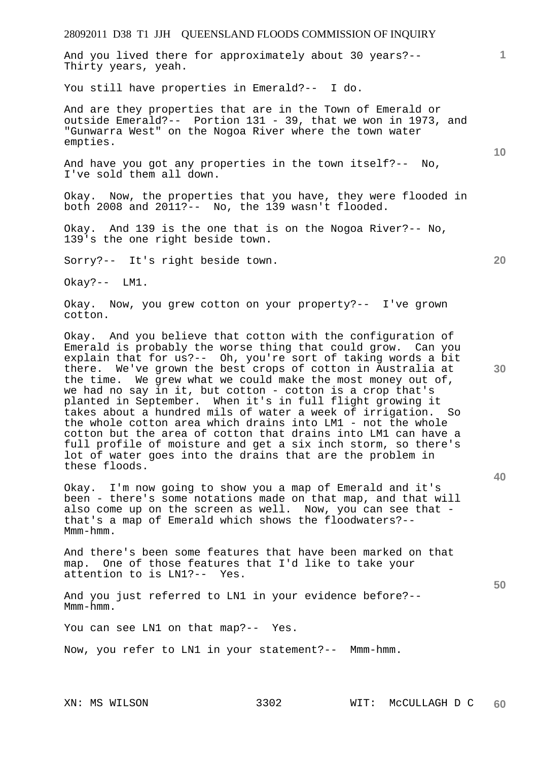And you lived there for approximately about 30 years?-- Thirty years, yeah.

You still have properties in Emerald?-- I do.

And are they properties that are in the Town of Emerald or outside Emerald?-- Portion 131 - 39, that we won in 1973, and "Gunwarra West" on the Nogoa River where the town water empties.

And have you got any properties in the town itself?-- No, I've sold them all down.

Okay. Now, the properties that you have, they were flooded in both 2008 and 2011?-- No, the 139 wasn't flooded.

Okay. And 139 is the one that is on the Nogoa River?-- No, 139's the one right beside town.

Sorry?-- It's right beside town.

Okay?-- LM1.

Okay. Now, you grew cotton on your property?-- I've grown cotton.

Okay. And you believe that cotton with the configuration of Emerald is probably the worse thing that could grow. Can you explain that for us?-- Oh, you're sort of taking words a bit there. We've grown the best crops of cotton in Australia at the time. We grew what we could make the most money out of, we had no say in it, but cotton - cotton is a crop that's planted in September. When it's in full flight growing it takes about a hundred mils of water a week of irrigation. So the whole cotton area which drains into LM1 - not the whole cotton but the area of cotton that drains into LM1 can have a full profile of moisture and get a six inch storm, so there's lot of water goes into the drains that are the problem in these floods.

Okay. I'm now going to show you a map of Emerald and it's been - there's some notations made on that map, and that will also come up on the screen as well. Now, you can see that - that's a map of Emerald which shows the floodwaters?-- Mmm-hmm.

And there's been some features that have been marked on that map. One of those features that I'd like to take your attention to is LN1?-- Yes.

And you just referred to LN1 in your evidence before?-- Mmm-hmm.

You can see LN1 on that map?-- Yes.

Now, you refer to LN1 in your statement?-- Mmm-hmm.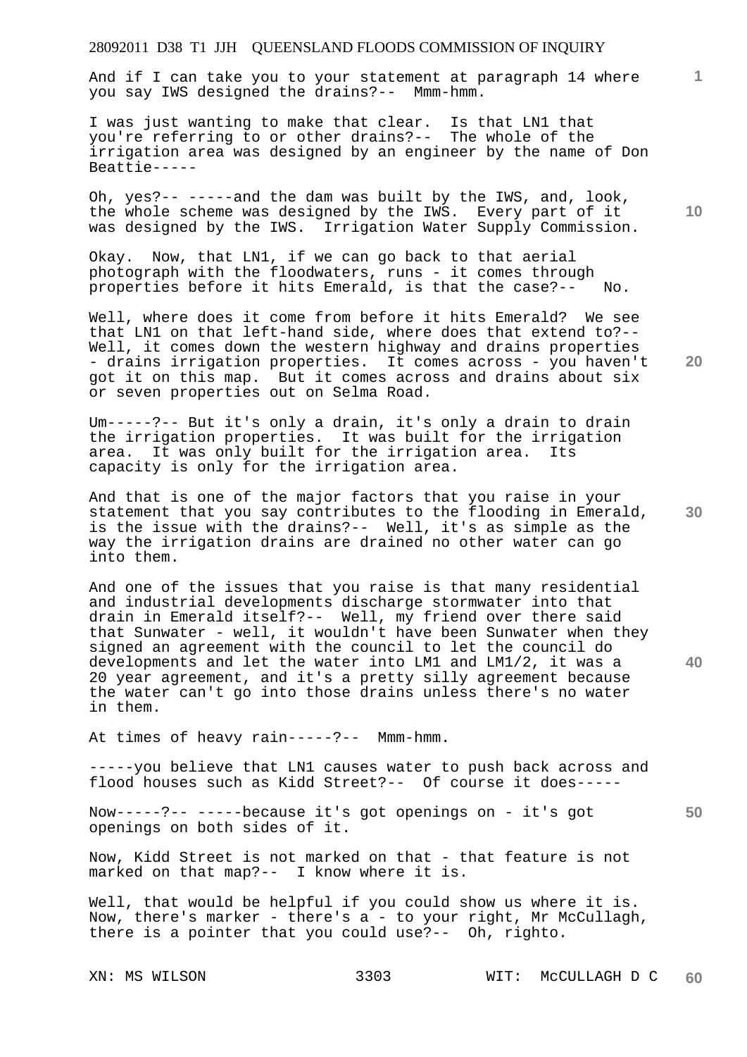And if I can take you to your statement at paragraph 14 where you say IWS designed the drains?-- Mmm-hmm.

I was just wanting to make that clear. Is that LN1 that you're referring to or other drains?-- The whole of the irrigation area was designed by an engineer by the name of Don Beattie-----

Oh, yes?-- -----and the dam was built by the IWS, and, look, the whole scheme was designed by the IWS. Every part of it was designed by the IWS. Irrigation Water Supply Commission.

Okay. Now, that LN1, if we can go back to that aerial photograph with the floodwaters, runs - it comes through properties before it hits Emerald, is that the case?-- No.

Well, where does it come from before it hits Emerald? We see that LN1 on that left-hand side, where does that extend to?-- Well, it comes down the western highway and drains properties - drains irrigation properties. It comes across - you haven't got it on this map. But it comes across and drains about six or seven properties out on Selma Road.

Um-----?-- But it's only a drain, it's only a drain to drain the irrigation properties. It was built for the irrigation area. It was only built for the irrigation area. Its capacity is only for the irrigation area.

And that is one of the major factors that you raise in your statement that you say contributes to the flooding in Emerald, is the issue with the drains?-- Well, it's as simple as the way the irrigation drains are drained no other water can go into them.

And one of the issues that you raise is that many residential and industrial developments discharge stormwater into that drain in Emerald itself?-- Well, my friend over there said that Sunwater - well, it wouldn't have been Sunwater when they signed an agreement with the council to let the council do developments and let the water into LM1 and LM1/2, it was a 20 year agreement, and it's a pretty silly agreement because the water can't go into those drains unless there's no water in them.

At times of heavy rain-----?-- Mmm-hmm.

-----you believe that LN1 causes water to push back across and flood houses such as Kidd Street?-- Of course it does-----

Now-----?-- -----because it's got openings on - it's got openings on both sides of it.

Now, Kidd Street is not marked on that - that feature is not marked on that map?-- I know where it is.

Well, that would be helpful if you could show us where it is. Now, there's marker - there's a - to your right, Mr McCullagh, there is a pointer that you could use?-- Oh, righto.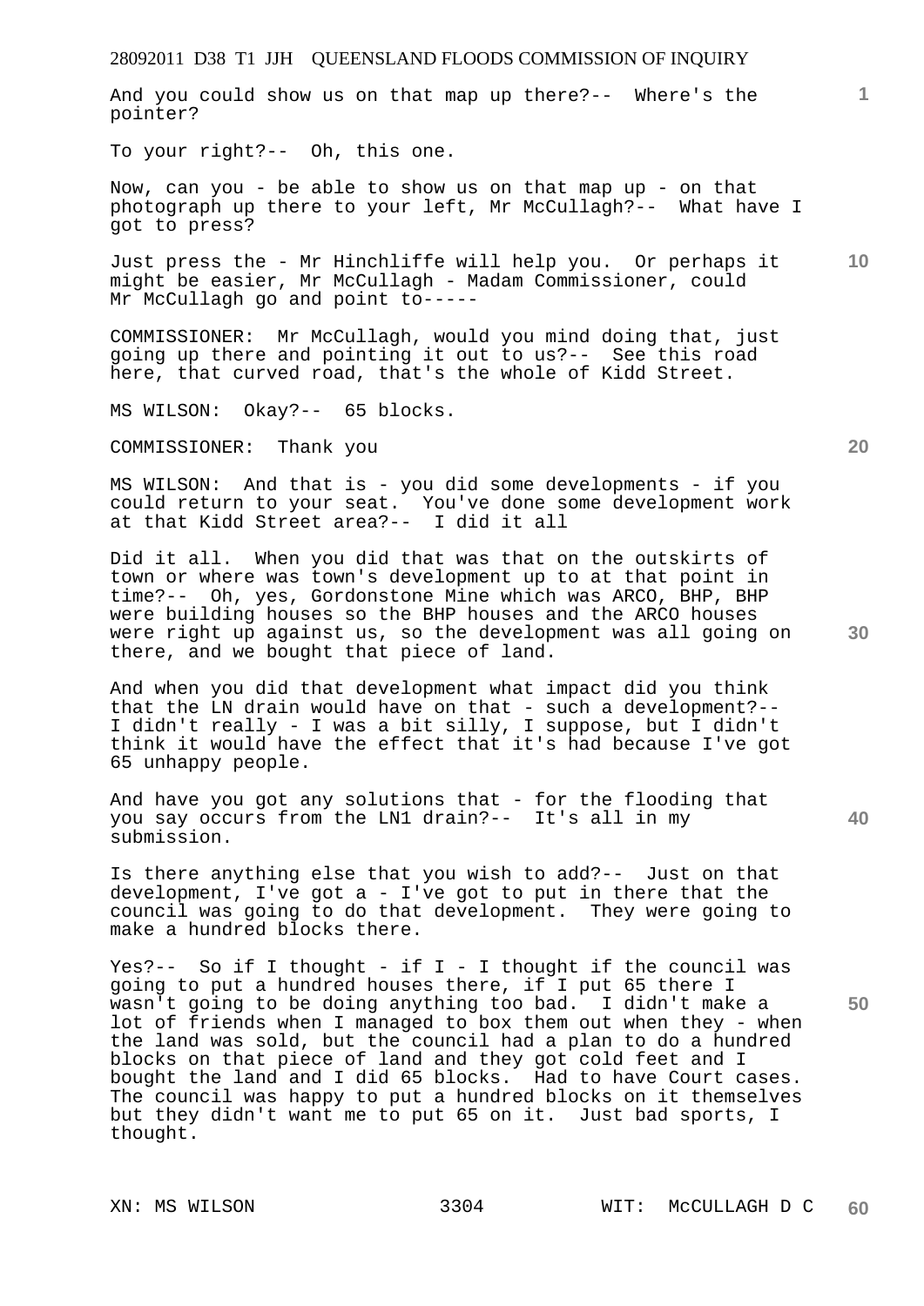And you could show us on that map up there?-- Where's the pointer?

To your right?-- Oh, this one.

Now, can you - be able to show us on that map up - on that photograph up there to your left, Mr McCullagh?-- What have I got to press?

Just press the - Mr Hinchliffe will help you. Or perhaps it might be easier, Mr McCullagh - Madam Commissioner, could Mr McCullagh go and point to-----

COMMISSIONER: Mr McCullagh, would you mind doing that, just going up there and pointing it out to us?-- See this road here, that curved road, that's the whole of Kidd Street.

MS WILSON: Okay?-- 65 blocks.

COMMISSIONER: Thank you

MS WILSON: And that is - you did some developments - if you could return to your seat. You've done some development work at that Kidd Street area?-- I did it all

Did it all. When you did that was that on the outskirts of town or where was town's development up to at that point in time?-- Oh, yes, Gordonstone Mine which was ARCO, BHP, BHP were building houses so the BHP houses and the ARCO houses were right up against us, so the development was all going on there, and we bought that piece of land.

And when you did that development what impact did you think that the LN drain would have on that - such a development?-- I didn't really - I was a bit silly, I suppose, but I didn't think it would have the effect that it's had because I've got 65 unhappy people.

And have you got any solutions that - for the flooding that you say occurs from the LN1 drain?-- It's all in my submission.

Is there anything else that you wish to add?-- Just on that development, I've got a - I've got to put in there that the council was going to do that development. They were going to make a hundred blocks there.

Yes?-- So if I thought - if I - I thought if the council was going to put a hundred houses there, if I put 65 there I wasn't going to be doing anything too bad. I didn't make a lot of friends when I managed to box them out when they - when the land was sold, but the council had a plan to do a hundred blocks on that piece of land and they got cold feet and I bought the land and I did 65 blocks. Had to have Court cases. The council was happy to put a hundred blocks on it themselves but they didn't want me to put 65 on it. Just bad sports, I thought.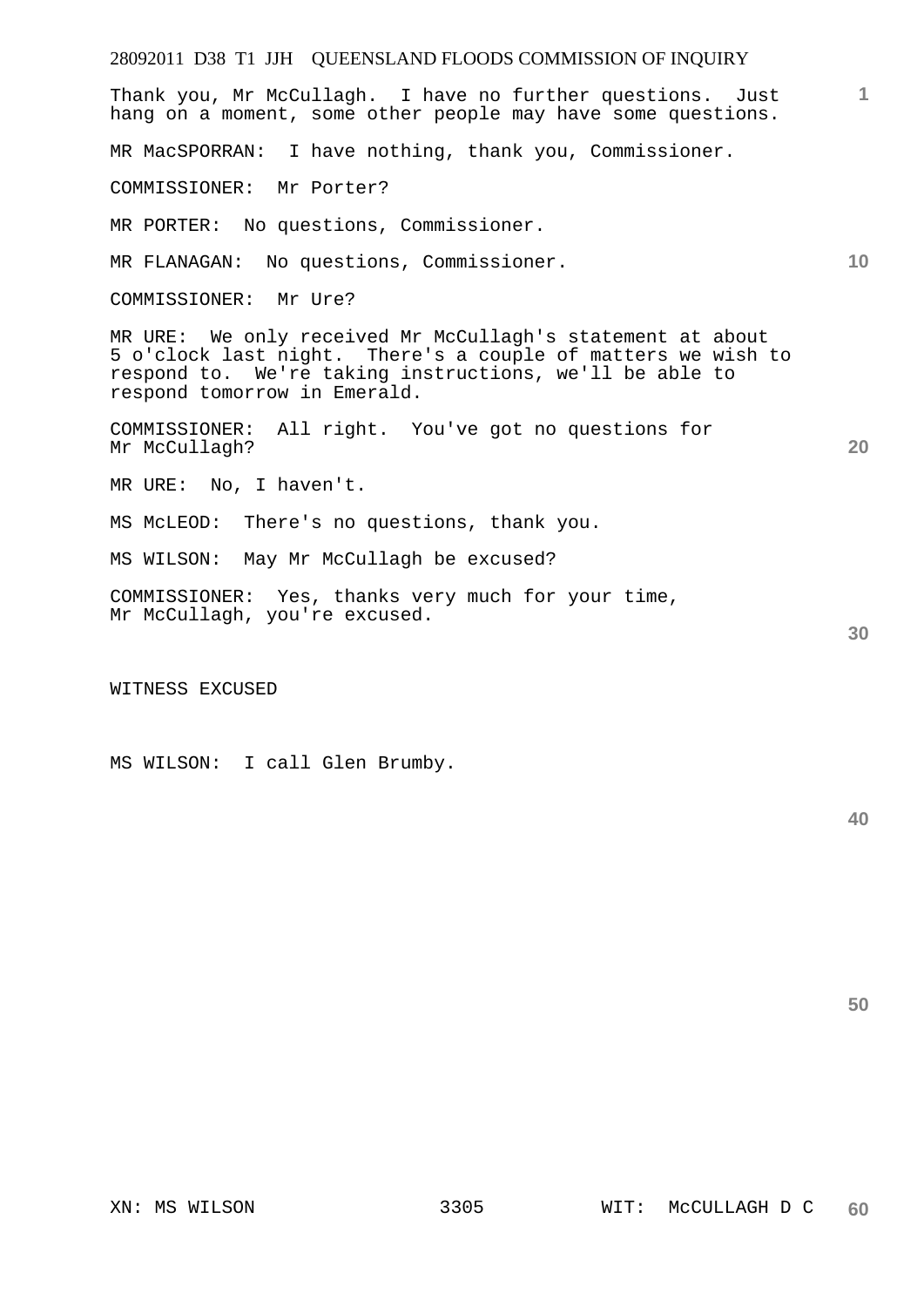Thank you, Mr McCullagh. I have no further questions. Just hang on a moment, some other people may have some questions.

MR MacSPORRAN: I have nothing, thank you, Commissioner.

COMMISSIONER: Mr Porter?

MR PORTER: No questions, Commissioner.

MR FLANAGAN: No questions, Commissioner.

COMMISSIONER: Mr Ure?

MR URE: We only received Mr McCullagh's statement at about 5 o'clock last night. There's a couple of matters we wish to respond to. We're taking instructions, we'll be able to respond tomorrow in Emerald.

COMMISSIONER: All right. You've got no questions for Mr McCullagh?

MR URE: No, I haven't.

MS McLEOD: There's no questions, thank you.

MS WILSON: May Mr McCullagh be excused?

COMMISSIONER: Yes, thanks very much for your time, Mr McCullagh, you're excused.

WITNESS EXCUSED

MS WILSON: I call Glen Brumby.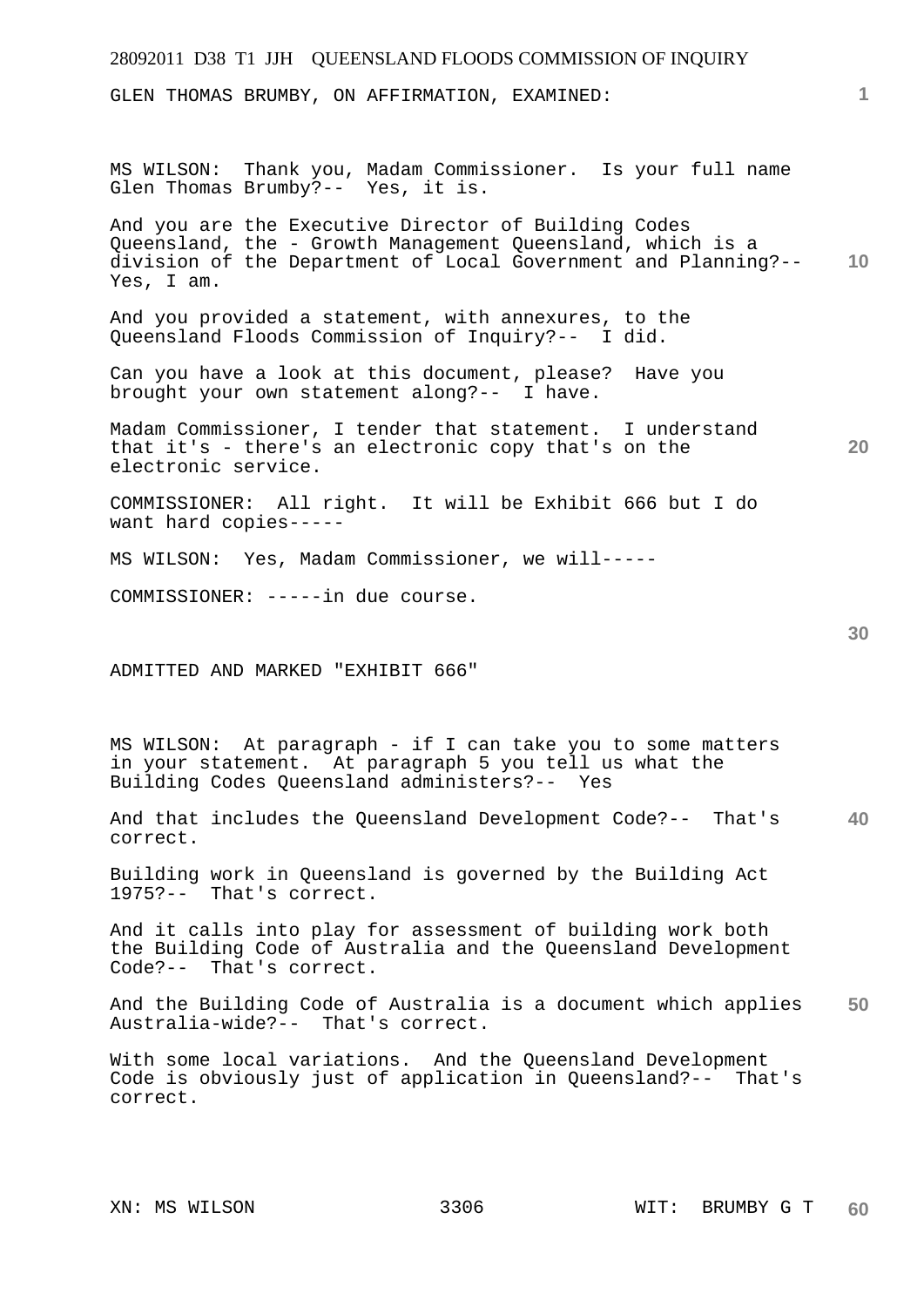GLEN THOMAS BRUMBY, ON AFFIRMATION, EXAMINED:

MS WILSON: Thank you, Madam Commissioner. Is your full name Glen Thomas Brumby?-- Yes, it is.

And you are the Executive Director of Building Codes Queensland, the - Growth Management Queensland, which is a division of the Department of Local Government and Planning?-- Yes, I am.

And you provided a statement, with annexures, to the Queensland Floods Commission of Inquiry?-- I did.

Can you have a look at this document, please? Have you brought your own statement along?-- I have.

Madam Commissioner, I tender that statement. I understand that it's - there's an electronic copy that's on the electronic service.

COMMISSIONER: All right. It will be Exhibit 666 but I do want hard copies-----

MS WILSON: Yes, Madam Commissioner, we will-----

COMMISSIONER: -----in due course.

ADMITTED AND MARKED "EXHIBIT 666"

MS WILSON: At paragraph - if I can take you to some matters in your statement. At paragraph 5 you tell us what the Building Codes Queensland administers?-- Yes

And that includes the Queensland Development Code?-- That's correct.

Building work in Queensland is governed by the Building Act 1975?-- That's correct.

And it calls into play for assessment of building work both the Building Code of Australia and the Queensland Development Code?-- That's correct.

And the Building Code of Australia is a document which applies Australia-wide?-- That's correct.

With some local variations. And the Queensland Development Code is obviously just of application in Queensland?-- That's correct.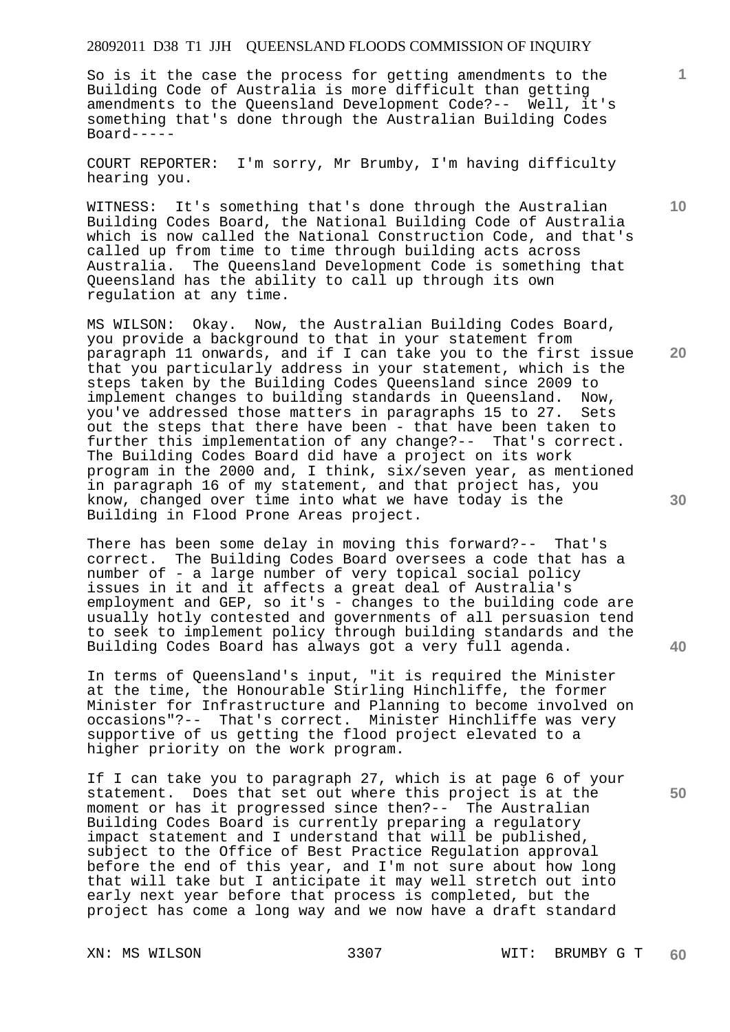So is it the case the process for getting amendments to the Building Code of Australia is more difficult than getting amendments to the Queensland Development Code?-- Well, it's something that's done through the Australian Building Codes Board-----

COURT REPORTER: I'm sorry, Mr Brumby, I'm having difficulty hearing you.

WITNESS: It's something that's done through the Australian Building Codes Board, the National Building Code of Australia which is now called the National Construction Code, and that's called up from time to time through building acts across Australia. The Queensland Development Code is something that Queensland has the ability to call up through its own regulation at any time.

MS WILSON: Okay. Now, the Australian Building Codes Board, you provide a background to that in your statement from paragraph 11 onwards, and if I can take you to the first issue that you particularly address in your statement, which is the steps taken by the Building Codes Queensland since 2009 to implement changes to building standards in Queensland. Now, you've addressed those matters in paragraphs 15 to 27. Sets out the steps that there have been - that have been taken to further this implementation of any change?-- That's correct. The Building Codes Board did have a project on its work program in the 2000 and, I think, six/seven year, as mentioned in paragraph 16 of my statement, and that project has, you know, changed over time into what we have today is the Building in Flood Prone Areas project.

There has been some delay in moving this forward?-- That's correct. The Building Codes Board oversees a code that has a number of - a large number of very topical social policy issues in it and it affects a great deal of Australia's employment and GEP, so it's - changes to the building code are usually hotly contested and governments of all persuasion tend to seek to implement policy through building standards and the Building Codes Board has always got a very full agenda.

In terms of Queensland's input, "it is required the Minister at the time, the Honourable Stirling Hinchliffe, the former Minister for Infrastructure and Planning to become involved on occasions"?-- That's correct. Minister Hinchliffe was very supportive of us getting the flood project elevated to a higher priority on the work program.

If I can take you to paragraph 27, which is at page 6 of your statement. Does that set out where this project is at the moment or has it progressed since then?-- The Australian Building Codes Board is currently preparing a regulatory impact statement and I understand that will be published, subject to the Office of Best Practice Regulation approval before the end of this year, and I'm not sure about how long that will take but I anticipate it may well stretch out into early next year before that process is completed, but the project has come a long way and we now have a draft standard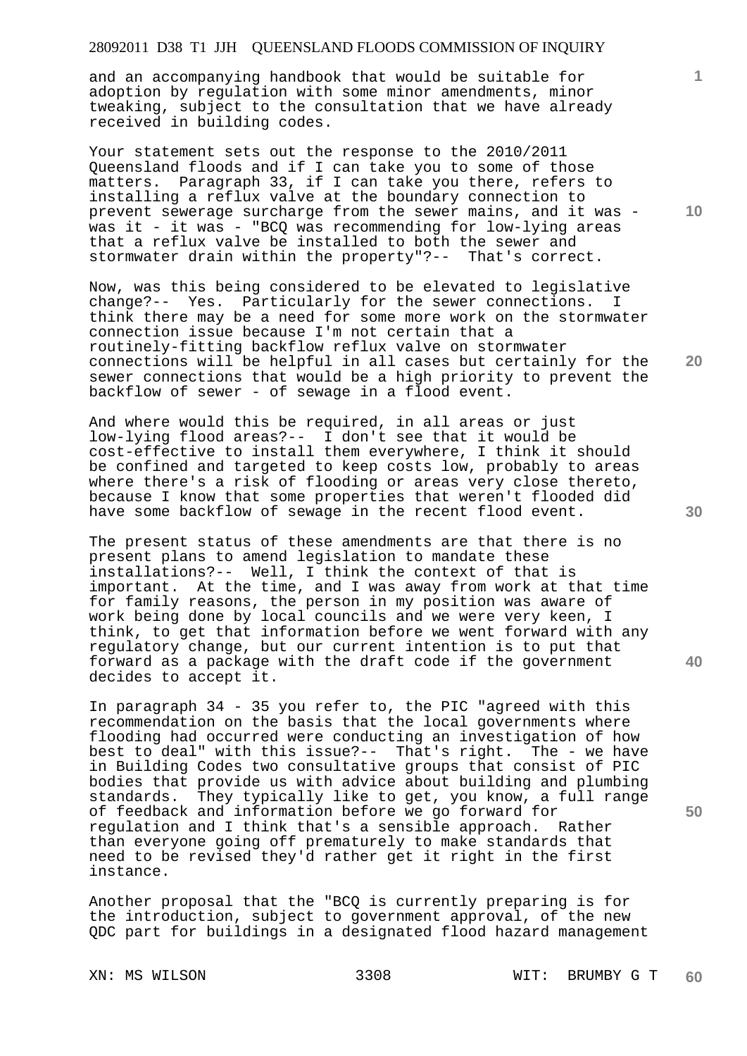and an accompanying handbook that would be suitable for adoption by regulation with some minor amendments, minor tweaking, subject to the consultation that we have already received in building codes.

Your statement sets out the response to the 2010/2011 Queensland floods and if I can take you to some of those matters. Paragraph 33, if I can take you there, refers to installing a reflux valve at the boundary connection to prevent sewerage surcharge from the sewer mains, and it was - was it - it was - "BCQ was recommending for low-lying areas that a reflux valve be installed to both the sewer and stormwater drain within the property"?-- That's correct.

Now, was this being considered to be elevated to legislative change?-- Yes. Particularly for the sewer connections. I think there may be a need for some more work on the stormwater connection issue because I'm not certain that a routinely-fitting backflow reflux valve on stormwater connections will be helpful in all cases but certainly for the sewer connections that would be a high priority to prevent the backflow of sewer - of sewage in a flood event.

And where would this be required, in all areas or just low-lying flood areas?-- I don't see that it would be cost-effective to install them everywhere, I think it should be confined and targeted to keep costs low, probably to areas where there's a risk of flooding or areas very close thereto, because I know that some properties that weren't flooded did have some backflow of sewage in the recent flood event.

The present status of these amendments are that there is no present plans to amend legislation to mandate these installations?-- Well, I think the context of that is important. At the time, and I was away from work at that time for family reasons, the person in my position was aware of work being done by local councils and we were very keen, I think, to get that information before we went forward with any regulatory change, but our current intention is to put that forward as a package with the draft code if the government decides to accept it.

In paragraph 34 - 35 you refer to, the PIC "agreed with this recommendation on the basis that the local governments where flooding had occurred were conducting an investigation of how best to deal" with this issue?-- That's right. The - we have in Building Codes two consultative groups that consist of PIC bodies that provide us with advice about building and plumbing standards. They typically like to get, you know, a full range of feedback and information before we go forward for regulation and I think that's a sensible approach. Rather than everyone going off prematurely to make standards that need to be revised they'd rather get it right in the first instance.

Another proposal that the "BCQ is currently preparing is for the introduction, subject to government approval, of the new QDC part for buildings in a designated flood hazard management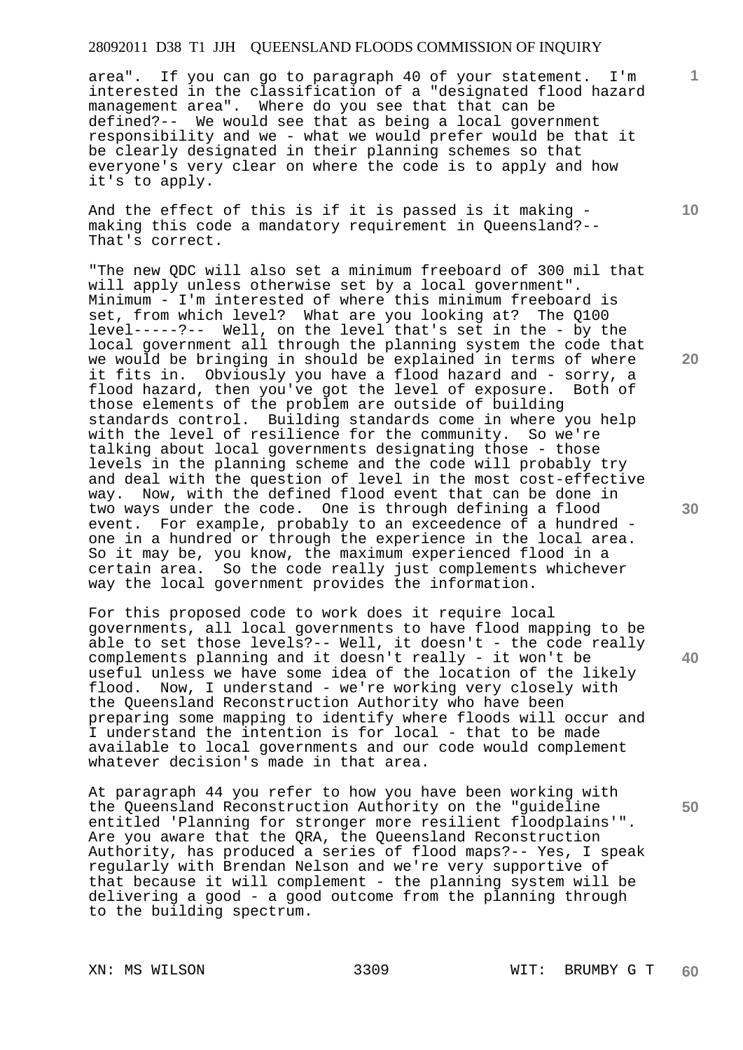area". If you can go to paragraph 40 of your statement. I'm interested in the classification of a "designated flood hazard management area". Where do you see that that can be defined?-- We would see that as being a local government responsibility and we - what we would prefer would be that it be clearly designated in their planning schemes so that everyone's very clear on where the code is to apply and how it's to apply.

And the effect of this is if it is passed is it making - making this code a mandatory requirement in Queensland?-- That's correct.

"The new QDC will also set a minimum freeboard of 300 mil that will apply unless otherwise set by a local government". Minimum - I'm interested of where this minimum freeboard is set, from which level? What are you looking at? The Q100 level-----?-- Well, on the level that's set in the - by the local government all through the planning system the code that we would be bringing in should be explained in terms of where it fits in. Obviously you have a flood hazard and - sorry, a flood hazard, then you've got the level of exposure. Both of those elements of the problem are outside of building standards control. Building standards come in where you help with the level of resilience for the community. So we're talking about local governments designating those - those levels in the planning scheme and the code will probably try and deal with the question of level in the most cost-effective way. Now, with the defined flood event that can be done in two ways under the code. One is through defining a flood event. For example, probably to an exceedence of a hundred - one in a hundred or through the experience in the local area. So it may be, you know, the maximum experienced flood in a certain area. So the code really just complements whichever way the local government provides the information.

For this proposed code to work does it require local governments, all local governments to have flood mapping to be able to set those levels?-- Well, it doesn't - the code really complements planning and it doesn't really - it won't be useful unless we have some idea of the location of the likely flood. Now, I understand - we're working very closely with the Queensland Reconstruction Authority who have been preparing some mapping to identify where floods will occur and I understand the intention is for local - that to be made available to local governments and our code would complement whatever decision's made in that area.

At paragraph 44 you refer to how you have been working with the Queensland Reconstruction Authority on the "guideline entitled 'Planning for stronger more resilient floodplains'". Are you aware that the QRA, the Queensland Reconstruction Authority, has produced a series of flood maps?-- Yes, I speak regularly with Brendan Nelson and we're very supportive of that because it will complement - the planning system will be delivering a good - a good outcome from the planning through to the building spectrum.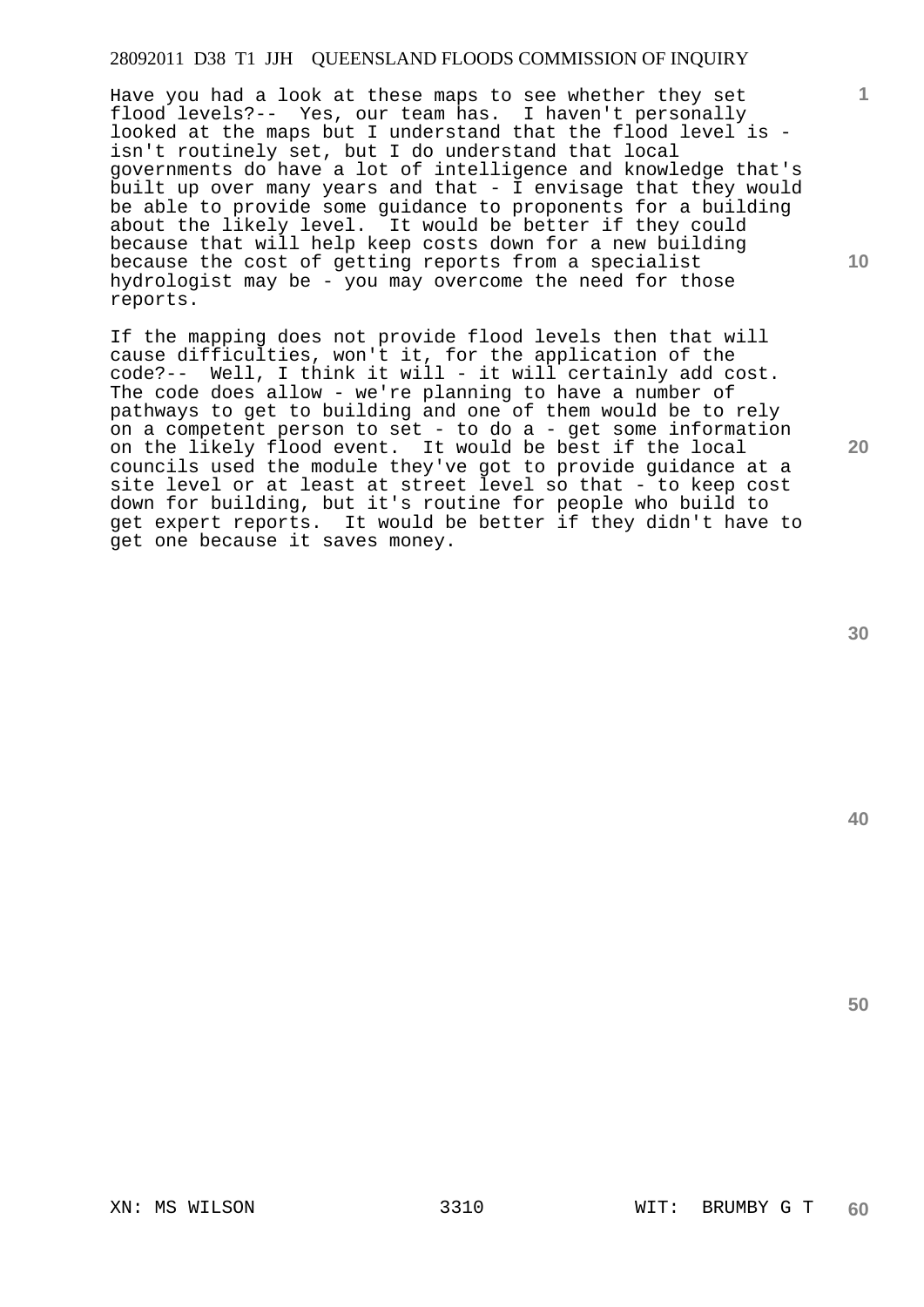Have you had a look at these maps to see whether they set flood levels?-- Yes, our team has. I haven't personally looked at the maps but I understand that the flood level is - isn't routinely set, but I do understand that local governments do have a lot of intelligence and knowledge that's built up over many years and that - I envisage that they would be able to provide some guidance to proponents for a building about the likely level. It would be better if they could because that will help keep costs down for a new building because the cost of getting reports from a specialist hydrologist may be - you may overcome the need for those reports.

If the mapping does not provide flood levels then that will cause difficulties, won't it, for the application of the code?-- Well, I think it will - it will certainly add cost. The code does allow - we're planning to have a number of pathways to get to building and one of them would be to rely on a competent person to set - to do a - get some information on the likely flood event. It would be best if the local councils used the module they've got to provide guidance at a site level or at least at street level so that - to keep cost down for building, but it's routine for people who build to get expert reports. It would be better if they didn't have to get one because it saves money.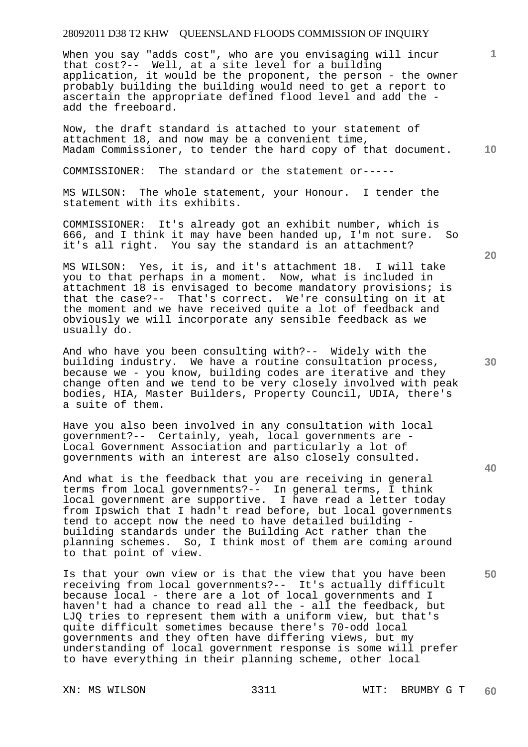When you say "adds cost", who are you envisaging will incur that cost?-- Well, at a site level for a building application, it would be the proponent, the person - the owner probably building the building would need to get a report to ascertain the appropriate defined flood level and add the - add the freeboard.

Now, the draft standard is attached to your statement of attachment 18, and now may be a convenient time, Madam Commissioner, to tender the hard copy of that document.

COMMISSIONER: The standard or the statement or-----

MS WILSON: The whole statement, your Honour. I tender the statement with its exhibits.

COMMISSIONER: It's already got an exhibit number, which is 666, and I think it may have been handed up, I'm not sure. So it's all right. You say the standard is an attachment?

MS WILSON: Yes, it is, and it's attachment 18. I will take you to that perhaps in a moment. Now, what is included in attachment 18 is envisaged to become mandatory provisions; is that the case?-- That's correct. We're consulting on it at the moment and we have received quite a lot of feedback and obviously we will incorporate any sensible feedback as we usually do.

And who have you been consulting with?-- Widely with the building industry. We have a routine consultation process, because we - you know, building codes are iterative and they change often and we tend to be very closely involved with peak bodies, HIA, Master Builders, Property Council, UDIA, there's a suite of them.

Have you also been involved in any consultation with local government?-- Certainly, yeah, local governments are - Local Government Association and particularly a lot of governments with an interest are also closely consulted.

And what is the feedback that you are receiving in general terms from local governments?-- In general terms, I think local government are supportive. I have read a letter today from Ipswich that I hadn't read before, but local governments tend to accept now the need to have detailed building - building standards under the Building Act rather than the planning schemes. So, I think most of them are coming around to that point of view.

Is that your own view or is that the view that you have been receiving from local governments?-- It's actually difficult because local - there are a lot of local governments and I haven't had a chance to read all the - all the feedback, but LJQ tries to represent them with a uniform view, but that's quite difficult sometimes because there's 70-odd local governments and they often have differing views, but my understanding of local government response is some will prefer to have everything in their planning scheme, other local

XN: MS WILSON WIT: BRUMBY G T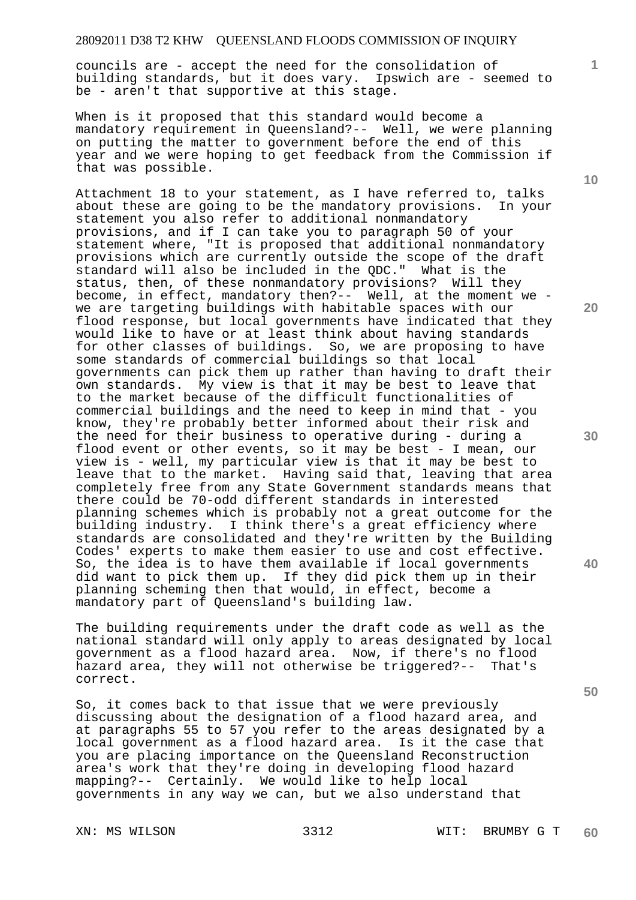councils are - accept the need for the consolidation of building standards, but it does vary. Ipswich are - seemed to be - aren't that supportive at this stage.

When is it proposed that this standard would become a mandatory requirement in Queensland?-- Well, we were planning on putting the matter to government before the end of this year and we were hoping to get feedback from the Commission if that was possible.

Attachment 18 to your statement, as I have referred to, talks about these are going to be the mandatory provisions. In your statement you also refer to additional nonmandatory provisions, and if I can take you to paragraph 50 of your statement where, "It is proposed that additional nonmandatory provisions which are currently outside the scope of the draft standard will also be included in the QDC." What is the status, then, of these nonmandatory provisions? Will they become, in effect, mandatory then?-- Well, at the moment we - we are targeting buildings with habitable spaces with our flood response, but local governments have indicated that they would like to have or at least think about having standards for other classes of buildings. So, we are proposing to have some standards of commercial buildings so that local governments can pick them up rather than having to draft their own standards. My view is that it may be best to leave that to the market because of the difficult functionalities of commercial buildings and the need to keep in mind that - you know, they're probably better informed about their risk and the need for their business to operative during - during a flood event or other events, so it may be best - I mean, our view is - well, my particular view is that it may be best to leave that to the market. Having said that, leaving that area completely free from any State Government standards means that there could be 70-odd different standards in interested planning schemes which is probably not a great outcome for the building industry. I think there's a great efficiency where standards are consolidated and they're written by the Building Codes' experts to make them easier to use and cost effective. So, the idea is to have them available if local governments did want to pick them up. If they did pick them up in their planning scheming then that would, in effect, become a mandatory part of Queensland's building law.

The building requirements under the draft code as well as the national standard will only apply to areas designated by local government as a flood hazard area. Now, if there's no flood hazard area, they will not otherwise be triggered?-- That's correct.

So, it comes back to that issue that we were previously discussing about the designation of a flood hazard area, and at paragraphs 55 to 57 you refer to the areas designated by a local government as a flood hazard area. Is it the case that you are placing importance on the Queensland Reconstruction area's work that they're doing in developing flood hazard mapping?-- Certainly. We would like to help local governments in any way we can, but we also understand that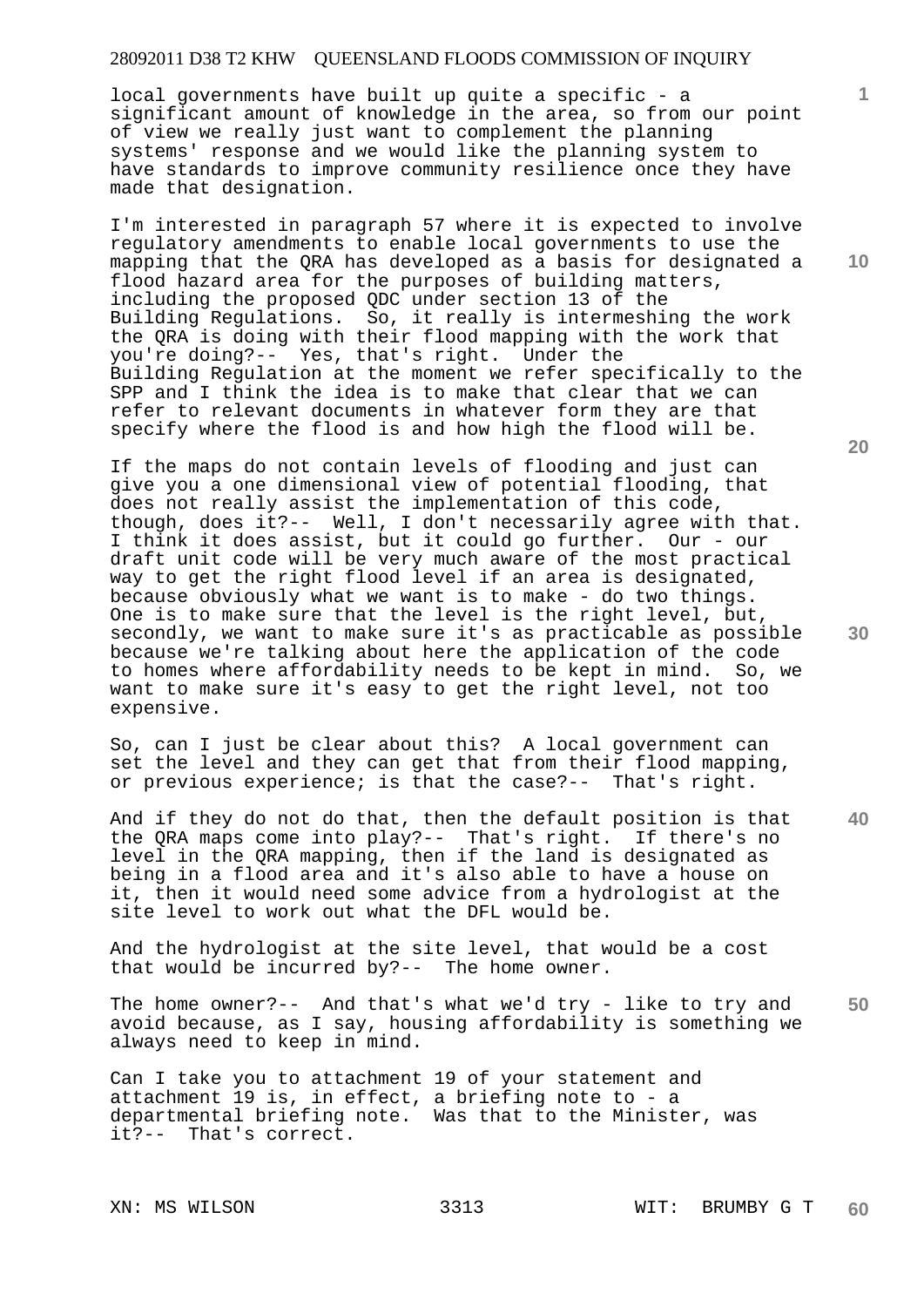local governments have built up quite a specific - a significant amount of knowledge in the area, so from our point of view we really just want to complement the planning systems' response and we would like the planning system to have standards to improve community resilience once they have made that designation.

I'm interested in paragraph 57 where it is expected to involve regulatory amendments to enable local governments to use the mapping that the QRA has developed as a basis for designated a flood hazard area for the purposes of building matters, including the proposed QDC under section 13 of the Building Regulations. So, it really is intermeshing the work the QRA is doing with their flood mapping with the work that you're doing?-- Yes, that's right. Under the Building Regulation at the moment we refer specifically to the SPP and I think the idea is to make that clear that we can refer to relevant documents in whatever form they are that specify where the flood is and how high the flood will be.

If the maps do not contain levels of flooding and just can give you a one dimensional view of potential flooding, that does not really assist the implementation of this code, though, does it?-- Well, I don't necessarily agree with that. I think it does assist, but it could go further. Our - our draft unit code will be very much aware of the most practical way to get the right flood level if an area is designated, because obviously what we want is to make - do two things. One is to make sure that the level is the right level, but, secondly, we want to make sure it's as practicable as possible because we're talking about here the application of the code to homes where affordability needs to be kept in mind. So, we want to make sure it's easy to get the right level, not too expensive.

So, can I just be clear about this? A local government can set the level and they can get that from their flood mapping, or previous experience; is that the case?-- That's right.

And if they do not do that, then the default position is that the QRA maps come into play?-- That's right. If there's no level in the QRA mapping, then if the land is designated as being in a flood area and it's also able to have a house on it, then it would need some advice from a hydrologist at the site level to work out what the DFL would be.

And the hydrologist at the site level, that would be a cost that would be incurred by?-- The home owner.

The home owner?-- And that's what we'd try - like to try and avoid because, as I say, housing affordability is something we always need to keep in mind.

Can I take you to attachment 19 of your statement and attachment 19 is, in effect, a briefing note to - a departmental briefing note. Was that to the Minister, was it?-- That's correct.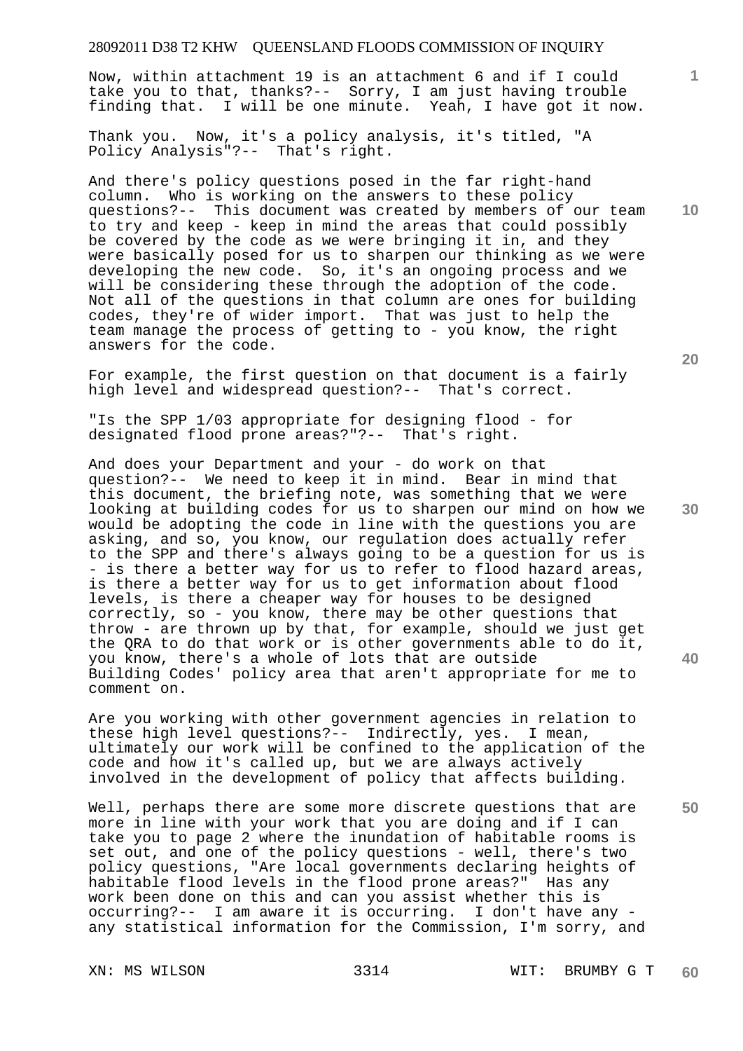Now, within attachment 19 is an attachment 6 and if I could take you to that, thanks?-- Sorry, I am just having trouble finding that. I will be one minute. Yeah, I have got it now.

Thank you. Now, it's a policy analysis, it's titled, "A Policy Analysis"?-- That's right.

And there's policy questions posed in the far right-hand column. Who is working on the answers to these policy questions?-- This document was created by members of our team to try and keep - keep in mind the areas that could possibly be covered by the code as we were bringing it in, and they were basically posed for us to sharpen our thinking as we were developing the new code. So, it's an ongoing process and we will be considering these through the adoption of the code. Not all of the questions in that column are ones for building codes, they're of wider import. That was just to help the team manage the process of getting to - you know, the right answers for the code.

For example, the first question on that document is a fairly high level and widespread question?-- That's correct.

"Is the SPP 1/03 appropriate for designing flood - for designated flood prone areas?"?-- That's right.

And does your Department and your - do work on that question?-- We need to keep it in mind. Bear in mind that this document, the briefing note, was something that we were looking at building codes for us to sharpen our mind on how we would be adopting the code in line with the questions you are asking, and so, you know, our regulation does actually refer to the SPP and there's always going to be a question for us is - is there a better way for us to refer to flood hazard areas, is there a better way for us to get information about flood levels, is there a cheaper way for houses to be designed correctly, so - you know, there may be other questions that throw - are thrown up by that, for example, should we just get the QRA to do that work or is other governments able to do it, you know, there's a whole of lots that are outside Building Codes' policy area that aren't appropriate for me to comment on.

Are you working with other government agencies in relation to these high level questions?-- Indirectly, yes. I mean, ultimately our work will be confined to the application of the code and how it's called up, but we are always actively involved in the development of policy that affects building.

Well, perhaps there are some more discrete questions that are more in line with your work that you are doing and if I can take you to page 2 where the inundation of habitable rooms is set out, and one of the policy questions - well, there's two policy questions, "Are local governments declaring heights of habitable flood levels in the flood prone areas?" Has any work been done on this and can you assist whether this is occurring?-- I am aware it is occurring. I don't have any - any statistical information for the Commission, I'm sorry, and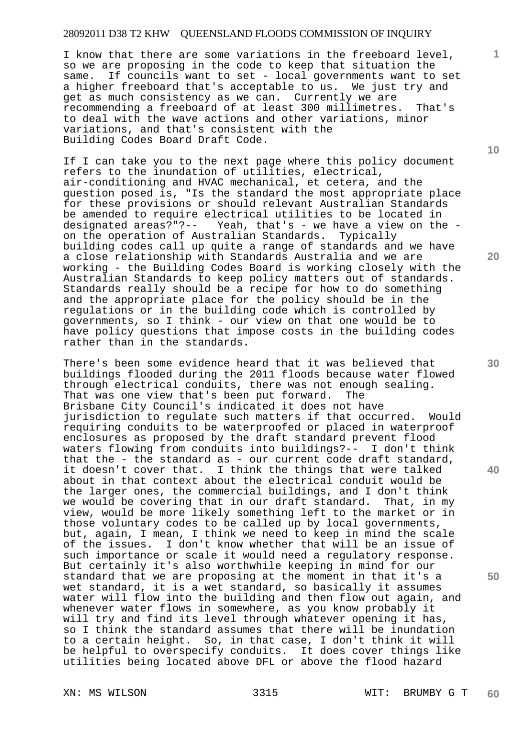I know that there are some variations in the freeboard level, so we are proposing in the code to keep that situation the same. If councils want to set - local governments want to set a higher freeboard that's acceptable to us. We just try and get as much consistency as we can. Currently we are recommending a freeboard of at least 300 millimetres. That's to deal with the wave actions and other variations, minor variations, and that's consistent with the Building Codes Board Draft Code.

If I can take you to the next page where this policy document refers to the inundation of utilities, electrical, air-conditioning and HVAC mechanical, et cetera, and the question posed is, "Is the standard the most appropriate place for these provisions or should relevant Australian Standards be amended to require electrical utilities to be located in designated areas?"-- Yeah, that's - we have a view on the - on the operation of Australian Standards. Typically building codes call up quite a range of standards and we have a close relationship with Standards Australia and we are working - the Building Codes Board is working closely with the Australian Standards to keep policy matters out of standards. Standards really should be a recipe for how to do something and the appropriate place for the policy should be in the regulations or in the building code which is controlled by governments, so I think - our view on that one would be to have policy questions that impose costs in the building codes rather than in the standards.

There's been some evidence heard that it was believed that buildings flooded during the 2011 floods because water flowed through electrical conduits, there was not enough sealing. That was one view that's been put forward. The Brisbane City Council's indicated it does not have jurisdiction to regulate such matters if that occurred. Would requiring conduits to be waterproofed or placed in waterproof enclosures as proposed by the draft standard prevent flood waters flowing from conduits into buildings?-- I don't think that the - the standard as - our current code draft standard, it doesn't cover that. I think the things that were talked about in that context about the electrical conduit would be the larger ones, the commercial buildings, and I don't think we would be covering that in our draft standard. That, in my view, would be more likely something left to the market or in those voluntary codes to be called up by local governments, but, again, I mean, I think we need to keep in mind the scale of the issues. I don't know whether that will be an issue of such importance or scale it would need a regulatory response. But certainly it's also worthwhile keeping in mind for our standard that we are proposing at the moment in that it's a wet standard, it is a wet standard, so basically it assumes water will flow into the building and then flow out again, and whenever water flows in somewhere, as you know probably it will try and find its level through whatever opening it has, so I think the standard assumes that there will be inundation to a certain height. So, in that case, I don't think it will be helpful to overspecify conduits. It does cover things like utilities being located above DFL or above the flood hazard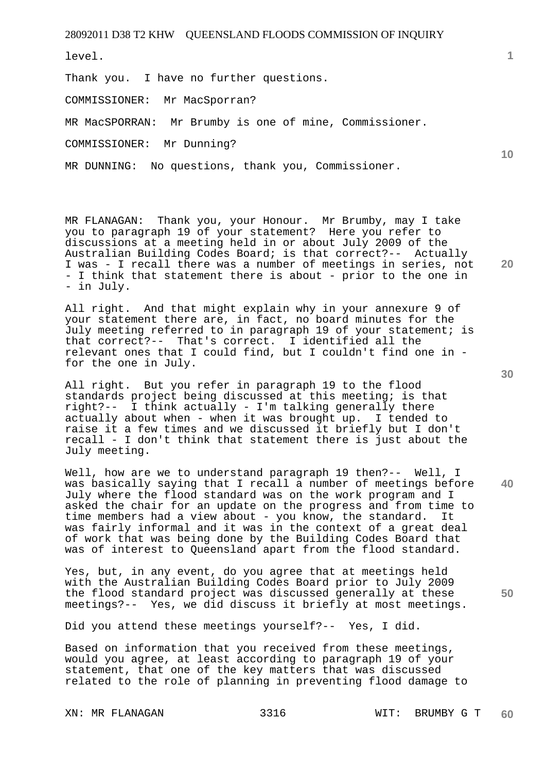level.

Thank you. I have no further questions.

COMMISSIONER: Mr MacSporran?

MR MacSPORRAN: Mr Brumby is one of mine, Commissioner.

COMMISSIONER: Mr Dunning?

MR DUNNING: No questions, thank you, Commissioner.

MR FLANAGAN: Thank you, your Honour. Mr Brumby, may I take you to paragraph 19 of your statement? Here you refer to discussions at a meeting held in or about July 2009 of the Australian Building Codes Board; is that correct?-- Actually I was - I recall there was a number of meetings in series, not - I think that statement there is about - prior to the one in - in July.

All right. And that might explain why in your annexure 9 of your statement there are, in fact, no board minutes for the July meeting referred to in paragraph 19 of your statement; is that correct?-- That's correct. I identified all the relevant ones that I could find, but I couldn't find one in - for the one in July.

All right. But you refer in paragraph 19 to the flood standards project being discussed at this meeting; is that right?-- I think actually - I'm talking generally there actually about when - when it was brought up. I tended to raise it a few times and we discussed it briefly but I don't recall - I don't think that statement there is just about the July meeting.

Well, how are we to understand paragraph 19 then?-- Well, I was basically saying that I recall a number of meetings before July where the flood standard was on the work program and I asked the chair for an update on the progress and from time to time members had a view about - you know, the standard. It was fairly informal and it was in the context of a great deal of work that was being done by the Building Codes Board that was of interest to Queensland apart from the flood standard.

Yes, but, in any event, do you agree that at meetings held with the Australian Building Codes Board prior to July 2009 the flood standard project was discussed generally at these meetings?-- Yes, we did discuss it briefly at most meetings.

Did you attend these meetings yourself?-- Yes, I did.

Based on information that you received from these meetings, would you agree, at least according to paragraph 19 of your statement, that one of the key matters that was discussed related to the role of planning in preventing flood damage to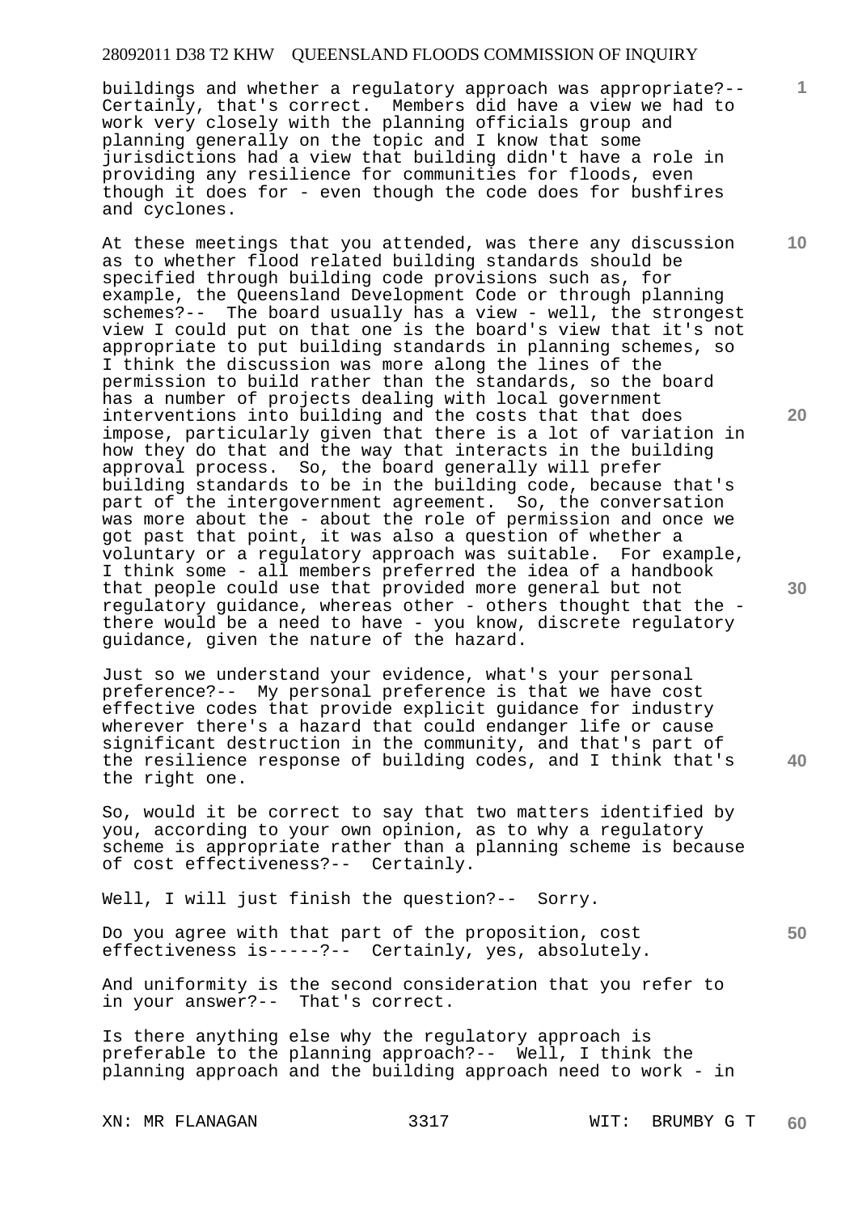buildings and whether a regulatory approach was appropriate?-- Certainly, that's correct. Members did have a view we had to work very closely with the planning officials group and planning generally on the topic and I know that some jurisdictions had a view that building didn't have a role in providing any resilience for communities for floods, even though it does for - even though the code does for bushfires and cyclones.

At these meetings that you attended, was there any discussion as to whether flood related building standards should be specified through building code provisions such as, for example, the Queensland Development Code or through planning schemes?-- The board usually has a view - well, the strongest view I could put on that one is the board's view that it's not appropriate to put building standards in planning schemes, so I think the discussion was more along the lines of the permission to build rather than the standards, so the board has a number of projects dealing with local government interventions into building and the costs that that does impose, particularly given that there is a lot of variation in how they do that and the way that interacts in the building approval process. So, the board generally will prefer building standards to be in the building code, because that's part of the intergovernment agreement. So, the conversation was more about the - about the role of permission and once we got past that point, it was also a question of whether a voluntary or a regulatory approach was suitable. For example, I think some - all members preferred the idea of a handbook that people could use that provided more general but not regulatory guidance, whereas other - others thought that the - there would be a need to have - you know, discrete regulatory guidance, given the nature of the hazard.

Just so we understand your evidence, what's your personal preference?-- My personal preference is that we have cost effective codes that provide explicit guidance for industry wherever there's a hazard that could endanger life or cause significant destruction in the community, and that's part of the resilience response of building codes, and I think that's the right one.

So, would it be correct to say that two matters identified by you, according to your own opinion, as to why a regulatory scheme is appropriate rather than a planning scheme is because of cost effectiveness?-- Certainly.

Well, I will just finish the question?-- Sorry.

Do you agree with that part of the proposition, cost effectiveness is-----?-- Certainly, yes, absolutely.

And uniformity is the second consideration that you refer to in your answer?-- That's correct.

Is there anything else why the regulatory approach is preferable to the planning approach?-- Well, I think the planning approach and the building approach need to work - in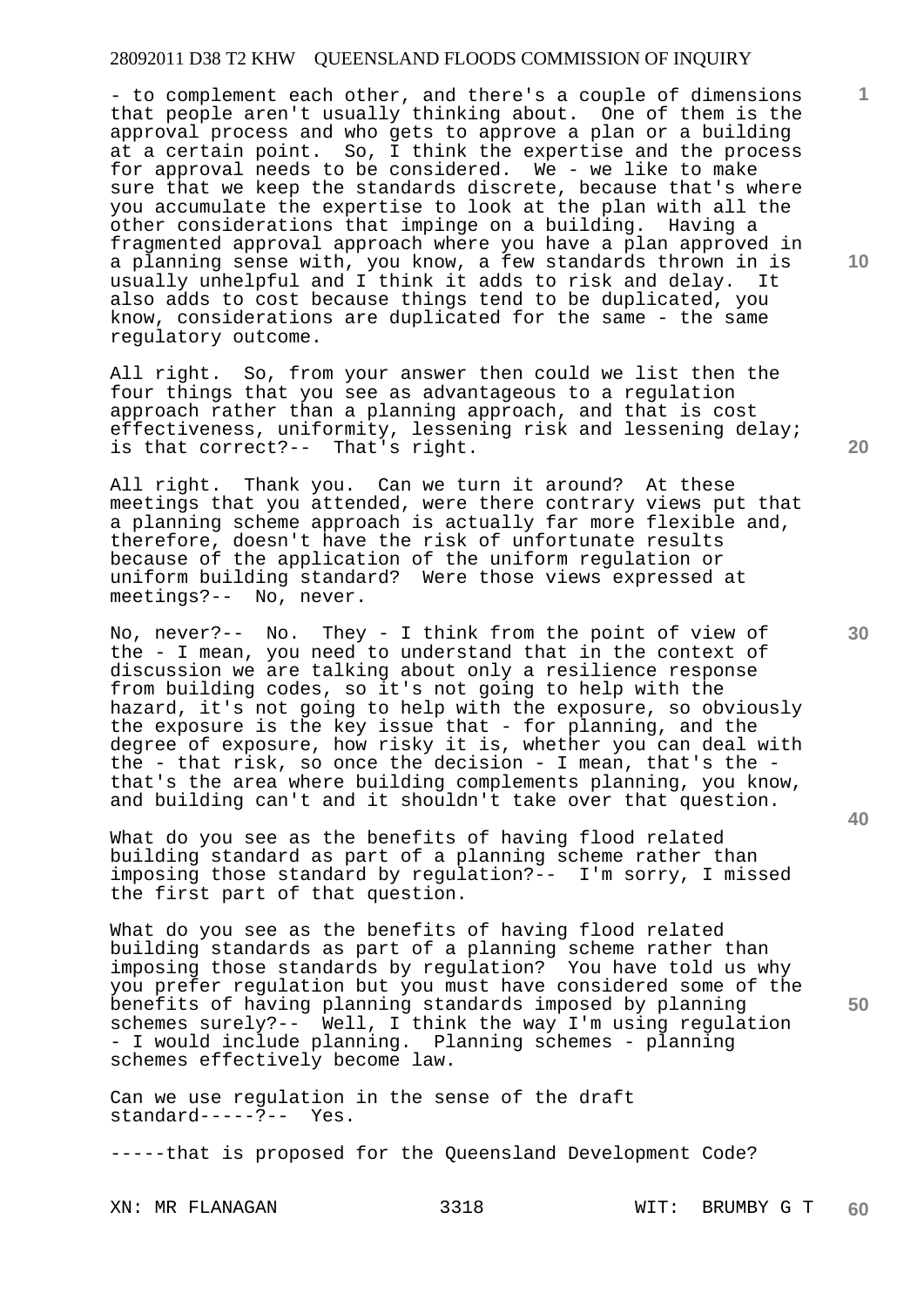- to complement each other, and there's a couple of dimensions that people aren't usually thinking about. One of them is the approval process and who gets to approve a plan or a building at a certain point. So, I think the expertise and the process for approval needs to be considered. We - we like to make sure that we keep the standards discrete, because that's where you accumulate the expertise to look at the plan with all the other considerations that impinge on a building. Having a fragmented approval approach where you have a plan approved in a planning sense with, you know, a few standards thrown in is usually unhelpful and I think it adds to risk and delay. It also adds to cost because things tend to be duplicated, you know, considerations are duplicated for the same - the same regulatory outcome.

All right. So, from your answer then could we list then the four things that you see as advantageous to a regulation approach rather than a planning approach, and that is cost effectiveness, uniformity, lessening risk and lessening delay; is that correct?-- That's right.

All right. Thank you. Can we turn it around? At these meetings that you attended, were there contrary views put that a planning scheme approach is actually far more flexible and, therefore, doesn't have the risk of unfortunate results because of the application of the uniform regulation or uniform building standard? Were those views expressed at meetings?-- No, never.

No, never?-- No. They - I think from the point of view of the - I mean, you need to understand that in the context of discussion we are talking about only a resilience response from building codes, so it's not going to help with the hazard, it's not going to help with the exposure, so obviously the exposure is the key issue that - for planning, and the degree of exposure, how risky it is, whether you can deal with the - that risk, so once the decision - I mean, that's the - that's the area where building complements planning, you know, and building can't and it shouldn't take over that question.

What do you see as the benefits of having flood related building standard as part of a planning scheme rather than imposing those standard by regulation?-- I'm sorry, I missed the first part of that question.

What do you see as the benefits of having flood related building standards as part of a planning scheme rather than imposing those standards by regulation? You have told us why you prefer regulation but you must have considered some of the benefits of having planning standards imposed by planning schemes surely?-- Well, I think the way I'm using regulation - I would include planning. Planning schemes - planning schemes effectively become law.

Can we use regulation in the sense of the draft standard-----?-- Yes.

-----that is proposed for the Queensland Development Code?

XN: MR FLANAGAN WIT: BRUMBY G T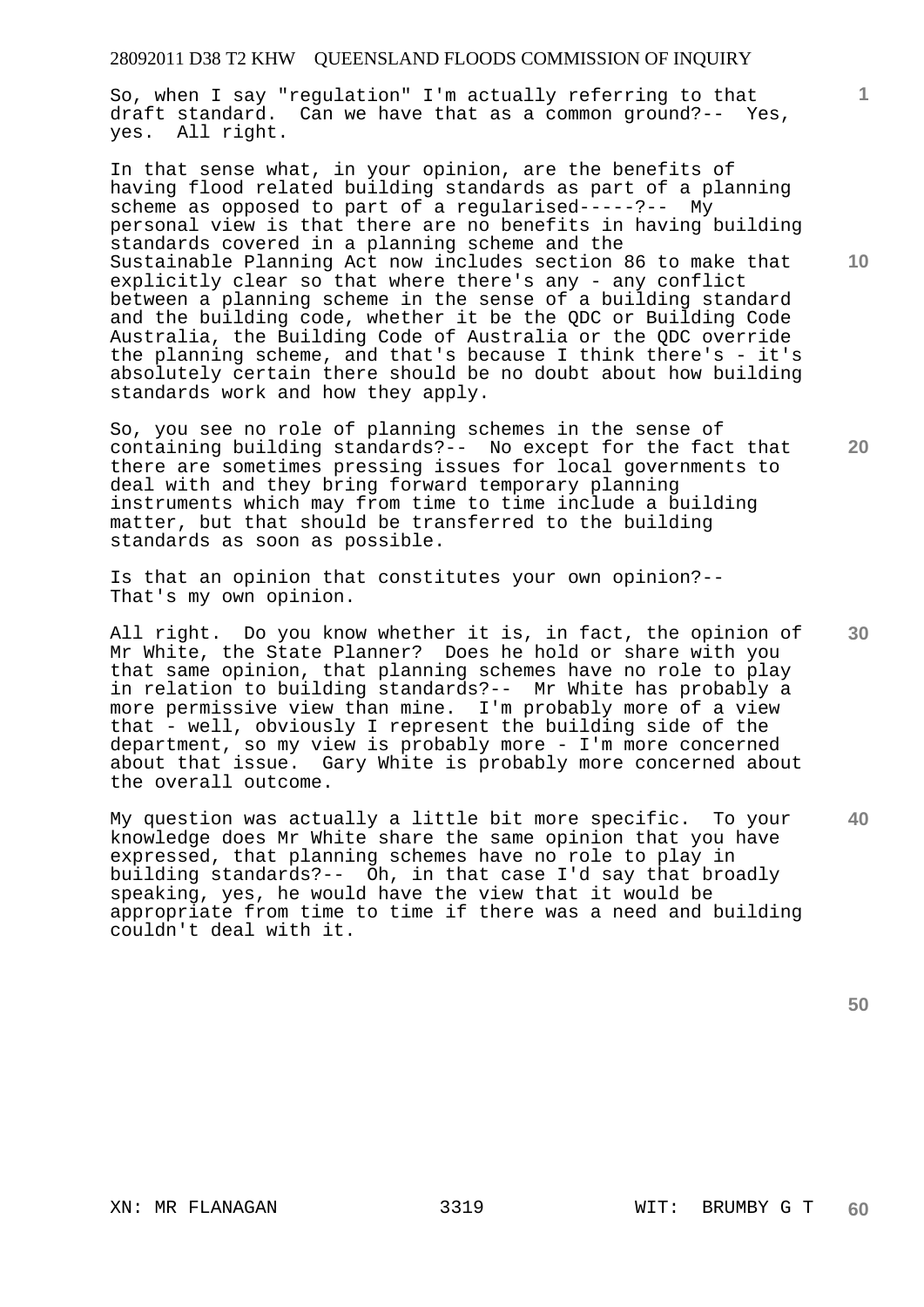So, when I say "regulation" I'm actually referring to that draft standard. Can we have that as a common ground?-- Yes, yes. All right.

In that sense what, in your opinion, are the benefits of having flood related building standards as part of a planning scheme as opposed to part of a regularised-----?-- My personal view is that there are no benefits in having building standards covered in a planning scheme and the Sustainable Planning Act now includes section 86 to make that explicitly clear so that where there's any - any conflict between a planning scheme in the sense of a building standard and the building code, whether it be the QDC or Building Code Australia, the Building Code of Australia or the QDC override the planning scheme, and that's because I think there's - it's absolutely certain there should be no doubt about how building standards work and how they apply.

So, you see no role of planning schemes in the sense of containing building standards?-- No except for the fact that there are sometimes pressing issues for local governments to deal with and they bring forward temporary planning instruments which may from time to time include a building matter, but that should be transferred to the building standards as soon as possible.

Is that an opinion that constitutes your own opinion?-- That's my own opinion.

All right. Do you know whether it is, in fact, the opinion of Mr White, the State Planner? Does he hold or share with you that same opinion, that planning schemes have no role to play in relation to building standards?-- Mr White has probably a more permissive view than mine. I'm probably more of a view that - well, obviously I represent the building side of the department, so my view is probably more - I'm more concerned about that issue. Gary White is probably more concerned about the overall outcome.

My question was actually a little bit more specific. To your knowledge does Mr White share the same opinion that you have expressed, that planning schemes have no role to play in building standards?-- Oh, in that case I'd say that broadly speaking, yes, he would have the view that it would be appropriate from time to time if there was a need and building couldn't deal with it.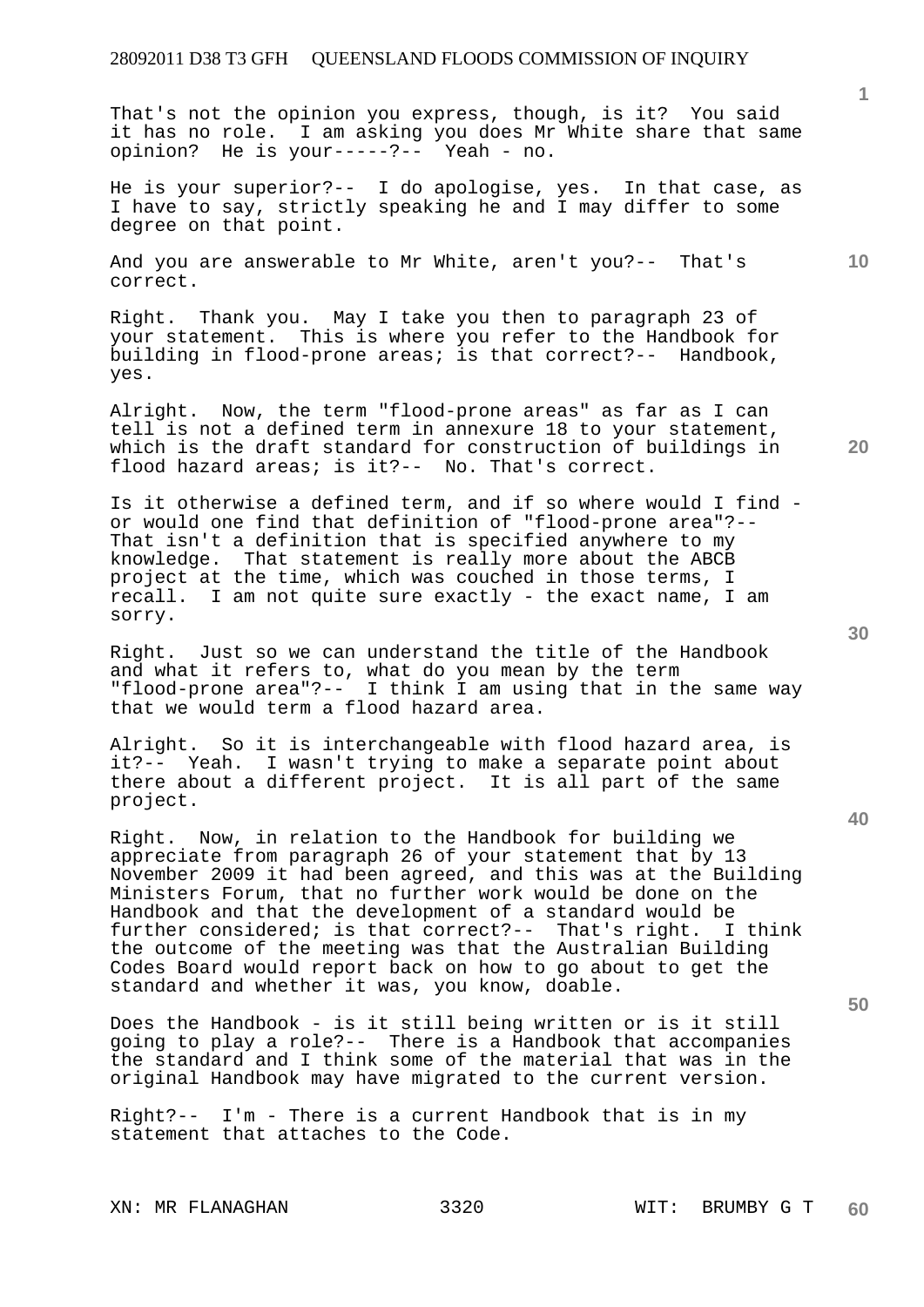That's not the opinion you express, though, is it? You said it has no role. I am asking you does Mr White share that same opinion? He is your-----?-- Yeah - no.

He is your superior?-- I do apologise, yes. In that case, as I have to say, strictly speaking he and I may differ to some degree on that point.

And you are answerable to Mr White, aren't you?-- That's correct.

Right. Thank you. May I take you then to paragraph 23 of your statement. This is where you refer to the Handbook for building in flood-prone areas; is that correct?-- Handbook, yes.

Alright. Now, the term "flood-prone areas" as far as I can tell is not a defined term in annexure 18 to your statement, which is the draft standard for construction of buildings in flood hazard areas; is it?-- No. That's correct.

Is it otherwise a defined term, and if so where would I find - or would one find that definition of "flood-prone area"?-- That isn't a definition that is specified anywhere to my knowledge. That statement is really more about the ABCB project at the time, which was couched in those terms, I recall. I am not quite sure exactly - the exact name, I am sorry.

Right. Just so we can understand the title of the Handbook and what it refers to, what do you mean by the term "flood-prone area"?-- I think I am using that in the same way that we would term a flood hazard area.

Alright. So it is interchangeable with flood hazard area, is it?-- Yeah. I wasn't trying to make a separate point about there about a different project. It is all part of the same project.

Right. Now, in relation to the Handbook for building we appreciate from paragraph 26 of your statement that by 13 November 2009 it had been agreed, and this was at the Building Ministers Forum, that no further work would be done on the Handbook and that the development of a standard would be further considered; is that correct?-- That's right. I think the outcome of the meeting was that the Australian Building Codes Board would report back on how to go about to get the standard and whether it was, you know, doable.

Does the Handbook - is it still being written or is it still going to play a role?-- There is a Handbook that accompanies the standard and I think some of the material that was in the original Handbook may have migrated to the current version.

Right?-- I'm - There is a current Handbook that is in my statement that attaches to the Code.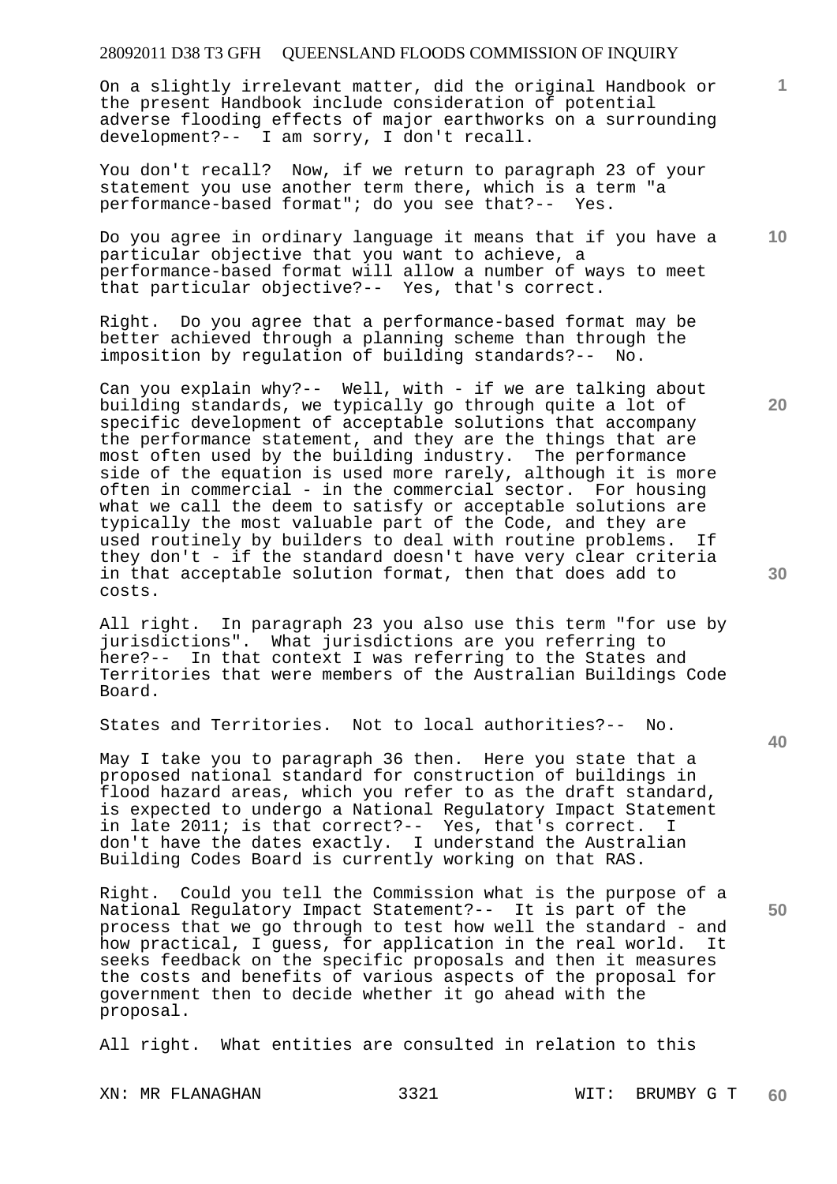On a slightly irrelevant matter, did the original Handbook or the present Handbook include consideration of potential adverse flooding effects of major earthworks on a surrounding development?-- I am sorry, I don't recall.

You don't recall? Now, if we return to paragraph 23 of your statement you use another term there, which is a term "a performance-based format"; do you see that?-- Yes.

Do you agree in ordinary language it means that if you have a particular objective that you want to achieve, a performance-based format will allow a number of ways to meet that particular objective?-- Yes, that's correct.

Right. Do you agree that a performance-based format may be better achieved through a planning scheme than through the imposition by regulation of building standards?-- No.

Can you explain why?-- Well, with - if we are talking about building standards, we typically go through quite a lot of specific development of acceptable solutions that accompany the performance statement, and they are the things that are most often used by the building industry. The performance side of the equation is used more rarely, although it is more often in commercial - in the commercial sector. For housing what we call the deem to satisfy or acceptable solutions are typically the most valuable part of the Code, and they are used routinely by builders to deal with routine problems. If they don't - if the standard doesn't have very clear criteria in that acceptable solution format, then that does add to costs.

All right. In paragraph 23 you also use this term "for use by jurisdictions". What jurisdictions are you referring to here?-- In that context I was referring to the States and Territories that were members of the Australian Buildings Code Board.

States and Territories. Not to local authorities?-- No.

May I take you to paragraph 36 then. Here you state that a proposed national standard for construction of buildings in flood hazard areas, which you refer to as the draft standard, is expected to undergo a National Regulatory Impact Statement in late 2011; is that correct?-- Yes, that's correct. I don't have the dates exactly. I understand the Australian Building Codes Board is currently working on that RAS.

Right. Could you tell the Commission what is the purpose of a National Regulatory Impact Statement?-- It is part of the process that we go through to test how well the standard - and how practical, I guess, for application in the real world. It seeks feedback on the specific proposals and then it measures the costs and benefits of various aspects of the proposal for government then to decide whether it go ahead with the proposal.

All right. What entities are consulted in relation to this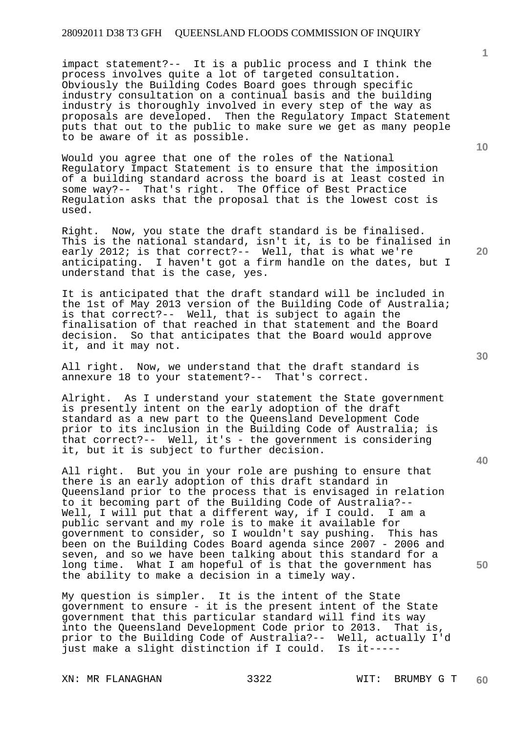impact statement?-- It is a public process and I think the process involves quite a lot of targeted consultation. Obviously the Building Codes Board goes through specific industry consultation on a continual basis and the building industry is thoroughly involved in every step of the way as proposals are developed. Then the Regulatory Impact Statement puts that out to the public to make sure we get as many people to be aware of it as possible.

Would you agree that one of the roles of the National Regulatory Impact Statement is to ensure that the imposition of a building standard across the board is at least costed in some way?-- That's right. The Office of Best Practice Regulation asks that the proposal that is the lowest cost is used.

Right. Now, you state the draft standard is be finalised. This is the national standard, isn't it, is to be finalised in early 2012; is that correct?-- Well, that is what we're anticipating. I haven't got a firm handle on the dates, but I understand that is the case, yes.

It is anticipated that the draft standard will be included in the 1st of May 2013 version of the Building Code of Australia; is that correct?-- Well, that is subject to again the finalisation of that reached in that statement and the Board decision. So that anticipates that the Board would approve it, and it may not.

All right. Now, we understand that the draft standard is annexure 18 to your statement?-- That's correct.

Alright. As I understand your statement the State government is presently intent on the early adoption of the draft standard as a new part to the Queensland Development Code prior to its inclusion in the Building Code of Australia; is that correct?-- Well, it's - the government is considering it, but it is subject to further decision.

All right. But you in your role are pushing to ensure that there is an early adoption of this draft standard in Queensland prior to the process that is envisaged in relation to it becoming part of the Building Code of Australia?-- Well, I will put that a different way, if I could. I am a public servant and my role is to make it available for government to consider, so I wouldn't say pushing. This has been on the Building Codes Board agenda since 2007 - 2006 and seven, and so we have been talking about this standard for a long time. What I am hopeful of is that the government has the ability to make a decision in a timely way.

My question is simpler. It is the intent of the State government to ensure - it is the present intent of the State government that this particular standard will find its way into the Queensland Development Code prior to 2013. That is, prior to the Building Code of Australia?-- Well, actually I'd just make a slight distinction if I could. Is it-----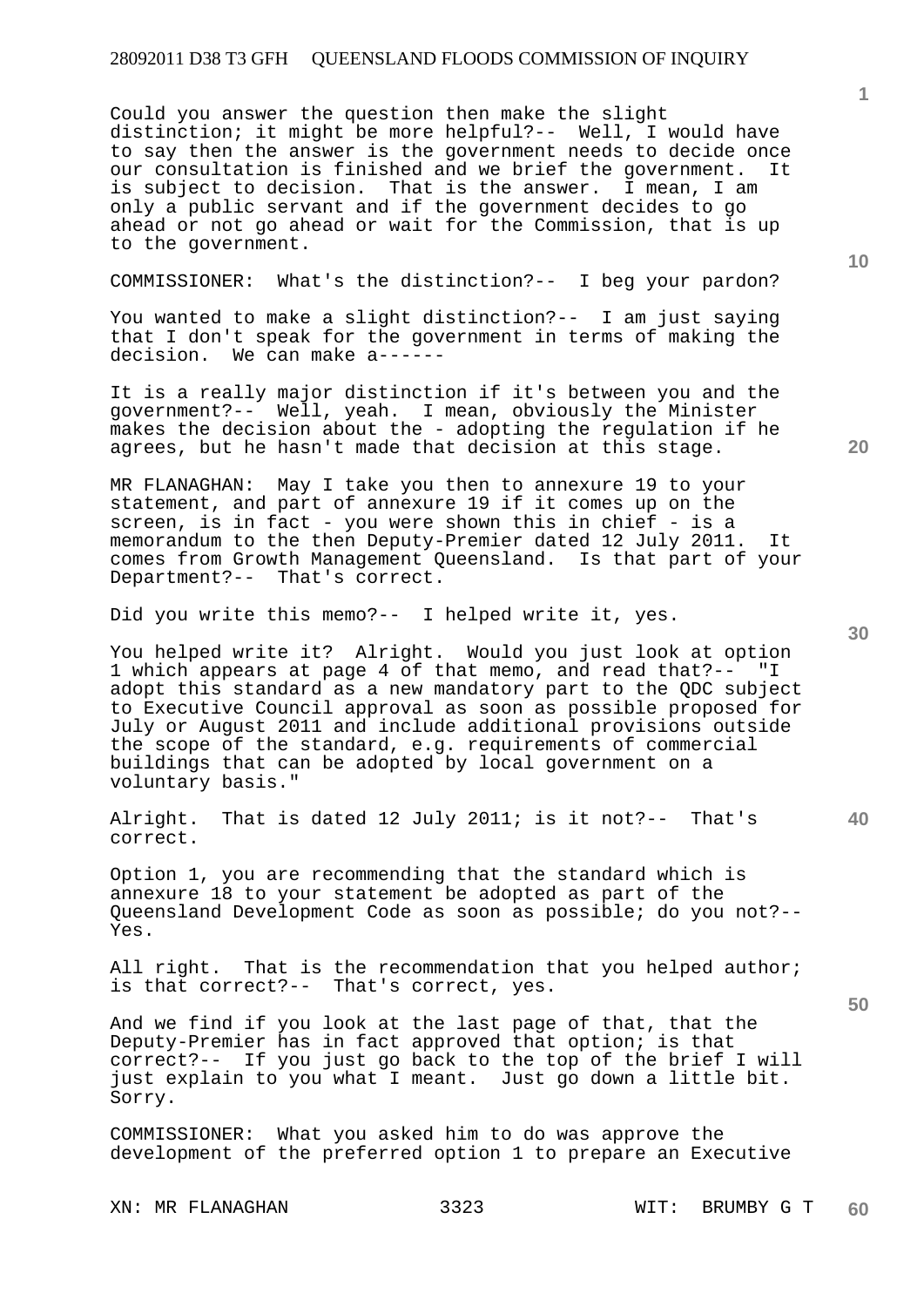Could you answer the question then make the slight distinction; it might be more helpful?-- Well, I would have to say then the answer is the government needs to decide once our consultation is finished and we brief the government. It is subject to decision. That is the answer. I mean, I am only a public servant and if the government decides to go ahead or not go ahead or wait for the Commission, that is up to the government.

COMMISSIONER: What's the distinction?-- I beg your pardon?

You wanted to make a slight distinction?-- I am just saying that I don't speak for the government in terms of making the decision. We can make a------

It is a really major distinction if it's between you and the government?-- Well, yeah. I mean, obviously the Minister makes the decision about the - adopting the regulation if he agrees, but he hasn't made that decision at this stage.

MR FLANAGHAN: May I take you then to annexure 19 to your statement, and part of annexure 19 if it comes up on the screen, is in fact - you were shown this in chief - is a memorandum to the then Deputy-Premier dated 12 July 2011. It comes from Growth Management Queensland. Is that part of your Department?-- That's correct.

Did you write this memo?-- I helped write it, yes.

You helped write it? Alright. Would you just look at option 1 which appears at page 4 of that memo, and read that?-- "I adopt this standard as a new mandatory part to the QDC subject to Executive Council approval as soon as possible proposed for July or August 2011 and include additional provisions outside the scope of the standard, e.g. requirements of commercial buildings that can be adopted by local government on a voluntary basis."

Alright. That is dated 12 July 2011; is it not?-- That's correct.

Option 1, you are recommending that the standard which is annexure 18 to your statement be adopted as part of the Queensland Development Code as soon as possible; do you not?-- Yes.

All right. That is the recommendation that you helped author; is that correct?-- That's correct, yes.

And we find if you look at the last page of that, that the Deputy-Premier has in fact approved that option; is that correct?-- If you just go back to the top of the brief I will just explain to you what I meant. Just go down a little bit. Sorry.

COMMISSIONER: What you asked him to do was approve the development of the preferred option 1 to prepare an Executive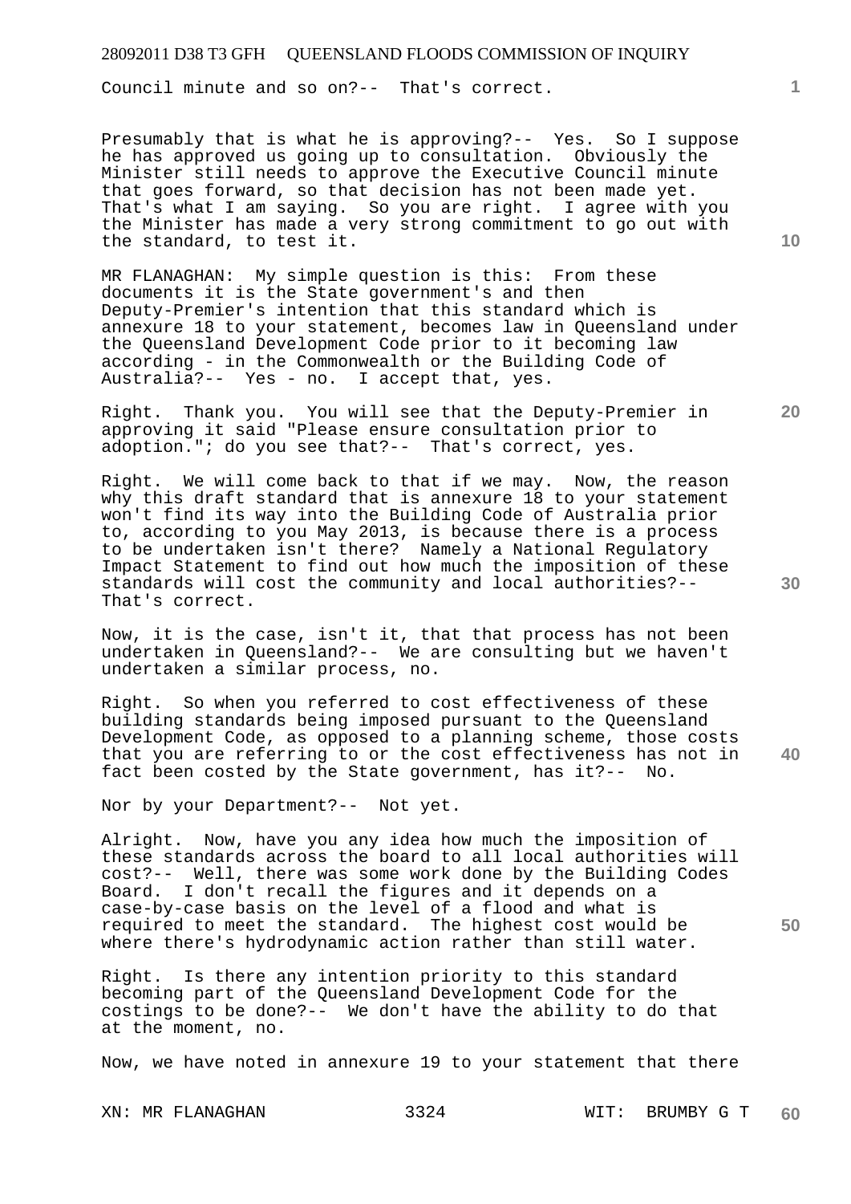Council minute and so on?-- That's correct.

Presumably that is what he is approving?-- Yes. So I suppose he has approved us going up to consultation. Obviously the Minister still needs to approve the Executive Council minute that goes forward, so that decision has not been made yet. That's what I am saying. So you are right. I agree with you the Minister has made a very strong commitment to go out with the standard, to test it.

MR FLANAGHAN: My simple question is this: From these documents it is the State government's and then Deputy-Premier's intention that this standard which is annexure 18 to your statement, becomes law in Queensland under the Queensland Development Code prior to it becoming law according - in the Commonwealth or the Building Code of Australia?-- Yes - no. I accept that, yes.

Right. Thank you. You will see that the Deputy-Premier in approving it said "Please ensure consultation prior to adoption."; do you see that?-- That's correct, yes.

Right. We will come back to that if we may. Now, the reason why this draft standard that is annexure 18 to your statement won't find its way into the Building Code of Australia prior to, according to you May 2013, is because there is a process to be undertaken isn't there? Namely a National Regulatory Impact Statement to find out how much the imposition of these standards will cost the community and local authorities?-- That's correct.

Now, it is the case, isn't it, that that process has not been undertaken in Queensland?-- We are consulting but we haven't undertaken a similar process, no.

Right. So when you referred to cost effectiveness of these building standards being imposed pursuant to the Queensland Development Code, as opposed to a planning scheme, those costs that you are referring to or the cost effectiveness has not in fact been costed by the State government, has it?-- No.

Nor by your Department?-- Not yet.

Alright. Now, have you any idea how much the imposition of these standards across the board to all local authorities will cost?-- Well, there was some work done by the Building Codes Board. I don't recall the figures and it depends on a case-by-case basis on the level of a flood and what is required to meet the standard. The highest cost would be where there's hydrodynamic action rather than still water.

Right. Is there any intention priority to this standard becoming part of the Queensland Development Code for the costings to be done?-- We don't have the ability to do that at the moment, no.

Now, we have noted in annexure 19 to your statement that there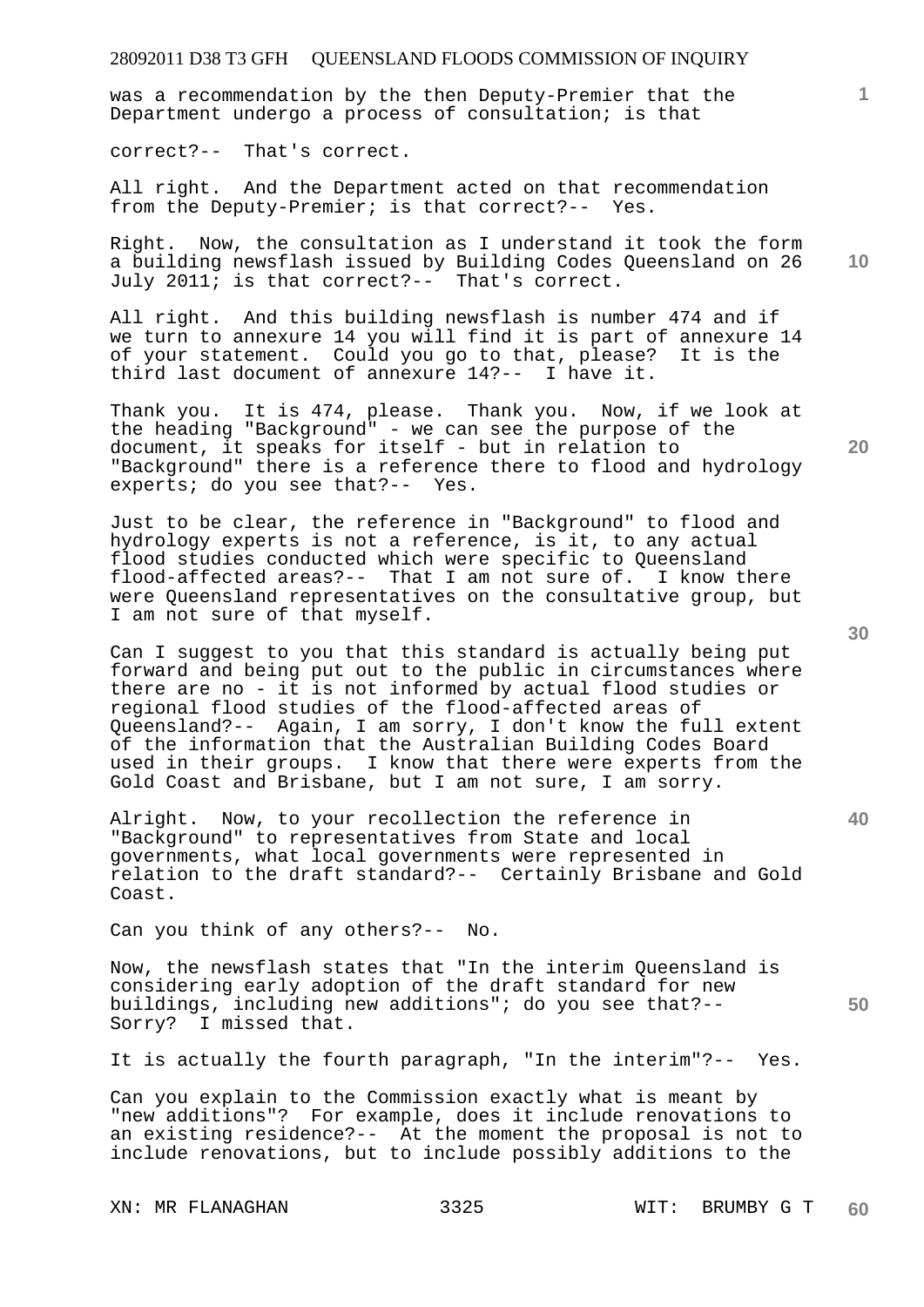was a recommendation by the then Deputy-Premier that the Department undergo a process of consultation; is that correct?-- That's correct.

All right. And the Department acted on that recommendation from the Deputy-Premier; is that correct?-- Yes.

Right. Now, the consultation as I understand it took the form a building newsflash issued by Building Codes Queensland on 26 July 2011; is that correct?-- That's correct.

All right. And this building newsflash is number 474 and if we turn to annexure 14 you will find it is part of annexure 14 of your statement. Could you go to that, please? It is the third last document of annexure 14?-- I have it.

Thank you. It is 474, please. Thank you. Now, if we look at the heading "Background" - we can see the purpose of the document, it speaks for itself - but in relation to "Background" there is a reference there to flood and hydrology experts; do you see that?-- Yes.

Just to be clear, the reference in "Background" to flood and hydrology experts is not a reference, is it, to any actual flood studies conducted which were specific to Queensland flood-affected areas?-- That I am not sure of. I know there were Queensland representatives on the consultative group, but I am not sure of that myself.

Can I suggest to you that this standard is actually being put forward and being put out to the public in circumstances where there are no - it is not informed by actual flood studies or regional flood studies of the flood-affected areas of Queensland?-- Again, I am sorry, I don't know the full extent of the information that the Australian Building Codes Board used in their groups. I know that there were experts from the Gold Coast and Brisbane, but I am not sure, I am sorry.

Alright. Now, to your recollection the reference in "Background" to representatives from State and local governments, what local governments were represented in relation to the draft standard?-- Certainly Brisbane and Gold Coast.

Can you think of any others?-- No.

Now, the newsflash states that "In the interim Queensland is considering early adoption of the draft standard for new buildings, including new additions"; do you see that?-- Sorry? I missed that.

It is actually the fourth paragraph, "In the interim"?-- Yes.

Can you explain to the Commission exactly what is meant by "new additions"? For example, does it include renovations to an existing residence?-- At the moment the proposal is not to include renovations, but to include possibly additions to the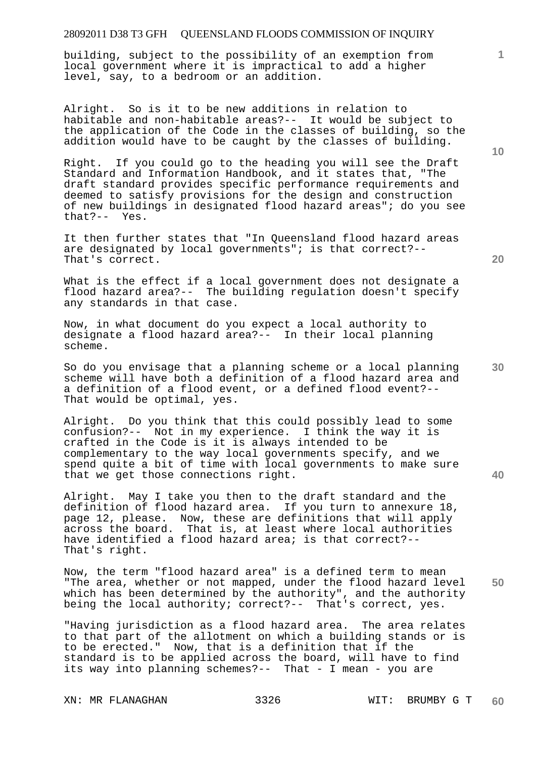building, subject to the possibility of an exemption from local government where it is impractical to add a higher level, say, to a bedroom or an addition.

Alright. So is it to be new additions in relation to habitable and non-habitable areas?-- It would be subject to the application of the Code in the classes of building, so the addition would have to be caught by the classes of building.

Right. If you could go to the heading you will see the Draft Standard and Information Handbook, and it states that, "The draft standard provides specific performance requirements and deemed to satisfy provisions for the design and construction of new buildings in designated flood hazard areas"; do you see that?-- Yes.

It then further states that "In Queensland flood hazard areas are designated by local governments"; is that correct?-- That's correct.

What is the effect if a local government does not designate a flood hazard area?-- The building regulation doesn't specify any standards in that case.

Now, in what document do you expect a local authority to designate a flood hazard area?-- In their local planning scheme.

So do you envisage that a planning scheme or a local planning scheme will have both a definition of a flood hazard area and a definition of a flood event, or a defined flood event?-- That would be optimal, yes.

Alright. Do you think that this could possibly lead to some confusion?-- Not in my experience. I think the way it is crafted in the Code is it is always intended to be complementary to the way local governments specify, and we spend quite a bit of time with local governments to make sure that we get those connections right.

Alright. May I take you then to the draft standard and the definition of flood hazard area. If you turn to annexure 18, page 12, please. Now, these are definitions that will apply across the board. That is, at least where local authorities have identified a flood hazard area; is that correct?-- That's right.

Now, the term "flood hazard area" is a defined term to mean "The area, whether or not mapped, under the flood hazard level which has been determined by the authority", and the authority being the local authority; correct?-- That's correct, yes.

"Having jurisdiction as a flood hazard area. The area relates to that part of the allotment on which a building stands or is to be erected." Now, that is a definition that if the standard is to be applied across the board, will have to find its way into planning schemes?-- That - I mean - you are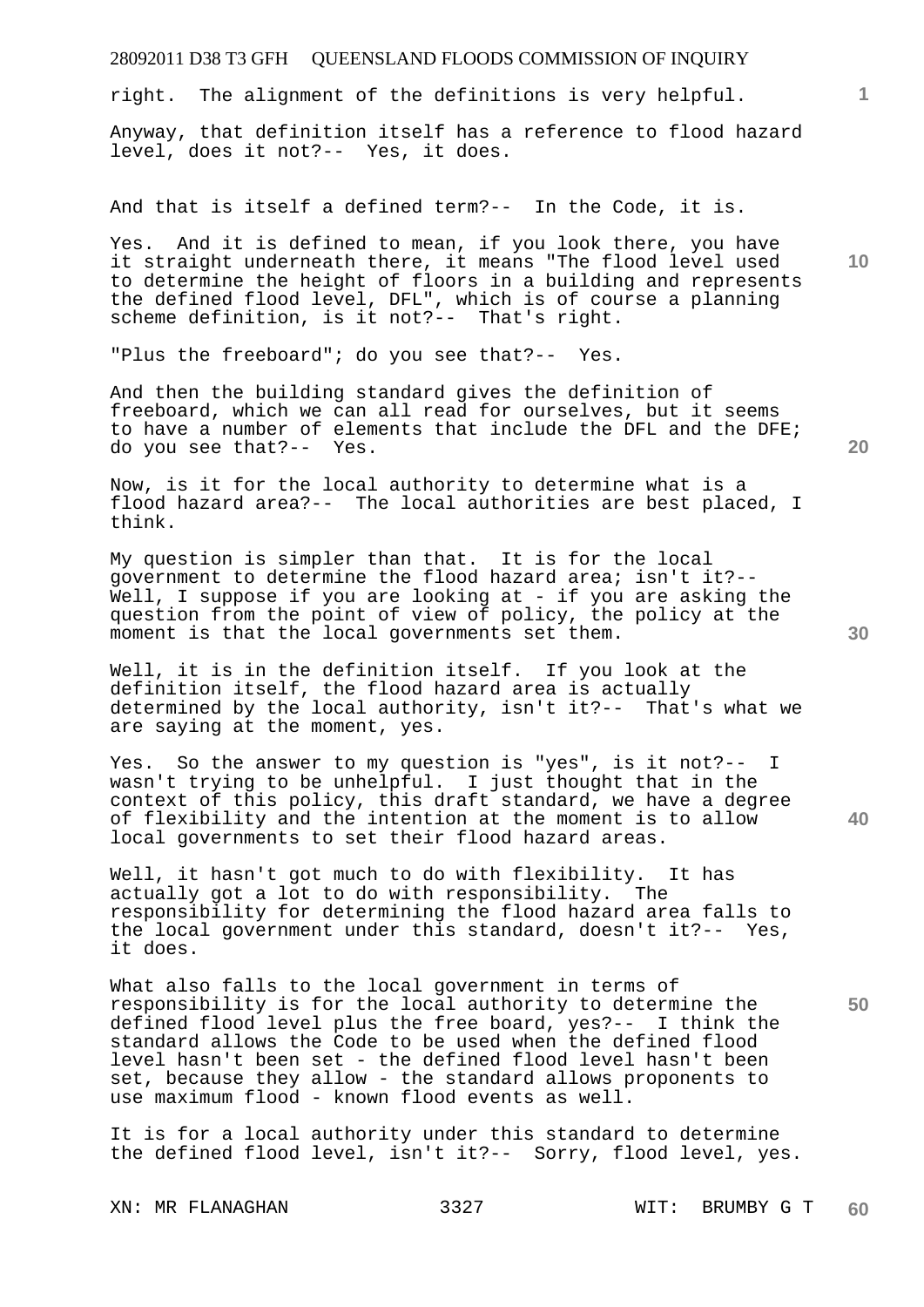right. The alignment of the definitions is very helpful.

Anyway, that definition itself has a reference to flood hazard level, does it not?-- Yes, it does.

And that is itself a defined term?-- In the Code, it is.

Yes. And it is defined to mean, if you look there, you have it straight underneath there, it means "The flood level used to determine the height of floors in a building and represents the defined flood level, DFL", which is of course a planning scheme definition, is it not?-- That's right.

"Plus the freeboard"; do you see that?-- Yes.

And then the building standard gives the definition of freeboard, which we can all read for ourselves, but it seems to have a number of elements that include the DFL and the DFE; do you see that?-- Yes.

Now, is it for the local authority to determine what is a flood hazard area?-- The local authorities are best placed, I think.

My question is simpler than that. It is for the local government to determine the flood hazard area; isn't it?-- Well, I suppose if you are looking at - if you are asking the question from the point of view of policy, the policy at the moment is that the local governments set them.

Well, it is in the definition itself. If you look at the definition itself, the flood hazard area is actually determined by the local authority, isn't it?-- That's what we are saying at the moment, yes.

Yes. So the answer to my question is "yes", is it not?-- I wasn't trying to be unhelpful. I just thought that in the context of this policy, this draft standard, we have a degree of flexibility and the intention at the moment is to allow local governments to set their flood hazard areas.

Well, it hasn't got much to do with flexibility. It has actually got a lot to do with responsibility. The responsibility for determining the flood hazard area falls to the local government under this standard, doesn't it?-- Yes, it does.

What also falls to the local government in terms of responsibility is for the local authority to determine the defined flood level plus the free board, yes?-- I think the standard allows the Code to be used when the defined flood level hasn't been set - the defined flood level hasn't been set, because they allow - the standard allows proponents to use maximum flood - known flood events as well.

It is for a local authority under this standard to determine the defined flood level, isn't it?-- Sorry, flood level, yes.

XN: MR FLANAGHAN WIT: BRUMBY G T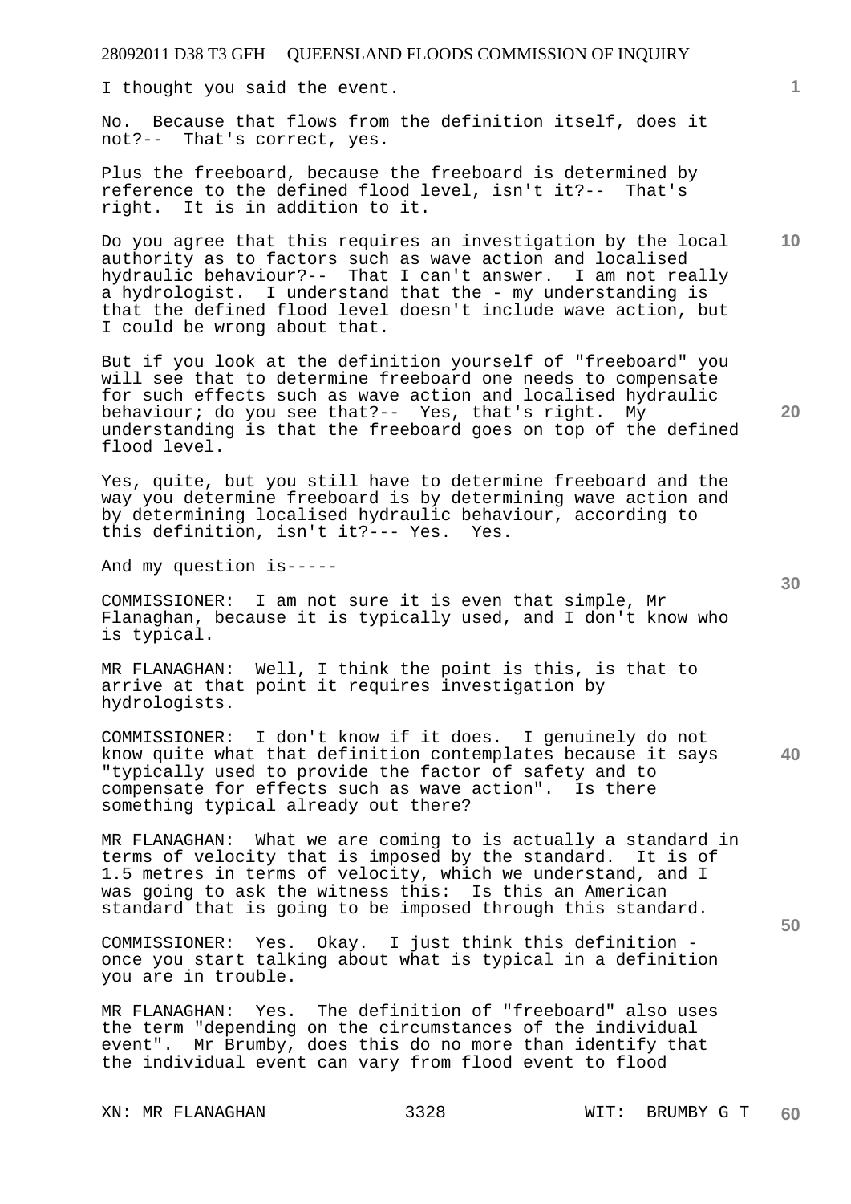I thought you said the event.

No. Because that flows from the definition itself, does it not?-- That's correct, yes.

Plus the freeboard, because the freeboard is determined by reference to the defined flood level, isn't it?-- That's right. It is in addition to it.

Do you agree that this requires an investigation by the local authority as to factors such as wave action and localised hydraulic behaviour?-- That I can't answer. I am not really a hydrologist. I understand that the - my understanding is that the defined flood level doesn't include wave action, but I could be wrong about that.

But if you look at the definition yourself of "freeboard" you will see that to determine freeboard one needs to compensate for such effects such as wave action and localised hydraulic behaviour; do you see that?-- Yes, that's right. My understanding is that the freeboard goes on top of the defined flood level.

Yes, quite, but you still have to determine freeboard and the way you determine freeboard is by determining wave action and by determining localised hydraulic behaviour, according to this definition, isn't it?--- Yes. Yes.

And my question is-----

COMMISSIONER: I am not sure it is even that simple, Mr Flanaghan, because it is typically used, and I don't know who is typical.

MR FLANAGHAN: Well, I think the point is this, is that to arrive at that point it requires investigation by hydrologists.

COMMISSIONER: I don't know if it does. I genuinely do not know quite what that definition contemplates because it says "typically used to provide the factor of safety and to compensate for effects such as wave action". Is there something typical already out there?

MR FLANAGHAN: What we are coming to is actually a standard in terms of velocity that is imposed by the standard. It is of 1.5 metres in terms of velocity, which we understand, and I was going to ask the witness this: Is this an American standard that is going to be imposed through this standard.

COMMISSIONER: Yes. Okay. I just think this definition - once you start talking about what is typical in a definition you are in trouble.

MR FLANAGHAN: Yes. The definition of "freeboard" also uses the term "depending on the circumstances of the individual event". Mr Brumby, does this do no more than identify that the individual event can vary from flood event to flood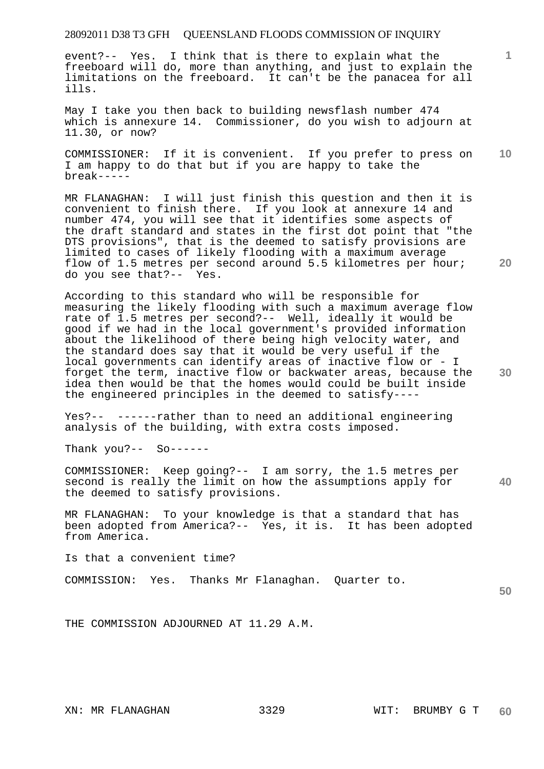event?-- Yes. I think that is there to explain what the freeboard will do, more than anything, and just to explain the limitations on the freeboard. It can't be the panacea for all ills.

May I take you then back to building newsflash number 474 which is annexure 14. Commissioner, do you wish to adjourn at 11.30, or now?

COMMISSIONER: If it is convenient. If you prefer to press on I am happy to do that but if you are happy to take the break-----

MR FLANAGHAN: I will just finish this question and then it is convenient to finish there. If you look at annexure 14 and number 474, you will see that it identifies some aspects of the draft standard and states in the first dot point that "the DTS provisions", that is the deemed to satisfy provisions are limited to cases of likely flooding with a maximum average flow of 1.5 metres per second around 5.5 kilometres per hour; do you see that?-- Yes.

According to this standard who will be responsible for measuring the likely flooding with such a maximum average flow rate of 1.5 metres per second?-- Well, ideally it would be good if we had in the local government's provided information about the likelihood of there being high velocity water, and the standard does say that it would be very useful if the local governments can identify areas of inactive flow or - I forget the term, inactive flow or backwater areas, because the idea then would be that the homes would could be built inside the engineered principles in the deemed to satisfy----

Yes?-- ------rather than to need an additional engineering analysis of the building, with extra costs imposed.

Thank you?-- So------

COMMISSIONER: Keep going?-- I am sorry, the 1.5 metres per second is really the limit on how the assumptions apply for the deemed to satisfy provisions.

MR FLANAGHAN: To your knowledge is that a standard that has been adopted from America?-- Yes, it is. It has been adopted from America.

Is that a convenient time?

COMMISSION: Yes. Thanks Mr Flanaghan. Quarter to.

THE COMMISSION ADJOURNED AT 11.29 A.M.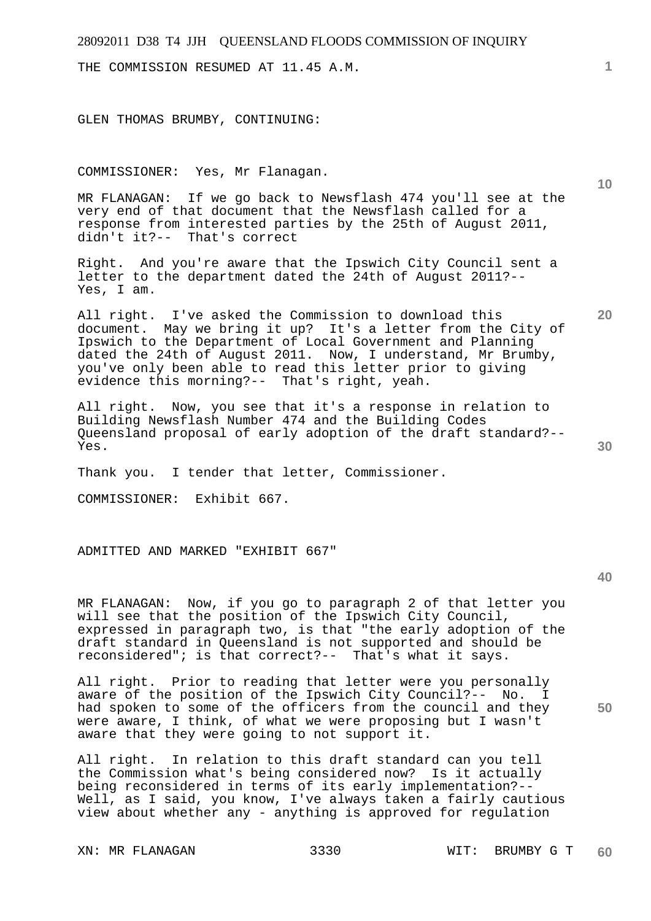THE COMMISSION RESUMED AT 11.45 A.M.

GLEN THOMAS BRUMBY, CONTINUING:

COMMISSIONER: Yes, Mr Flanagan.

MR FLANAGAN: If we go back to Newsflash 474 you'll see at the very end of that document that the Newsflash called for a response from interested parties by the 25th of August 2011, didn't it?-- That's correct

Right. And you're aware that the Ipswich City Council sent a letter to the department dated the 24th of August 2011?-- Yes, I am.

All right. I've asked the Commission to download this document. May we bring it up? It's a letter from the City of Ipswich to the Department of Local Government and Planning dated the 24th of August 2011. Now, I understand, Mr Brumby, you've only been able to read this letter prior to giving evidence this morning?-- That's right, yeah.

All right. Now, you see that it's a response in relation to Building Newsflash Number 474 and the Building Codes Queensland proposal of early adoption of the draft standard?-- Yes.

Thank you. I tender that letter, Commissioner.

COMMISSIONER: Exhibit 667.

ADMITTED AND MARKED "EXHIBIT 667"

MR FLANAGAN: Now, if you go to paragraph 2 of that letter you will see that the position of the Ipswich City Council, expressed in paragraph two, is that "the early adoption of the draft standard in Queensland is not supported and should be reconsidered"; is that correct?-- That's what it says.

All right. Prior to reading that letter were you personally aware of the position of the Ipswich City Council?-- No. I had spoken to some of the officers from the council and they were aware, I think, of what we were proposing but I wasn't aware that they were going to not support it.

All right. In relation to this draft standard can you tell the Commission what's being considered now? Is it actually being reconsidered in terms of its early implementation?-- Well, as I said, you know, I've always taken a fairly cautious view about whether any - anything is approved for regulation

XN: MR FLANAGAN WIT: BRUMBY G T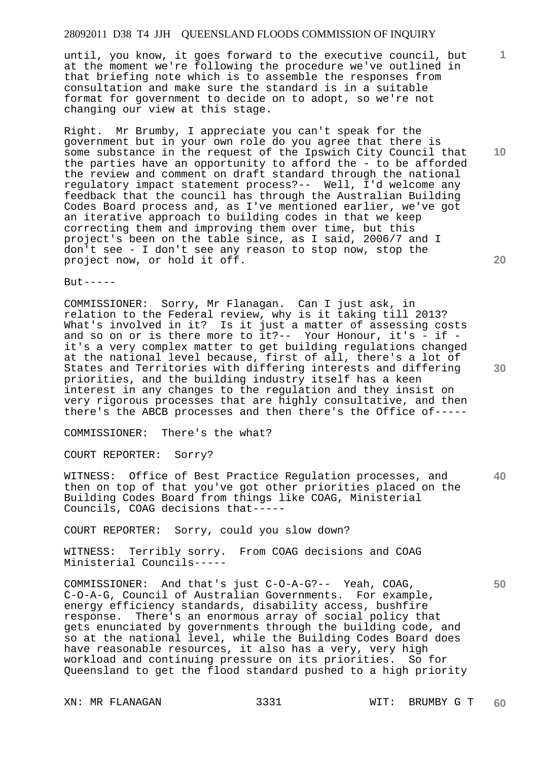until, you know, it goes forward to the executive council, but at the moment we're following the procedure we've outlined in that briefing note which is to assemble the responses from consultation and make sure the standard is in a suitable format for government to decide on to adopt, so we're not changing our view at this stage.

Right. Mr Brumby, I appreciate you can't speak for the government but in your own role do you agree that there is some substance in the request of the Ipswich City Council that the parties have an opportunity to afford the - to be afforded the review and comment on draft standard through the national regulatory impact statement process?-- Well, I'd welcome any feedback that the council has through the Australian Building Codes Board process and, as I've mentioned earlier, we've got an iterative approach to building codes in that we keep correcting them and improving them over time, but this project's been on the table since, as I said, 2006/7 and I don't see - I don't see any reason to stop now, stop the project now, or hold it off.

But-----

COMMISSIONER: Sorry, Mr Flanagan. Can I just ask, in relation to the Federal review, why is it taking till 2013? What's involved in it? Is it just a matter of assessing costs and so on or is there more to it?-- Your Honour, it's - if - it's a very complex matter to get building regulations changed at the national level because, first of all, there's a lot of States and Territories with differing interests and differing priorities, and the building industry itself has a keen interest in any changes to the regulation and they insist on very rigorous processes that are highly consultative, and then there's the ABCB processes and then there's the Office of-----

COMMISSIONER: There's the what?

COURT REPORTER: Sorry?

WITNESS: Office of Best Practice Regulation processes, and then on top of that you've got other priorities placed on the Building Codes Board from things like COAG, Ministerial Councils, COAG decisions that-----

COURT REPORTER: Sorry, could you slow down?

WITNESS: Terribly sorry. From COAG decisions and COAG Ministerial Councils-----

COMMISSIONER: And that's just C-O-A-G?-- Yeah, COAG, C-O-A-G, Council of Australian Governments. For example, energy efficiency standards, disability access, bushfire response. There's an enormous array of social policy that gets enunciated by governments through the building code, and so at the national level, while the Building Codes Board does have reasonable resources, it also has a very, very high workload and continuing pressure on its priorities. So for Queensland to get the flood standard pushed to a high priority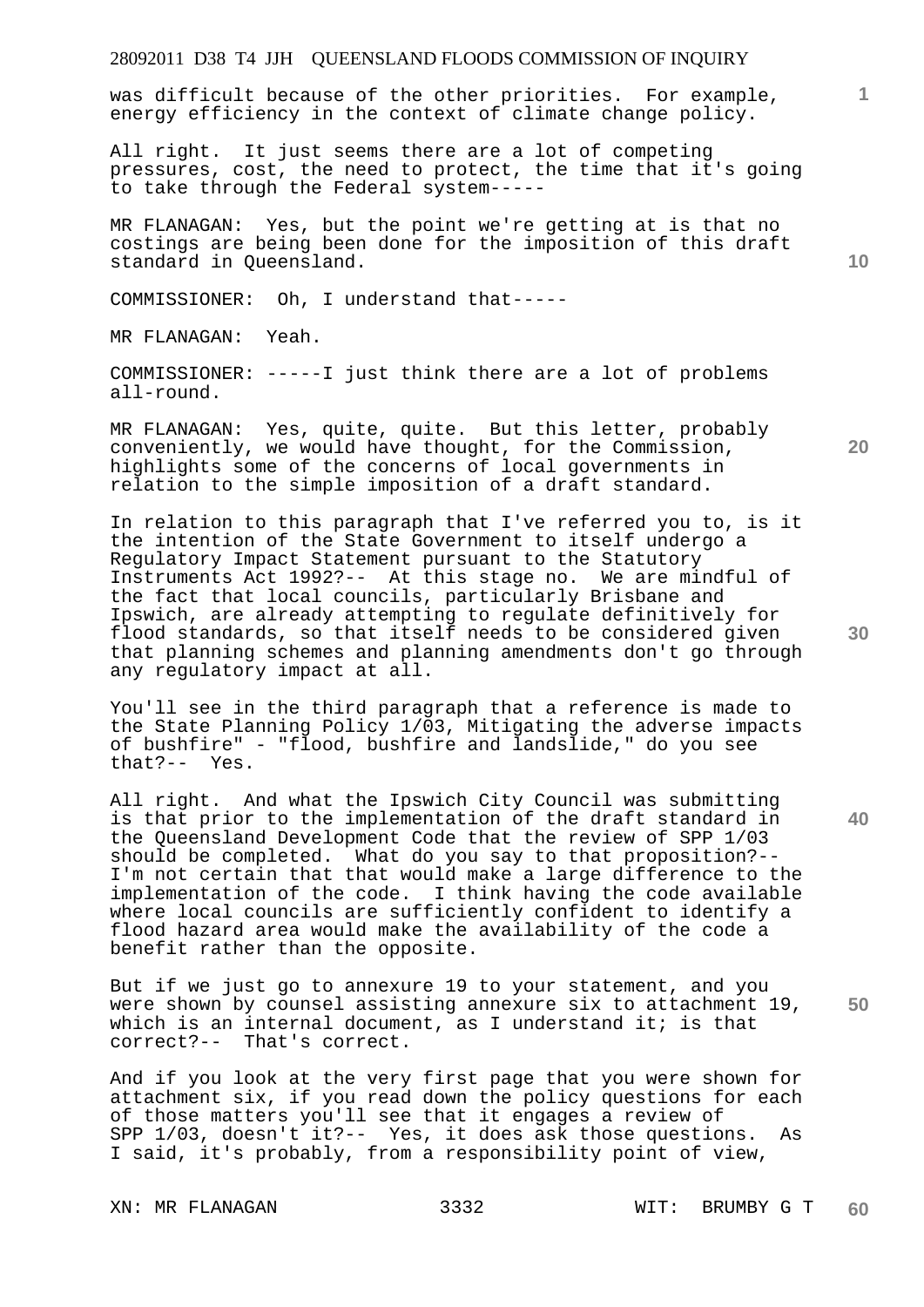was difficult because of the other priorities. For example, energy efficiency in the context of climate change policy.

All right. It just seems there are a lot of competing pressures, cost, the need to protect, the time that it's going to take through the Federal system-----

MR FLANAGAN: Yes, but the point we're getting at is that no costings are being been done for the imposition of this draft standard in Queensland.

COMMISSIONER: Oh, I understand that-----

MR FLANAGAN: Yeah.

COMMISSIONER: -----I just think there are a lot of problems all-round.

MR FLANAGAN: Yes, quite, quite. But this letter, probably conveniently, we would have thought, for the Commission, highlights some of the concerns of local governments in relation to the simple imposition of a draft standard.

In relation to this paragraph that I've referred you to, is it the intention of the State Government to itself undergo a Regulatory Impact Statement pursuant to the Statutory Instruments Act 1992?-- At this stage no. We are mindful of the fact that local councils, particularly Brisbane and Ipswich, are already attempting to regulate definitively for flood standards, so that itself needs to be considered given that planning schemes and planning amendments don't go through any regulatory impact at all.

You'll see in the third paragraph that a reference is made to the State Planning Policy 1/03, Mitigating the adverse impacts of bushfire" - "flood, bushfire and landslide," do you see that?-- Yes.

All right. And what the Ipswich City Council was submitting is that prior to the implementation of the draft standard in the Queensland Development Code that the review of SPP 1/03 should be completed. What do you say to that proposition?-- I'm not certain that that would make a large difference to the implementation of the code. I think having the code available where local councils are sufficiently confident to identify a flood hazard area would make the availability of the code a benefit rather than the opposite.

But if we just go to annexure 19 to your statement, and you were shown by counsel assisting annexure six to attachment 19, which is an internal document, as I understand it; is that correct?-- That's correct.

And if you look at the very first page that you were shown for attachment six, if you read down the policy questions for each of those matters you'll see that it engages a review of SPP 1/03, doesn't it?-- Yes, it does ask those questions. As I said, it's probably, from a responsibility point of view,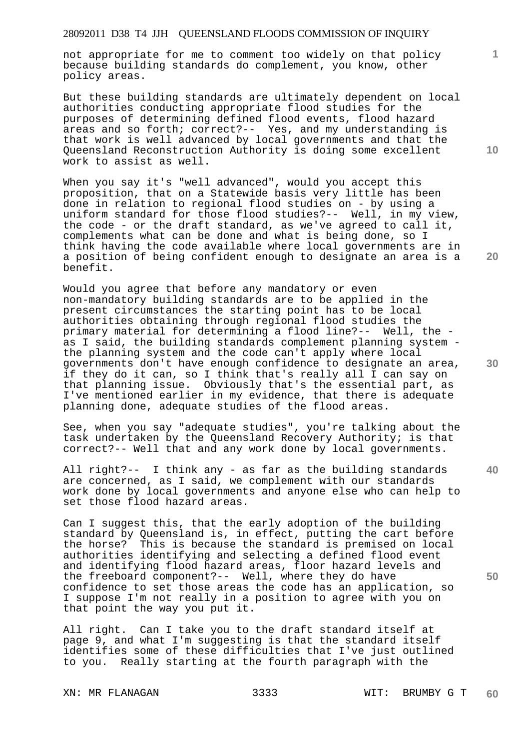not appropriate for me to comment too widely on that policy because building standards do complement, you know, other policy areas.

But these building standards are ultimately dependent on local authorities conducting appropriate flood studies for the purposes of determining defined flood events, flood hazard areas and so forth; correct?-- Yes, and my understanding is that work is well advanced by local governments and that the Queensland Reconstruction Authority is doing some excellent work to assist as well.

When you say it's "well advanced", would you accept this proposition, that on a Statewide basis very little has been done in relation to regional flood studies on - by using a uniform standard for those flood studies?-- Well, in my view, the code - or the draft standard, as we've agreed to call it, complements what can be done and what is being done, so I think having the code available where local governments are in a position of being confident enough to designate an area is a benefit.

Would you agree that before any mandatory or even non-mandatory building standards are to be applied in the present circumstances the starting point has to be local authorities obtaining through regional flood studies the primary material for determining a flood line?-- Well, the - as I said, the building standards complement planning system - the planning system and the code can't apply where local governments don't have enough confidence to designate an area, if they do it can, so I think that's really all I can say on that planning issue. Obviously that's the essential part, as I've mentioned earlier in my evidence, that there is adequate planning done, adequate studies of the flood areas.

See, when you say "adequate studies", you're talking about the task undertaken by the Queensland Recovery Authority; is that correct?-- Well that and any work done by local governments.

All right?-- I think any - as far as the building standards are concerned, as I said, we complement with our standards work done by local governments and anyone else who can help to set those flood hazard areas.

Can I suggest this, that the early adoption of the building standard by Queensland is, in effect, putting the cart before the horse? This is because the standard is premised on local authorities identifying and selecting a defined flood event and identifying flood hazard areas, floor hazard levels and the freeboard component?-- Well, where they do have confidence to set those areas the code has an application, so I suppose I'm not really in a position to agree with you on that point the way you put it.

All right. Can I take you to the draft standard itself at page 9, and what I'm suggesting is that the standard itself identifies some of these difficulties that I've just outlined to you. Really starting at the fourth paragraph with the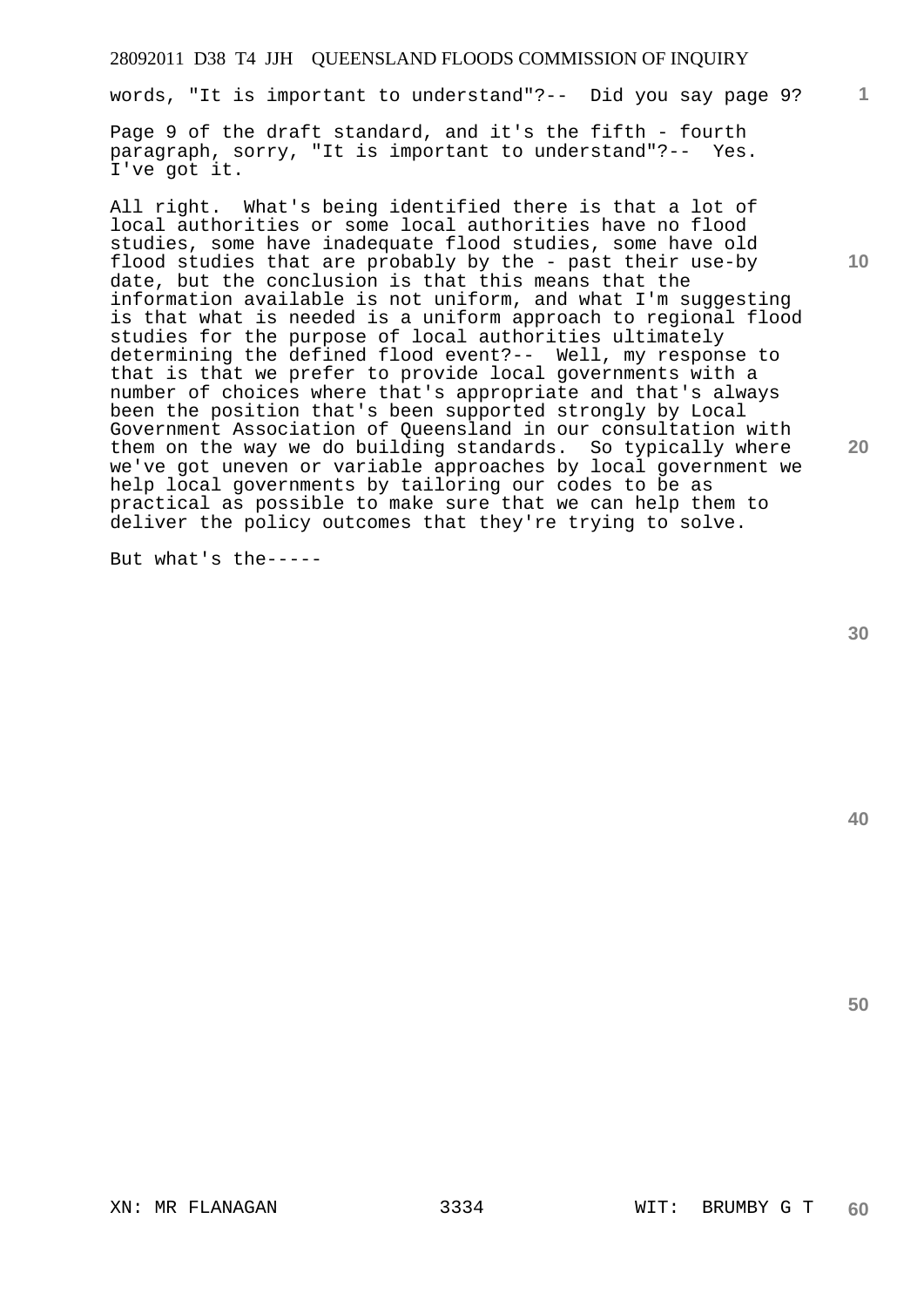words, "It is important to understand"?-- Did you say page 9?

Page 9 of the draft standard, and it's the fifth - fourth paragraph, sorry, "It is important to understand"?-- Yes. I've got it.

All right. What's being identified there is that a lot of local authorities or some local authorities have no flood studies, some have inadequate flood studies, some have old flood studies that are probably by the - past their use-by date, but the conclusion is that this means that the information available is not uniform, and what I'm suggesting is that what is needed is a uniform approach to regional flood studies for the purpose of local authorities ultimately determining the defined flood event?-- Well, my response to that is that we prefer to provide local governments with a number of choices where that's appropriate and that's always been the position that's been supported strongly by Local Government Association of Queensland in our consultation with them on the way we do building standards. So typically where we've got uneven or variable approaches by local government we help local governments by tailoring our codes to be as practical as possible to make sure that we can help them to deliver the policy outcomes that they're trying to solve.

But what's the-----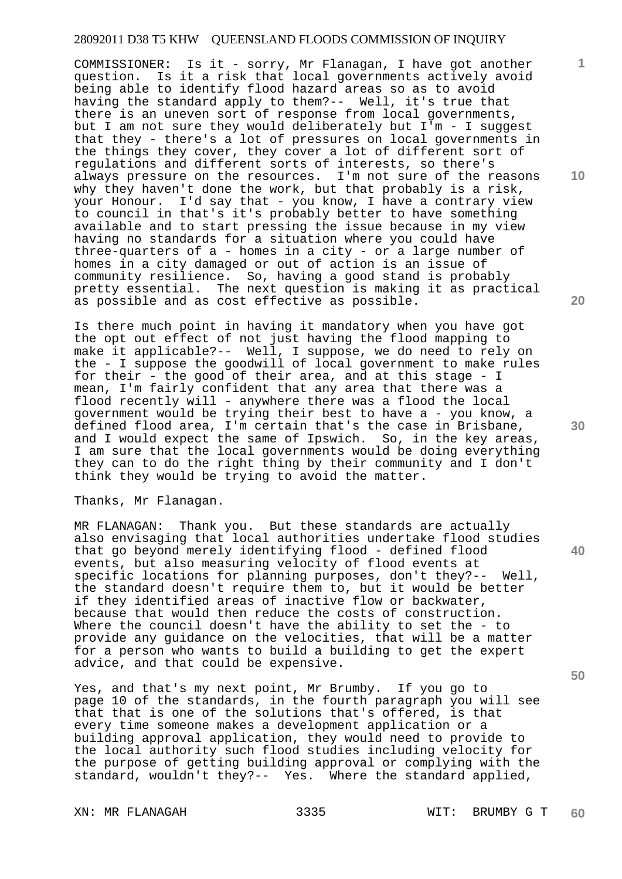COMMISSIONER: Is it - sorry, Mr Flanagan, I have got another question. Is it a risk that local governments actively avoid being able to identify flood hazard areas so as to avoid having the standard apply to them?-- Well, it's true that there is an uneven sort of response from local governments, but I am not sure they would deliberately but I'm - I suggest that they - there's a lot of pressures on local governments in the things they cover, they cover a lot of different sort of regulations and different sorts of interests, so there's always pressure on the resources. I'm not sure of the reasons why they haven't done the work, but that probably is a risk, your Honour. I'd say that - you know, I have a contrary view to council in that's it's probably better to have something available and to start pressing the issue because in my view having no standards for a situation where you could have three-quarters of a - homes in a city - or a large number of homes in a city damaged or out of action is an issue of community resilience. So, having a good stand is probably pretty essential. The next question is making it as practical as possible and as cost effective as possible.

Is there much point in having it mandatory when you have got the opt out effect of not just having the flood mapping to make it applicable?-- Well, I suppose, we do need to rely on the - I suppose the goodwill of local government to make rules for their - the good of their area, and at this stage - I mean, I'm fairly confident that any area that there was a flood recently will - anywhere there was a flood the local government would be trying their best to have a - you know, a defined flood area, I'm certain that's the case in Brisbane, and I would expect the same of Ipswich. So, in the key areas, I am sure that the local governments would be doing everything they can to do the right thing by their community and I don't think they would be trying to avoid the matter.

Thanks, Mr Flanagan.

MR FLANAGAN: Thank you. But these standards are actually also envisaging that local authorities undertake flood studies that go beyond merely identifying flood - defined flood events, but also measuring velocity of flood events at specific locations for planning purposes, don't they?-- Well, the standard doesn't require them to, but it would be better if they identified areas of inactive flow or backwater, because that would then reduce the costs of construction. Where the council doesn't have the ability to set the - to provide any guidance on the velocities, that will be a matter for a person who wants to build a building to get the expert advice, and that could be expensive.

Yes, and that's my next point, Mr Brumby. If you go to page 10 of the standards, in the fourth paragraph you will see that that is one of the solutions that's offered, is that every time someone makes a development application or a building approval application, they would need to provide to the local authority such flood studies including velocity for the purpose of getting building approval or complying with the standard, wouldn't they?-- Yes. Where the standard applied,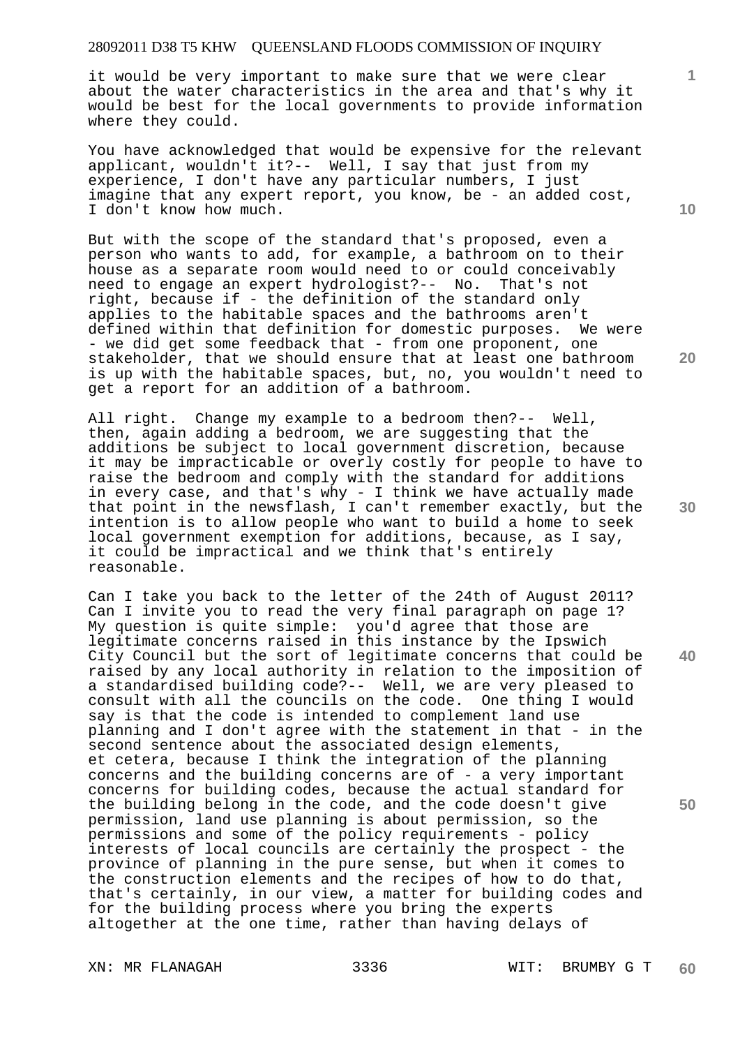it would be very important to make sure that we were clear about the water characteristics in the area and that's why it would be best for the local governments to provide information where they could.

You have acknowledged that would be expensive for the relevant applicant, wouldn't it?-- Well, I say that just from my experience, I don't have any particular numbers, I just imagine that any expert report, you know, be - an added cost, I don't know how much.

But with the scope of the standard that's proposed, even a person who wants to add, for example, a bathroom on to their house as a separate room would need to or could conceivably need to engage an expert hydrologist?-- No. That's not right, because if - the definition of the standard only applies to the habitable spaces and the bathrooms aren't defined within that definition for domestic purposes. We were - we did get some feedback that - from one proponent, one stakeholder, that we should ensure that at least one bathroom is up with the habitable spaces, but, no, you wouldn't need to get a report for an addition of a bathroom.

All right. Change my example to a bedroom then?-- Well, then, again adding a bedroom, we are suggesting that the additions be subject to local government discretion, because it may be impracticable or overly costly for people to have to raise the bedroom and comply with the standard for additions in every case, and that's why - I think we have actually made that point in the newsflash, I can't remember exactly, but the intention is to allow people who want to build a home to seek local government exemption for additions, because, as I say, it could be impractical and we think that's entirely reasonable.

Can I take you back to the letter of the 24th of August 2011? Can I invite you to read the very final paragraph on page 1? My question is quite simple: you'd agree that those are legitimate concerns raised in this instance by the Ipswich City Council but the sort of legitimate concerns that could be raised by any local authority in relation to the imposition of a standardised building code?-- Well, we are very pleased to consult with all the councils on the code. One thing I would say is that the code is intended to complement land use planning and I don't agree with the statement in that - in the second sentence about the associated design elements, et cetera, because I think the integration of the planning concerns and the building concerns are of - a very important concerns for building codes, because the actual standard for the building belong in the code, and the code doesn't give permission, land use planning is about permission, so the permissions and some of the policy requirements - policy interests of local councils are certainly the prospect - the province of planning in the pure sense, but when it comes to the construction elements and the recipes of how to do that, that's certainly, in our view, a matter for building codes and for the building process where you bring the experts altogether at the one time, rather than having delays of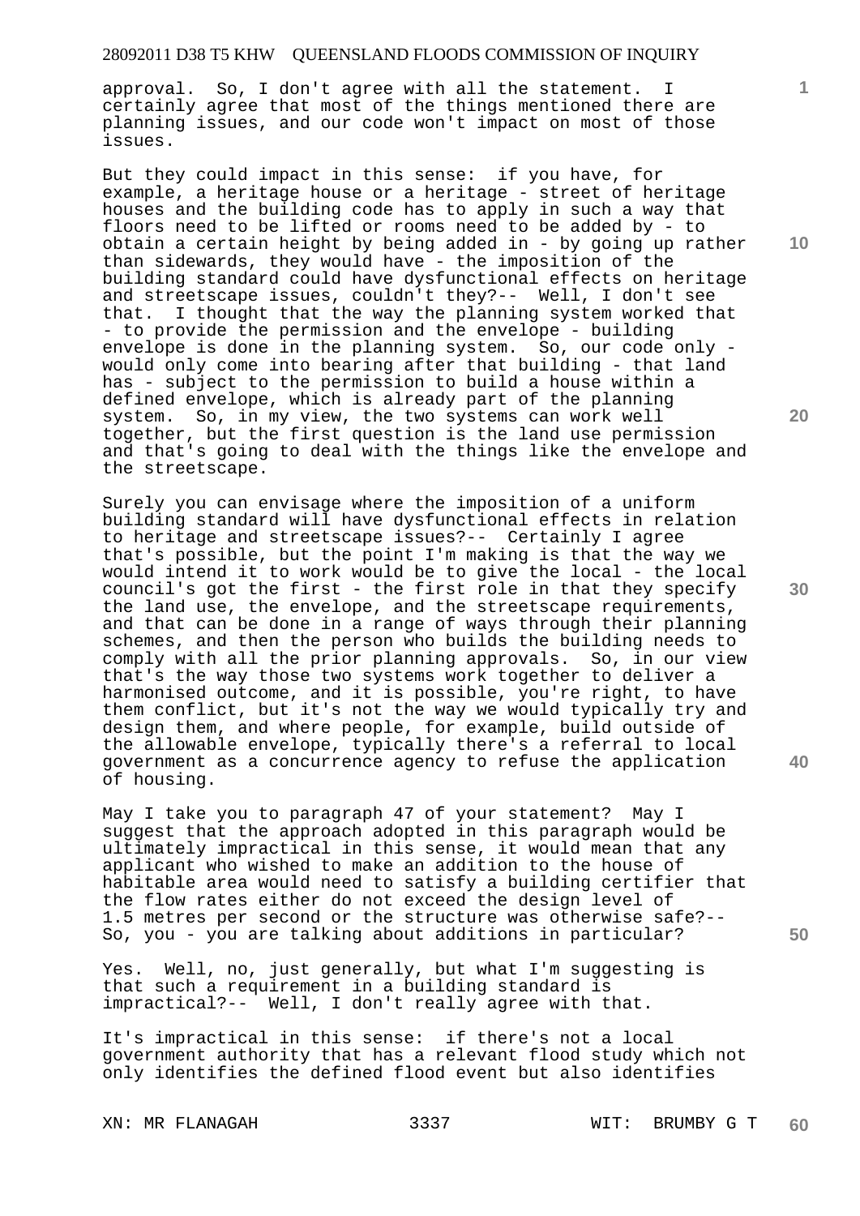approval. So, I don't agree with all the statement. I certainly agree that most of the things mentioned there are planning issues, and our code won't impact on most of those issues.

But they could impact in this sense: if you have, for example, a heritage house or a heritage - street of heritage houses and the building code has to apply in such a way that floors need to be lifted or rooms need to be added by - to obtain a certain height by being added in - by going up rather than sidewards, they would have - the imposition of the building standard could have dysfunctional effects on heritage and streetscape issues, couldn't they?-- Well, I don't see that. I thought that the way the planning system worked that - to provide the permission and the envelope - building envelope is done in the planning system. So, our code only - would only come into bearing after that building - that land has - subject to the permission to build a house within a defined envelope, which is already part of the planning system. So, in my view, the two systems can work well together, but the first question is the land use permission and that's going to deal with the things like the envelope and the streetscape.

Surely you can envisage where the imposition of a uniform building standard will have dysfunctional effects in relation to heritage and streetscape issues?-- Certainly I agree that's possible, but the point I'm making is that the way we would intend it to work would be to give the local - the local council's got the first - the first role in that they specify the land use, the envelope, and the streetscape requirements, and that can be done in a range of ways through their planning schemes, and then the person who builds the building needs to comply with all the prior planning approvals. So, in our view that's the way those two systems work together to deliver a harmonised outcome, and it is possible, you're right, to have them conflict, but it's not the way we would typically try and design them, and where people, for example, build outside of the allowable envelope, typically there's a referral to local government as a concurrence agency to refuse the application of housing.

May I take you to paragraph 47 of your statement? May I suggest that the approach adopted in this paragraph would be ultimately impractical in this sense, it would mean that any applicant who wished to make an addition to the house of habitable area would need to satisfy a building certifier that the flow rates either do not exceed the design level of 1.5 metres per second or the structure was otherwise safe?-- So, you - you are talking about additions in particular?

Yes. Well, no, just generally, but what I'm suggesting is that such a requirement in a building standard is impractical?-- Well, I don't really agree with that.

It's impractical in this sense: if there's not a local government authority that has a relevant flood study which not only identifies the defined flood event but also identifies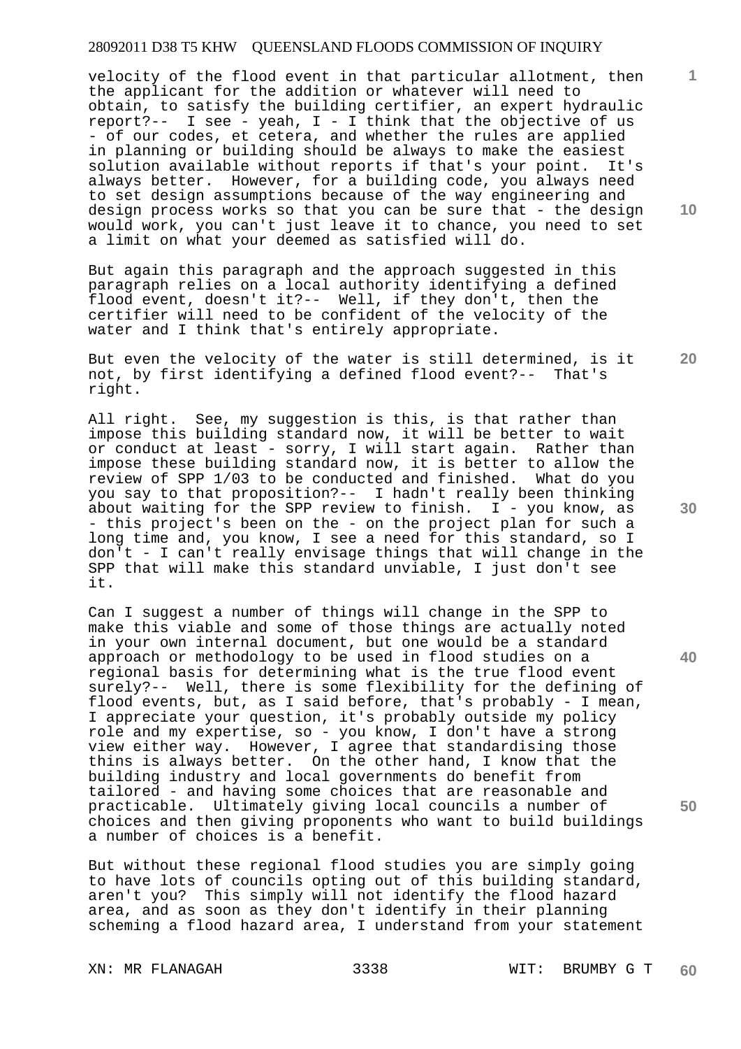velocity of the flood event in that particular allotment, then the applicant for the addition or whatever will need to obtain, to satisfy the building certifier, an expert hydraulic report?-- I see - yeah, I - I think that the objective of us - of our codes, et cetera, and whether the rules are applied in planning or building should be always to make the easiest solution available without reports if that's your point. It's always better. However, for a building code, you always need to set design assumptions because of the way engineering and design process works so that you can be sure that - the design would work, you can't just leave it to chance, you need to set a limit on what your deemed as satisfied will do.

But again this paragraph and the approach suggested in this paragraph relies on a local authority identifying a defined flood event, doesn't it?-- Well, if they don't, then the certifier will need to be confident of the velocity of the water and I think that's entirely appropriate.

But even the velocity of the water is still determined, is it not, by first identifying a defined flood event?-- That's right.

All right. See, my suggestion is this, is that rather than impose this building standard now, it will be better to wait or conduct at least - sorry, I will start again. Rather than impose these building standard now, it is better to allow the review of SPP 1/03 to be conducted and finished. What do you you say to that proposition?-- I hadn't really been thinking about waiting for the SPP review to finish. I - you know, as - this project's been on the - on the project plan for such a long time and, you know, I see a need for this standard, so I don't - I can't really envisage things that will change in the SPP that will make this standard unviable, I just don't see it.

Can I suggest a number of things will change in the SPP to make this viable and some of those things are actually noted in your own internal document, but one would be a standard approach or methodology to be used in flood studies on a regional basis for determining what is the true flood event surely?-- Well, there is some flexibility for the defining of flood events, but, as I said before, that's probably - I mean, I appreciate your question, it's probably outside my policy role and my expertise, so - you know, I don't have a strong view either way. However, I agree that standardising those thins is always better. On the other hand, I know that the building industry and local governments do benefit from tailored - and having some choices that are reasonable and practicable. Ultimately giving local councils a number of choices and then giving proponents who want to build buildings a number of choices is a benefit.

But without these regional flood studies you are simply going to have lots of councils opting out of this building standard, aren't you? This simply will not identify the flood hazard area, and as soon as they don't identify in their planning scheming a flood hazard area, I understand from your statement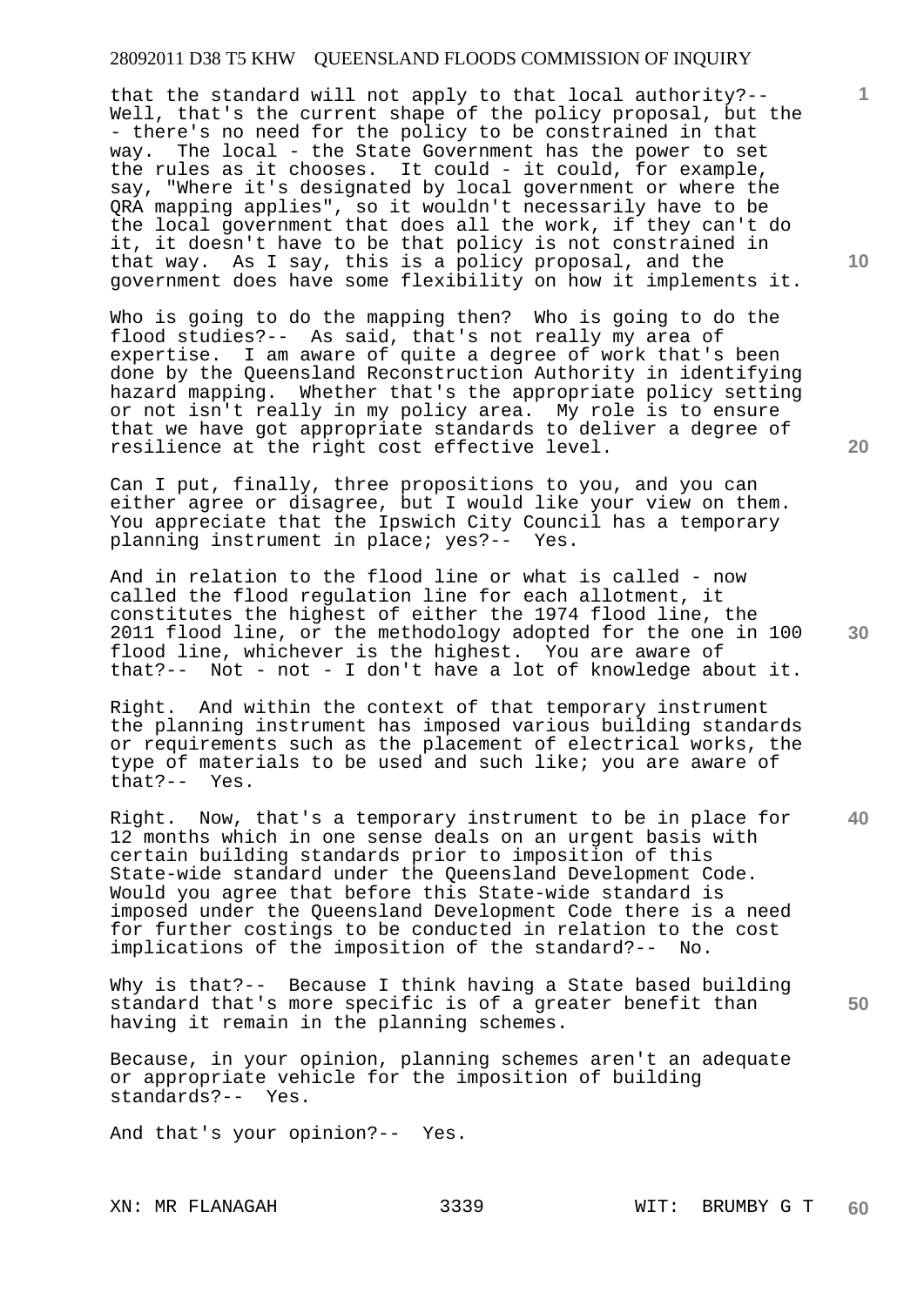that the standard will not apply to that local authority?-- Well, that's the current shape of the policy proposal, but the - there's no need for the policy to be constrained in that way. The local - the State Government has the power to set the rules as it chooses. It could - it could, for example, say, "Where it's designated by local government or where the QRA mapping applies", so it wouldn't necessarily have to be the local government that does all the work, if they can't do it, it doesn't have to be that policy is not constrained in that way. As I say, this is a policy proposal, and the government does have some flexibility on how it implements it.

Who is going to do the mapping then? Who is going to do the flood studies?-- As said, that's not really my area of expertise. I am aware of quite a degree of work that's been done by the Queensland Reconstruction Authority in identifying hazard mapping. Whether that's the appropriate policy setting or not isn't really in my policy area. My role is to ensure that we have got appropriate standards to deliver a degree of resilience at the right cost effective level.

Can I put, finally, three propositions to you, and you can either agree or disagree, but I would like your view on them. You appreciate that the Ipswich City Council has a temporary planning instrument in place; yes?-- Yes.

And in relation to the flood line or what is called - now called the flood regulation line for each allotment, it constitutes the highest of either the 1974 flood line, the 2011 flood line, or the methodology adopted for the one in 100 flood line, whichever is the highest. You are aware of that?-- Not - not - I don't have a lot of knowledge about it.

Right. And within the context of that temporary instrument the planning instrument has imposed various building standards or requirements such as the placement of electrical works, the type of materials to be used and such like; you are aware of that?-- Yes.

Right. Now, that's a temporary instrument to be in place for 12 months which in one sense deals on an urgent basis with certain building standards prior to imposition of this State-wide standard under the Queensland Development Code. Would you agree that before this State-wide standard is imposed under the Queensland Development Code there is a need for further costings to be conducted in relation to the cost implications of the imposition of the standard?-- No.

Why is that?-- Because I think having a State based building standard that's more specific is of a greater benefit than having it remain in the planning schemes.

Because, in your opinion, planning schemes aren't an adequate or appropriate vehicle for the imposition of building standards?-- Yes.

And that's your opinion?-- Yes.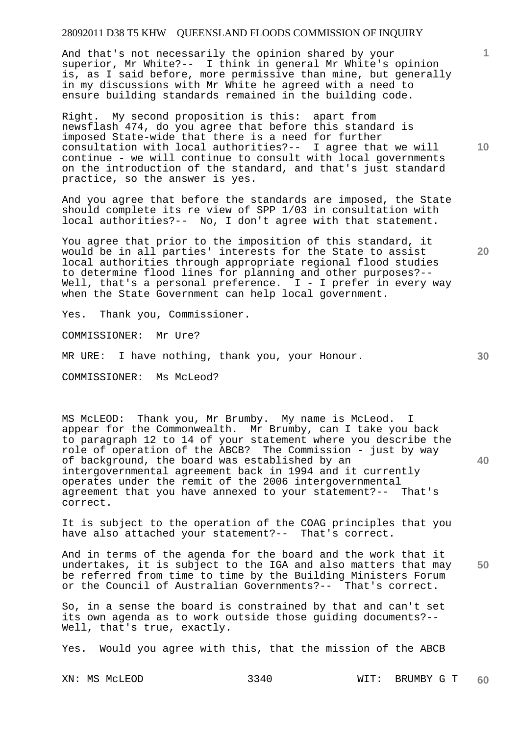And that's not necessarily the opinion shared by your superior, Mr White?-- I think in general Mr White's opinion is, as I said before, more permissive than mine, but generally in my discussions with Mr White he agreed with a need to ensure building standards remained in the building code.

Right. My second proposition is this: apart from newsflash 474, do you agree that before this standard is imposed State-wide that there is a need for further consultation with local authorities?-- I agree that we will continue - we will continue to consult with local governments on the introduction of the standard, and that's just standard practice, so the answer is yes.

And you agree that before the standards are imposed, the State should complete its re view of SPP 1/03 in consultation with local authorities?-- No, I don't agree with that statement.

You agree that prior to the imposition of this standard, it would be in all parties' interests for the State to assist local authorities through appropriate regional flood studies to determine flood lines for planning and other purposes?-- Well, that's a personal preference. I - I prefer in every way when the State Government can help local government.

Yes. Thank you, Commissioner.

COMMISSIONER: Mr Ure?

MR URE: I have nothing, thank you, your Honour.

COMMISSIONER: Ms McLeod?

MS McLEOD: Thank you, Mr Brumby. My name is McLeod. I appear for the Commonwealth. Mr Brumby, can I take you back to paragraph 12 to 14 of your statement where you describe the role of operation of the ABCB? The Commission - just by way of background, the board was established by an intergovernmental agreement back in 1994 and it currently operates under the remit of the 2006 intergovernmental agreement that you have annexed to your statement?-- That's correct.

It is subject to the operation of the COAG principles that you have also attached your statement?-- That's correct.

And in terms of the agenda for the board and the work that it undertakes, it is subject to the IGA and also matters that may be referred from time to time by the Building Ministers Forum or the Council of Australian Governments?-- That's correct.

So, in a sense the board is constrained by that and can't set its own agenda as to work outside those guiding documents?-- Well, that's true, exactly.

Yes. Would you agree with this, that the mission of the ABCB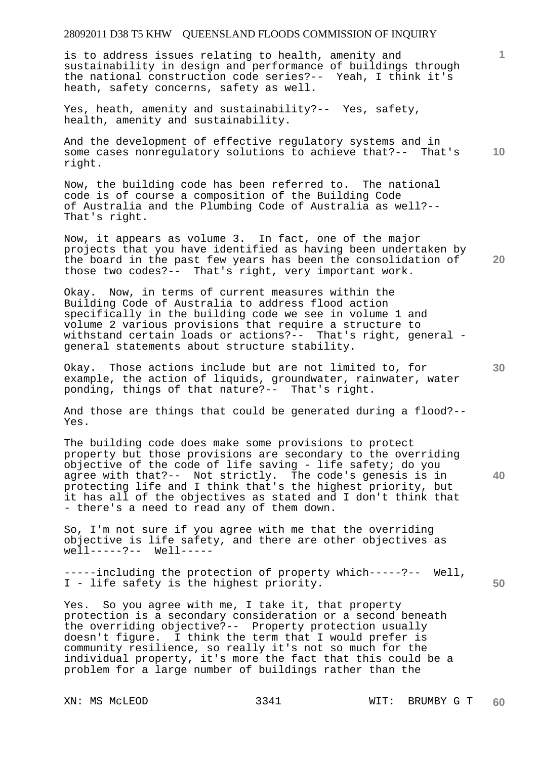is to address issues relating to health, amenity and sustainability in design and performance of buildings through the national construction code series?-- Yeah, I think it's heath, safety concerns, safety as well.

Yes, heath, amenity and sustainability?-- Yes, safety, health, amenity and sustainability.

And the development of effective regulatory systems and in some cases nonregulatory solutions to achieve that?-- That's right.

Now, the building code has been referred to. The national code is of course a composition of the Building Code of Australia and the Plumbing Code of Australia as well?-- That's right.

Now, it appears as volume 3. In fact, one of the major projects that you have identified as having been undertaken by the board in the past few years has been the consolidation of those two codes?-- That's right, very important work.

Okay. Now, in terms of current measures within the Building Code of Australia to address flood action specifically in the building code we see in volume 1 and volume 2 various provisions that require a structure to withstand certain loads or actions?-- That's right, general - general statements about structure stability.

Okay. Those actions include but are not limited to, for example, the action of liquids, groundwater, rainwater, water ponding, things of that nature?-- That's right.

And those are things that could be generated during a flood?-- Yes.

The building code does make some provisions to protect property but those provisions are secondary to the overriding objective of the code of life saving - life safety; do you agree with that?-- Not strictly. The code's genesis is in protecting life and I think that's the highest priority, but it has all of the objectives as stated and I don't think that - there's a need to read any of them down.

So, I'm not sure if you agree with me that the overriding objective is life safety, and there are other objectives as well-----?-- Well-----

-----including the protection of property which-----?-- Well, I - life safety is the highest priority.

Yes. So you agree with me, I take it, that property protection is a secondary consideration or a second beneath the overriding objective?-- Property protection usually doesn't figure. I think the term that I would prefer is community resilience, so really it's not so much for the individual property, it's more the fact that this could be a problem for a large number of buildings rather than the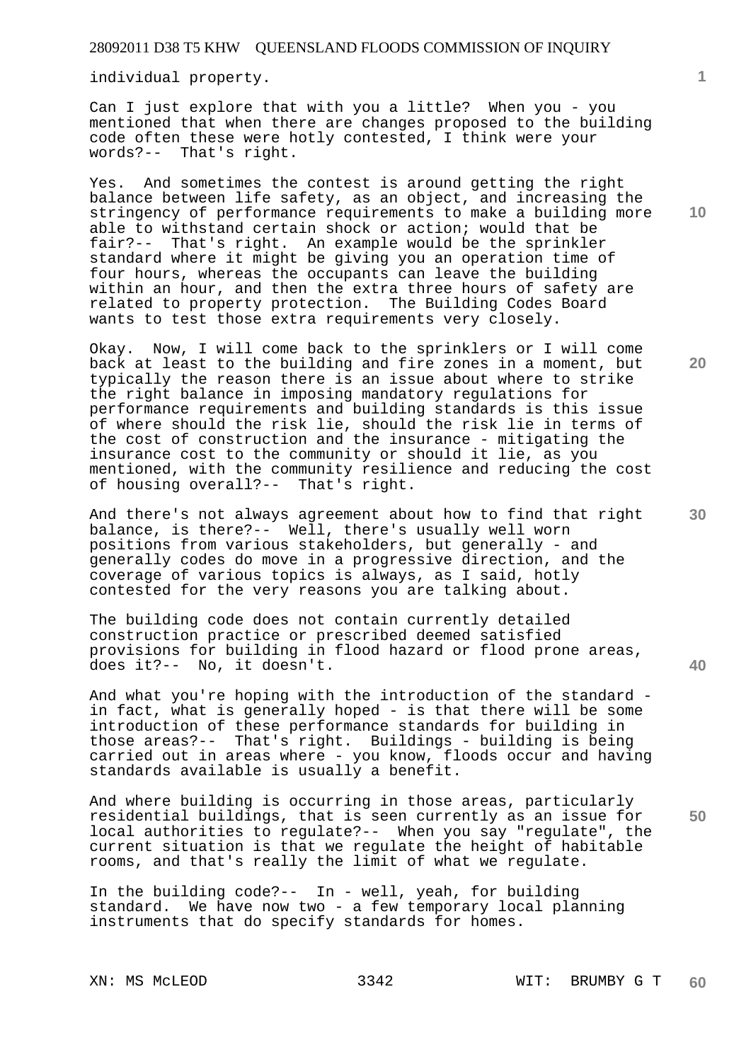individual property.

Can I just explore that with you a little? When you - you mentioned that when there are changes proposed to the building code often these were hotly contested, I think were your words?-- That's right.

Yes. And sometimes the contest is around getting the right balance between life safety, as an object, and increasing the stringency of performance requirements to make a building more able to withstand certain shock or action; would that be fair?-- That's right. An example would be the sprinkler standard where it might be giving you an operation time of four hours, whereas the occupants can leave the building within an hour, and then the extra three hours of safety are related to property protection. The Building Codes Board wants to test those extra requirements very closely.

Okay. Now, I will come back to the sprinklers or I will come back at least to the building and fire zones in a moment, but typically the reason there is an issue about where to strike the right balance in imposing mandatory regulations for performance requirements and building standards is this issue of where should the risk lie, should the risk lie in terms of the cost of construction and the insurance - mitigating the insurance cost to the community or should it lie, as you mentioned, with the community resilience and reducing the cost of housing overall?-- That's right.

And there's not always agreement about how to find that right balance, is there?-- Well, there's usually well worn positions from various stakeholders, but generally - and generally codes do move in a progressive direction, and the coverage of various topics is always, as I said, hotly contested for the very reasons you are talking about.

The building code does not contain currently detailed construction practice or prescribed deemed satisfied provisions for building in flood hazard or flood prone areas, does it?-- No, it doesn't.

And what you're hoping with the introduction of the standard - in fact, what is generally hoped - is that there will be some introduction of these performance standards for building in those areas?-- That's right. Buildings - building is being carried out in areas where - you know, floods occur and having standards available is usually a benefit.

And where building is occurring in those areas, particularly residential buildings, that is seen currently as an issue for local authorities to regulate?-- When you say "regulate", the current situation is that we regulate the height of habitable rooms, and that's really the limit of what we regulate.

In the building code?-- In - well, yeah, for building standard. We have now two - a few temporary local planning instruments that do specify standards for homes.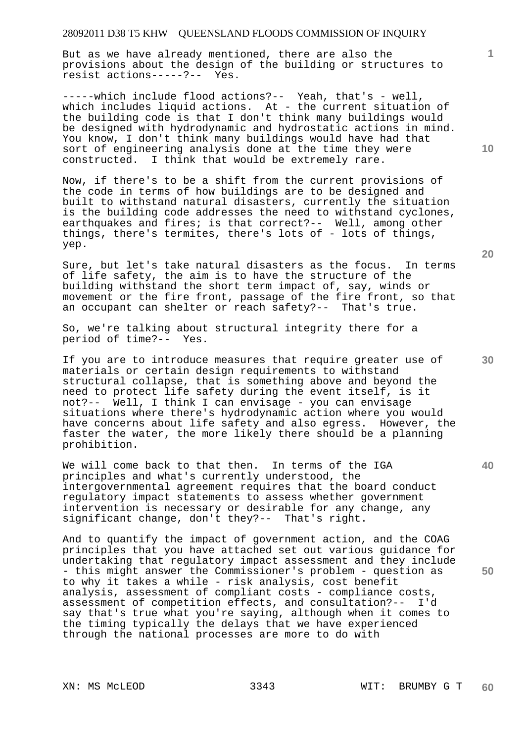But as we have already mentioned, there are also the provisions about the design of the building or structures to resist actions-----?-- Yes.

-----which include flood actions?-- Yeah, that's - well, which includes liquid actions. At - the current situation of the building code is that I don't think many buildings would be designed with hydrodynamic and hydrostatic actions in mind. You know, I don't think many buildings would have had that sort of engineering analysis done at the time they were constructed. I think that would be extremely rare.

Now, if there's to be a shift from the current provisions of the code in terms of how buildings are to be designed and built to withstand natural disasters, currently the situation is the building code addresses the need to withstand cyclones, earthquakes and fires; is that correct?-- Well, among other things, there's termites, there's lots of - lots of things, yep.

Sure, but let's take natural disasters as the focus. In terms of life safety, the aim is to have the structure of the building withstand the short term impact of, say, winds or movement or the fire front, passage of the fire front, so that an occupant can shelter or reach safety?-- That's true.

So, we're talking about structural integrity there for a period of time?-- Yes.

If you are to introduce measures that require greater use of materials or certain design requirements to withstand structural collapse, that is something above and beyond the need to protect life safety during the event itself, is it not?-- Well, I think I can envisage - you can envisage situations where there's hydrodynamic action where you would have concerns about life safety and also egress. However, the faster the water, the more likely there should be a planning prohibition.

We will come back to that then. In terms of the IGA principles and what's currently understood, the intergovernmental agreement requires that the board conduct regulatory impact statements to assess whether government intervention is necessary or desirable for any change, any significant change, don't they?-- That's right.

And to quantify the impact of government action, and the COAG principles that you have attached set out various guidance for undertaking that regulatory impact assessment and they include - this might answer the Commissioner's problem - question as to why it takes a while - risk analysis, cost benefit analysis, assessment of compliant costs - compliance costs, assessment of competition effects, and consultation?-- I'd say that's true what you're saying, although when it comes to the timing typically the delays that we have experienced through the national processes are more to do with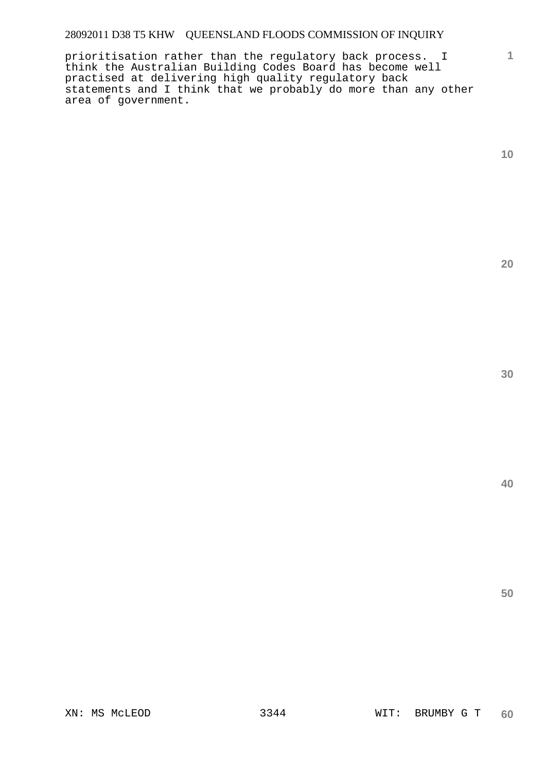prioritisation rather than the regulatory back process. I think the Australian Building Codes Board has become well practised at delivering high quality regulatory back statements and I think that we probably do more than any other area of government.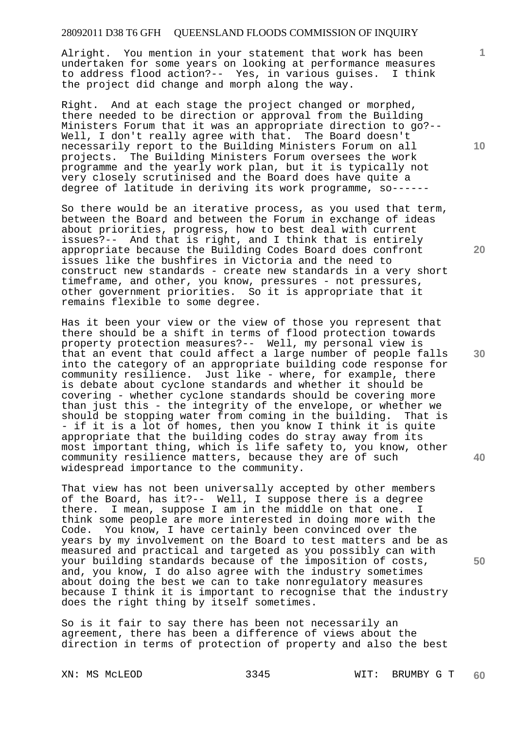Alright. You mention in your statement that work has been undertaken for some years on looking at performance measures to address flood action?-- Yes, in various guises. I think the project did change and morph along the way.

Right. And at each stage the project changed or morphed, there needed to be direction or approval from the Building Ministers Forum that it was an appropriate direction to go?-- Well, I don't really agree with that. The Board doesn't necessarily report to the Building Ministers Forum on all projects. The Building Ministers Forum oversees the work programme and the yearly work plan, but it is typically not very closely scrutinised and the Board does have quite a degree of latitude in deriving its work programme, so------

So there would be an iterative process, as you used that term, between the Board and between the Forum in exchange of ideas about priorities, progress, how to best deal with current issues?-- And that is right, and I think that is entirely appropriate because the Building Codes Board does confront issues like the bushfires in Victoria and the need to construct new standards - create new standards in a very short timeframe, and other, you know, pressures - not pressures, other government priorities. So it is appropriate that it remains flexible to some degree.

Has it been your view or the view of those you represent that there should be a shift in terms of flood protection towards property protection measures?-- Well, my personal view is that an event that could affect a large number of people falls into the category of an appropriate building code response for community resilience. Just like - where, for example, there is debate about cyclone standards and whether it should be covering - whether cyclone standards should be covering more than just this - the integrity of the envelope, or whether we should be stopping water from coming in the building. That is - if it is a lot of homes, then you know I think it is quite appropriate that the building codes do stray away from its most important thing, which is life safety to, you know, other community resilience matters, because they are of such widespread importance to the community.

That view has not been universally accepted by other members of the Board, has it?-- Well, I suppose there is a degree there. I mean, suppose I am in the middle on that one. I think some people are more interested in doing more with the Code. You know, I have certainly been convinced over the years by my involvement on the Board to test matters and be as measured and practical and targeted as you possibly can with your building standards because of the imposition of costs, and, you know, I do also agree with the industry sometimes about doing the best we can to take nonregulatory measures because I think it is important to recognise that the industry does the right thing by itself sometimes.

So is it fair to say there has been not necessarily an agreement, there has been a difference of views about the direction in terms of protection of property and also the best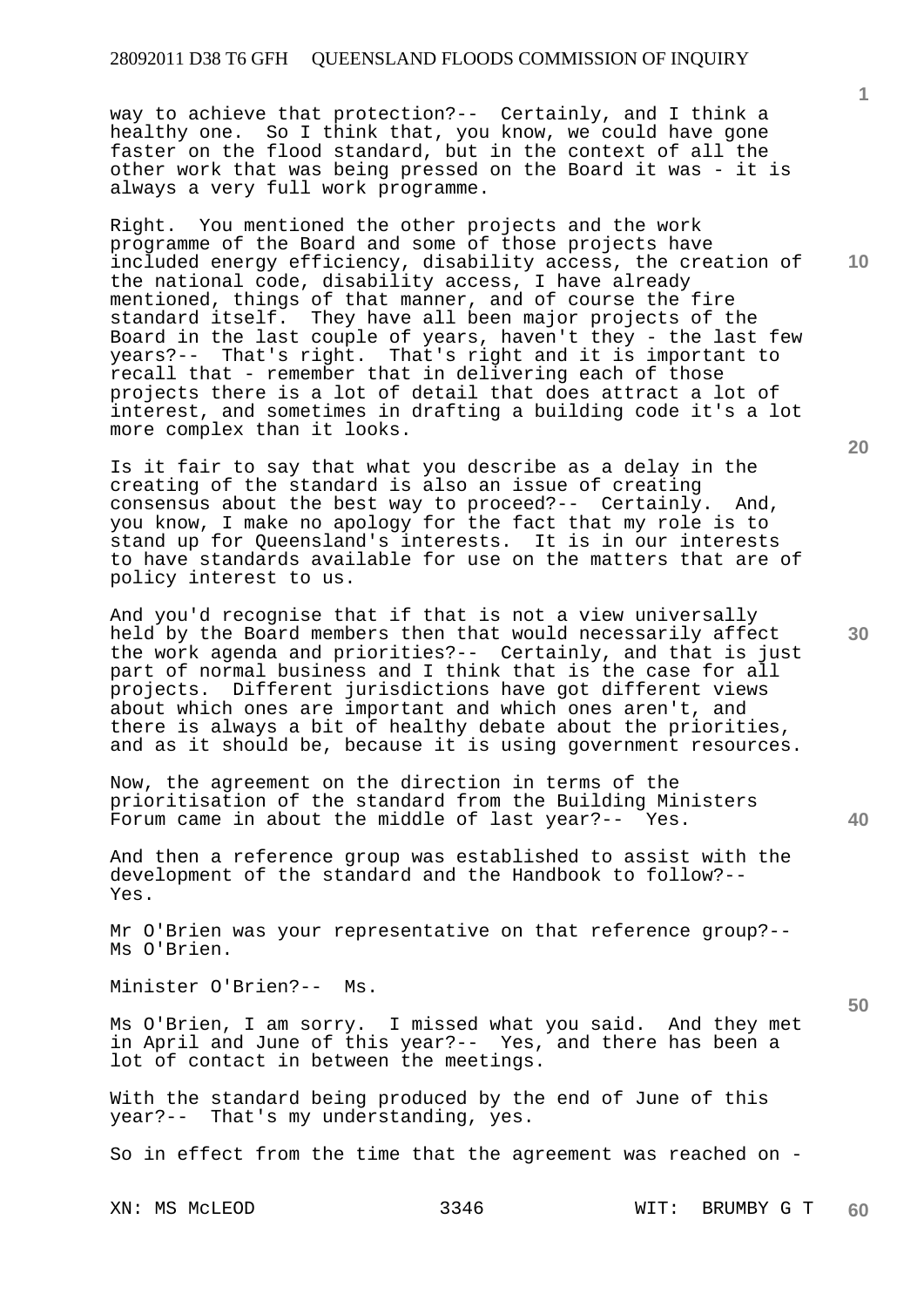way to achieve that protection?-- Certainly, and I think a healthy one. So I think that, you know, we could have gone faster on the flood standard, but in the context of all the other work that was being pressed on the Board it was - it is always a very full work programme.

Right. You mentioned the other projects and the work programme of the Board and some of those projects have included energy efficiency, disability access, the creation of the national code, disability access, I have already mentioned, things of that manner, and of course the fire standard itself. They have all been major projects of the Board in the last couple of years, haven't they - the last few years?-- That's right. That's right and it is important to recall that - remember that in delivering each of those projects there is a lot of detail that does attract a lot of interest, and sometimes in drafting a building code it's a lot more complex than it looks.

Is it fair to say that what you describe as a delay in the creating of the standard is also an issue of creating consensus about the best way to proceed?-- Certainly. And, you know, I make no apology for the fact that my role is to stand up for Queensland's interests. It is in our interests to have standards available for use on the matters that are of policy interest to us.

And you'd recognise that if that is not a view universally held by the Board members then that would necessarily affect the work agenda and priorities?-- Certainly, and that is just part of normal business and I think that is the case for all projects. Different jurisdictions have got different views about which ones are important and which ones aren't, and there is always a bit of healthy debate about the priorities, and as it should be, because it is using government resources.

Now, the agreement on the direction in terms of the prioritisation of the standard from the Building Ministers Forum came in about the middle of last year?-- Yes.

And then a reference group was established to assist with the development of the standard and the Handbook to follow?-- Yes.

Mr O'Brien was your representative on that reference group?-- Ms O'Brien.

Minister O'Brien?-- Ms.

Ms O'Brien, I am sorry. I missed what you said. And they met in April and June of this year?-- Yes, and there has been a lot of contact in between the meetings.

With the standard being produced by the end of June of this year?-- That's my understanding, yes.

So in effect from the time that the agreement was reached on -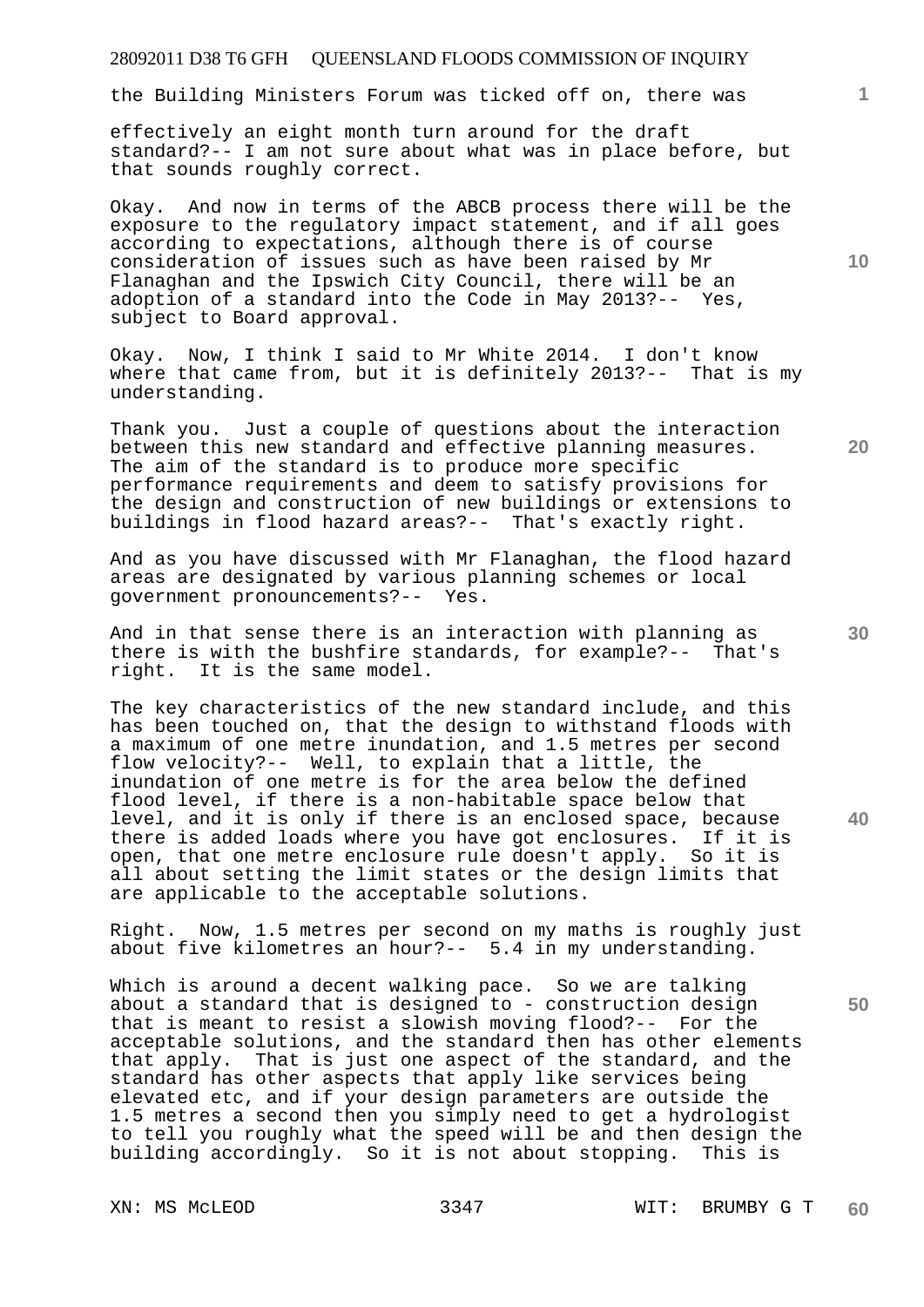the Building Ministers Forum was ticked off on, there was effectively an eight month turn around for the draft standard?-- I am not sure about what was in place before, but that sounds roughly correct.

Okay. And now in terms of the ABCB process there will be the exposure to the regulatory impact statement, and if all goes according to expectations, although there is of course consideration of issues such as have been raised by Mr Flanaghan and the Ipswich City Council, there will be an adoption of a standard into the Code in May 2013?-- Yes, subject to Board approval.

Okay. Now, I think I said to Mr White 2014. I don't know where that came from, but it is definitely 2013?-- That is my understanding.

Thank you. Just a couple of questions about the interaction between this new standard and effective planning measures. The aim of the standard is to produce more specific performance requirements and deem to satisfy provisions for the design and construction of new buildings or extensions to buildings in flood hazard areas?-- That's exactly right.

And as you have discussed with Mr Flanaghan, the flood hazard areas are designated by various planning schemes or local government pronouncements?-- Yes.

And in that sense there is an interaction with planning as there is with the bushfire standards, for example?-- That's right. It is the same model.

The key characteristics of the new standard include, and this has been touched on, that the design to withstand floods with a maximum of one metre inundation, and 1.5 metres per second flow velocity?-- Well, to explain that a little, the inundation of one metre is for the area below the defined flood level, if there is a non-habitable space below that level, and it is only if there is an enclosed space, because there is added loads where you have got enclosures. If it is open, that one metre enclosure rule doesn't apply. So it is all about setting the limit states or the design limits that are applicable to the acceptable solutions.

Right. Now, 1.5 metres per second on my maths is roughly just about five kilometres an hour?-- 5.4 in my understanding.

Which is around a decent walking pace. So we are talking about a standard that is designed to - construction design that is meant to resist a slowish moving flood?-- For the acceptable solutions, and the standard then has other elements that apply. That is just one aspect of the standard, and the standard has other aspects that apply like services being elevated etc, and if your design parameters are outside the 1.5 metres a second then you simply need to get a hydrologist to tell you roughly what the speed will be and then design the building accordingly. So it is not about stopping. This is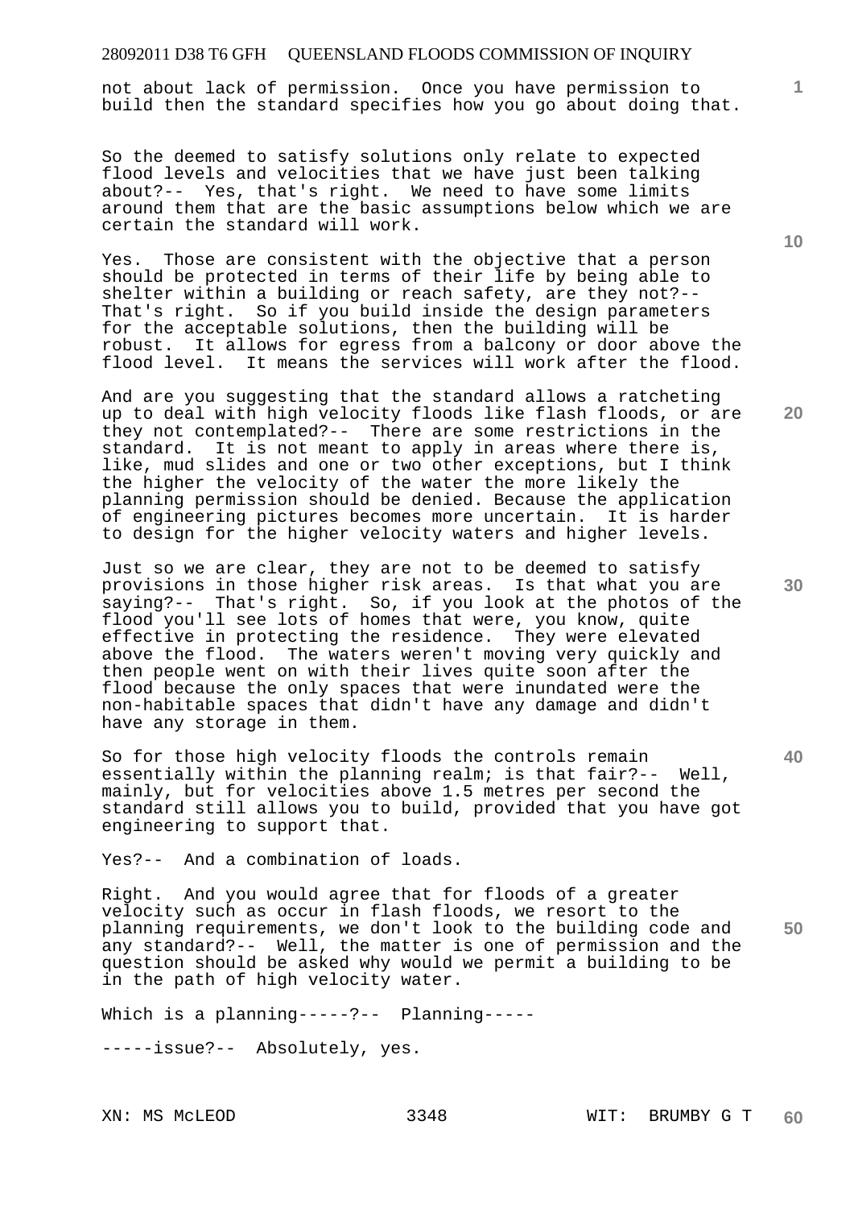not about lack of permission. Once you have permission to build then the standard specifies how you go about doing that.

So the deemed to satisfy solutions only relate to expected flood levels and velocities that we have just been talking about?-- Yes, that's right. We need to have some limits around them that are the basic assumptions below which we are certain the standard will work.

Yes. Those are consistent with the objective that a person should be protected in terms of their life by being able to shelter within a building or reach safety, are they not?-- That's right. So if you build inside the design parameters for the acceptable solutions, then the building will be robust. It allows for egress from a balcony or door above the flood level. It means the services will work after the flood.

And are you suggesting that the standard allows a ratcheting up to deal with high velocity floods like flash floods, or are they not contemplated?-- There are some restrictions in the standard. It is not meant to apply in areas where there is, like, mud slides and one or two other exceptions, but I think the higher the velocity of the water the more likely the planning permission should be denied. Because the application of engineering pictures becomes more uncertain. It is harder to design for the higher velocity waters and higher levels.

Just so we are clear, they are not to be deemed to satisfy provisions in those higher risk areas. Is that what you are saying?-- That's right. So, if you look at the photos of the flood you'll see lots of homes that were, you know, quite effective in protecting the residence. They were elevated above the flood. The waters weren't moving very quickly and then people went on with their lives quite soon after the flood because the only spaces that were inundated were the non-habitable spaces that didn't have any damage and didn't have any storage in them.

So for those high velocity floods the controls remain essentially within the planning realm; is that fair?-- Well, mainly, but for velocities above 1.5 metres per second the standard still allows you to build, provided that you have got engineering to support that.

Yes?-- And a combination of loads.

Right. And you would agree that for floods of a greater velocity such as occur in flash floods, we resort to the planning requirements, we don't look to the building code and any standard?-- Well, the matter is one of permission and the question should be asked why would we permit a building to be in the path of high velocity water.

Which is a planning-----?-- Planning-----

-----issue?-- Absolutely, yes.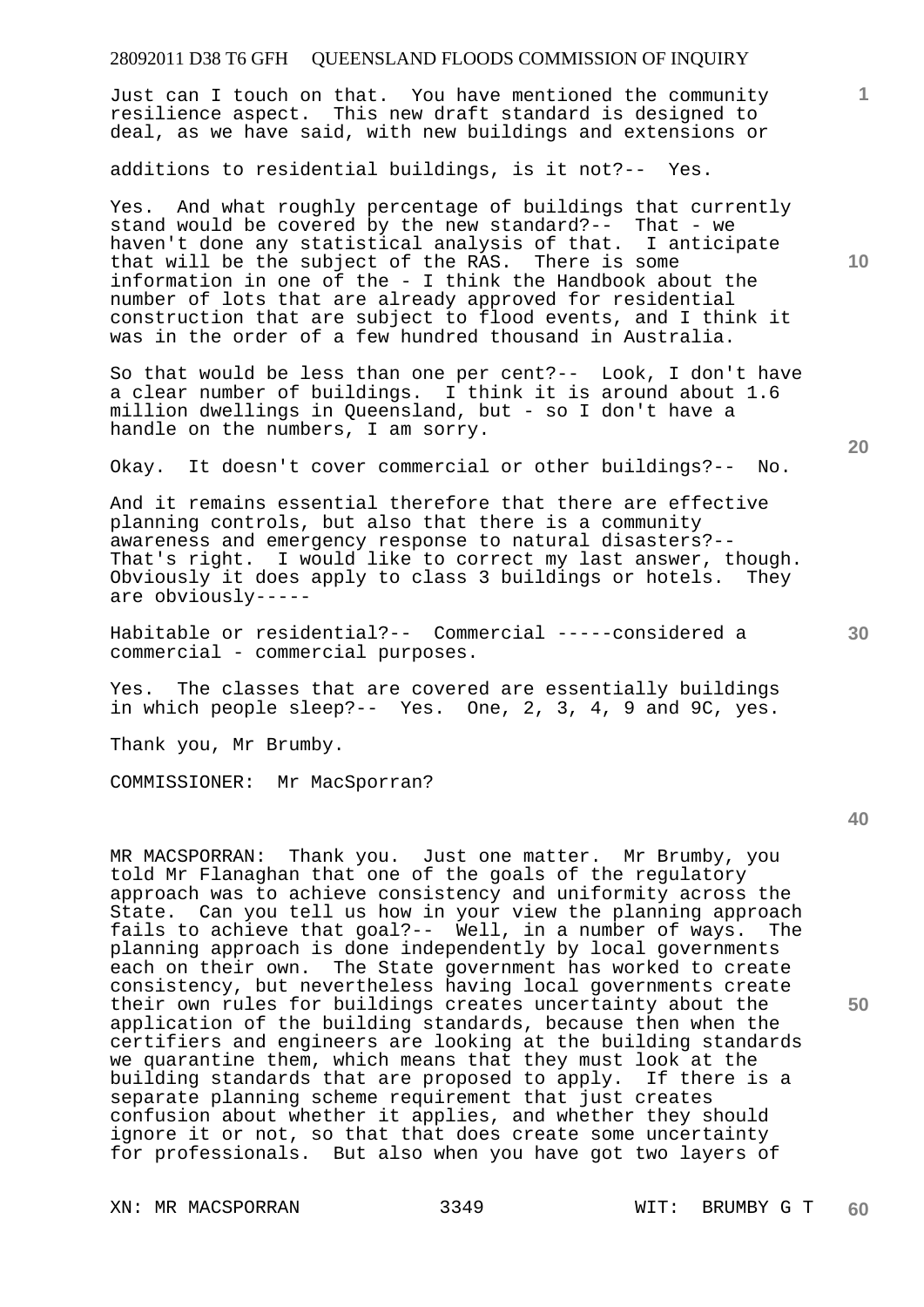Just can I touch on that. You have mentioned the community resilience aspect. This new draft standard is designed to deal, as we have said, with new buildings and extensions or additions to residential buildings, is it not?-- Yes.

Yes. And what roughly percentage of buildings that currently stand would be covered by the new standard?-- That - we haven't done any statistical analysis of that. I anticipate that will be the subject of the RAS. There is some information in one of the - I think the Handbook about the number of lots that are already approved for residential construction that are subject to flood events, and I think it was in the order of a few hundred thousand in Australia.

So that would be less than one per cent?-- Look, I don't have a clear number of buildings. I think it is around about 1.6 million dwellings in Queensland, but - so I don't have a handle on the numbers, I am sorry.

Okay. It doesn't cover commercial or other buildings?-- No.

And it remains essential therefore that there are effective planning controls, but also that there is a community awareness and emergency response to natural disasters?-- That's right. I would like to correct my last answer, though. Obviously it does apply to class 3 buildings or hotels. They are obviously-----

Habitable or residential?-- Commercial -----considered a commercial - commercial purposes.

Yes. The classes that are covered are essentially buildings in which people sleep?-- Yes. One, 2, 3, 4, 9 and 9C, yes.

Thank you, Mr Brumby.

COMMISSIONER: Mr MacSporran?

MR MACSPORRAN: Thank you. Just one matter. Mr Brumby, you told Mr Flanaghan that one of the goals of the regulatory approach was to achieve consistency and uniformity across the State. Can you tell us how in your view the planning approach fails to achieve that goal?-- Well, in a number of ways. The planning approach is done independently by local governments each on their own. The State government has worked to create consistency, but nevertheless having local governments create their own rules for buildings creates uncertainty about the application of the building standards, because then when the certifiers and engineers are looking at the building standards we quarantine them, which means that they must look at the building standards that are proposed to apply. If there is a separate planning scheme requirement that just creates confusion about whether it applies, and whether they should ignore it or not, so that that does create some uncertainty for professionals. But also when you have got two layers of

XN: MR MACSPORRAN WIT: BRUMBY G T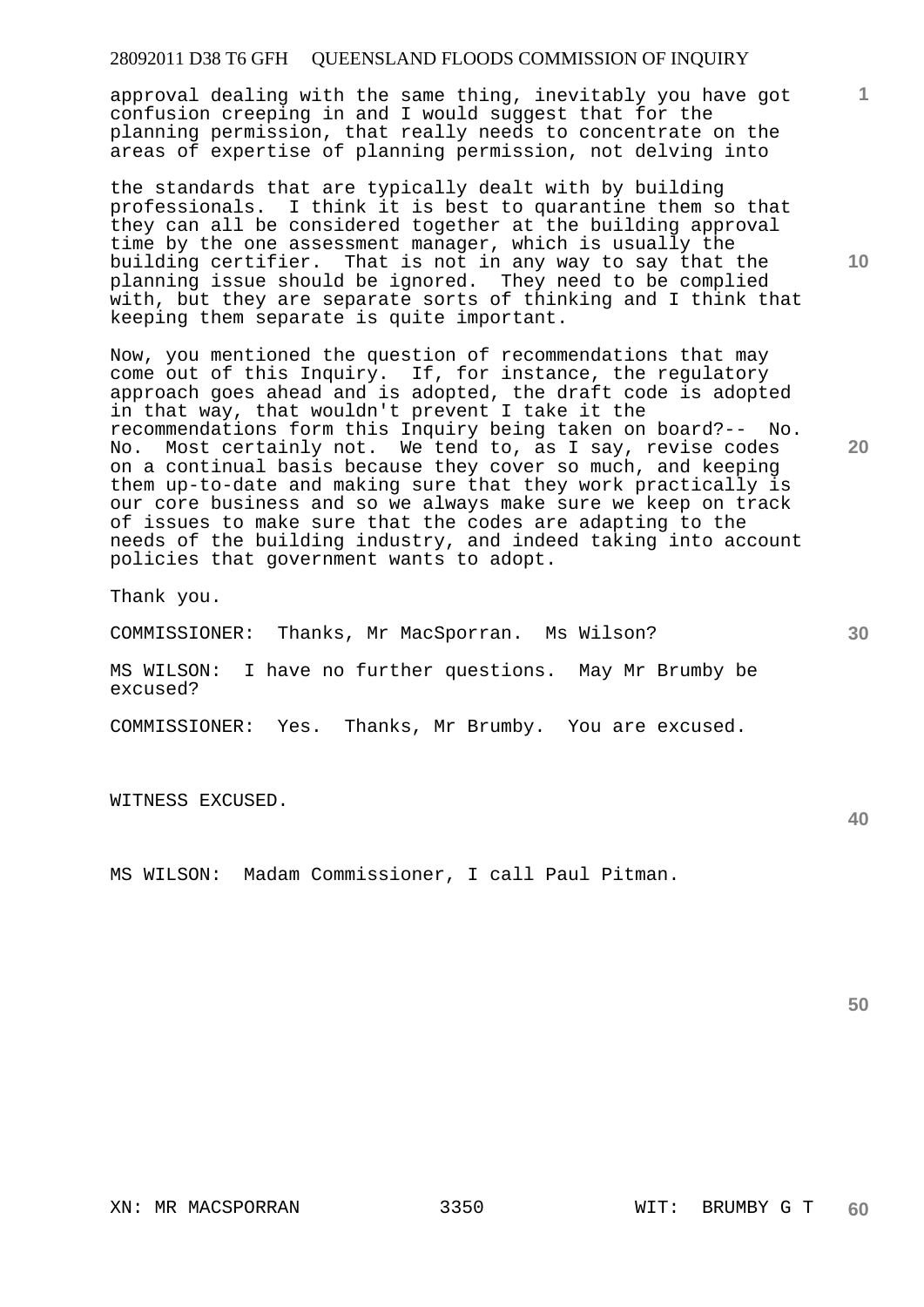approval dealing with the same thing, inevitably you have got confusion creeping in and I would suggest that for the planning permission, that really needs to concentrate on the areas of expertise of planning permission, not delving into

the standards that are typically dealt with by building professionals. I think it is best to quarantine them so that they can all be considered together at the building approval time by the one assessment manager, which is usually the building certifier. That is not in any way to say that the planning issue should be ignored. They need to be complied with, but they are separate sorts of thinking and I think that keeping them separate is quite important.

Now, you mentioned the question of recommendations that may come out of this Inquiry. If, for instance, the regulatory approach goes ahead and is adopted, the draft code is adopted in that way, that wouldn't prevent I take it the recommendations form this Inquiry being taken on board?-- No. No. Most certainly not. We tend to, as I say, revise codes on a continual basis because they cover so much, and keeping them up-to-date and making sure that they work practically is our core business and so we always make sure we keep on track of issues to make sure that the codes are adapting to the needs of the building industry, and indeed taking into account policies that government wants to adopt.

Thank you.

COMMISSIONER: Thanks, Mr MacSporran. Ms Wilson?

MS WILSON: I have no further questions. May Mr Brumby be excused?

COMMISSIONER: Yes. Thanks, Mr Brumby. You are excused.

WITNESS EXCUSED.

MS WILSON: Madam Commissioner, I call Paul Pitman.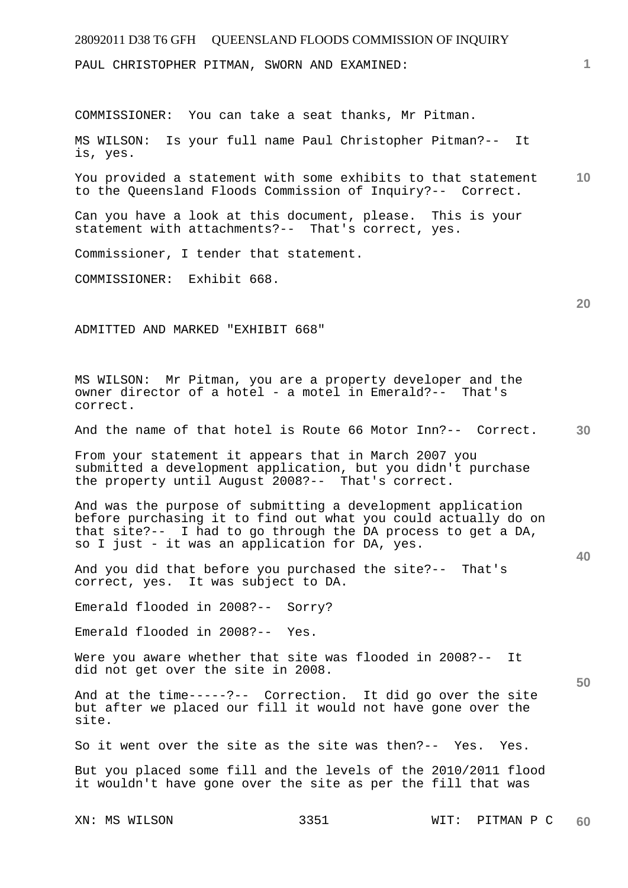PAUL CHRISTOPHER PITMAN, SWORN AND EXAMINED:

COMMISSIONER: You can take a seat thanks, Mr Pitman.

MS WILSON: Is your full name Paul Christopher Pitman?-- It is, yes.

You provided a statement with some exhibits to that statement to the Queensland Floods Commission of Inquiry?-- Correct.

Can you have a look at this document, please. This is your statement with attachments?-- That's correct, yes.

Commissioner, I tender that statement.

COMMISSIONER: Exhibit 668.

ADMITTED AND MARKED "EXHIBIT 668"

MS WILSON: Mr Pitman, you are a property developer and the owner director of a hotel - a motel in Emerald?-- That's correct.

And the name of that hotel is Route 66 Motor Inn?-- Correct.

From your statement it appears that in March 2007 you submitted a development application, but you didn't purchase the property until August 2008?-- That's correct.

And was the purpose of submitting a development application before purchasing it to find out what you could actually do on that site?-- I had to go through the DA process to get a DA, so I just - it was an application for DA, yes.

And you did that before you purchased the site?-- That's correct, yes. It was subject to DA.

Emerald flooded in 2008?-- Sorry?

Emerald flooded in 2008?-- Yes.

Were you aware whether that site was flooded in 2008?-- It did not get over the site in 2008.

And at the time-----?-- Correction. It did go over the site but after we placed our fill it would not have gone over the site.

So it went over the site as the site was then?-- Yes. Yes.

But you placed some fill and the levels of the 2010/2011 flood it wouldn't have gone over the site as per the fill that was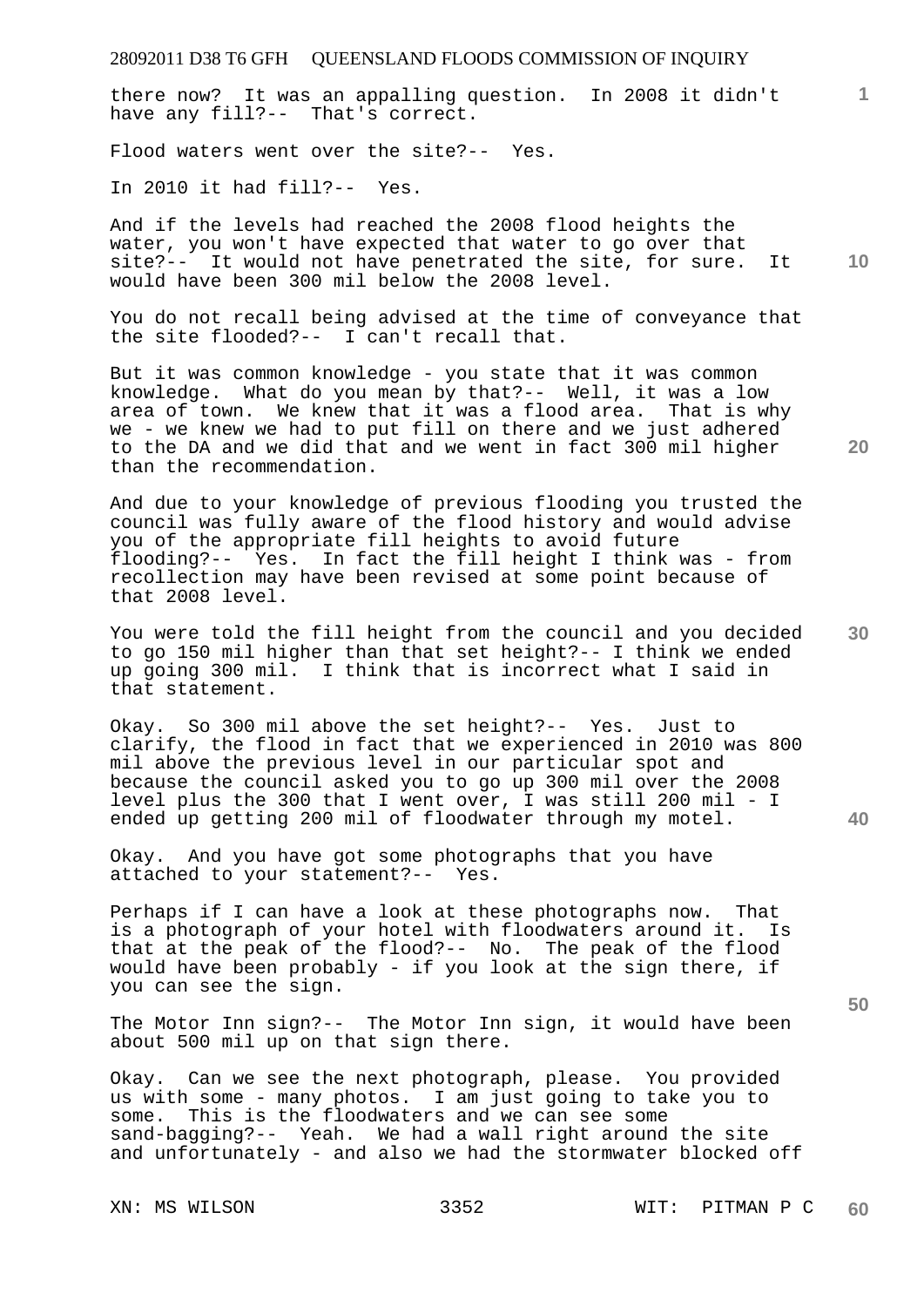there now? It was an appalling question. In 2008 it didn't have any fill?-- That's correct.

Flood waters went over the site?-- Yes.

In 2010 it had fill?-- Yes.

And if the levels had reached the 2008 flood heights the water, you won't have expected that water to go over that site?-- It would not have penetrated the site, for sure. It would have been 300 mil below the 2008 level.

You do not recall being advised at the time of conveyance that the site flooded?-- I can't recall that.

But it was common knowledge - you state that it was common knowledge. What do you mean by that?-- Well, it was a low area of town. We knew that it was a flood area. That is why we - we knew we had to put fill on there and we just adhered to the DA and we did that and we went in fact 300 mil higher than the recommendation.

And due to your knowledge of previous flooding you trusted the council was fully aware of the flood history and would advise you of the appropriate fill heights to avoid future flooding?-- Yes. In fact the fill height I think was - from recollection may have been revised at some point because of that 2008 level.

You were told the fill height from the council and you decided to go 150 mil higher than that set height?-- I think we ended up going 300 mil. I think that is incorrect what I said in that statement.

Okay. So 300 mil above the set height?-- Yes. Just to clarify, the flood in fact that we experienced in 2010 was 800 mil above the previous level in our particular spot and because the council asked you to go up 300 mil over the 2008 level plus the 300 that I went over, I was still 200 mil - I ended up getting 200 mil of floodwater through my motel.

Okay. And you have got some photographs that you have attached to your statement?-- Yes.

Perhaps if I can have a look at these photographs now. That is a photograph of your hotel with floodwaters around it. Is that at the peak of the flood?-- No. The peak of the flood would have been probably - if you look at the sign there, if you can see the sign.

The Motor Inn sign?-- The Motor Inn sign, it would have been about 500 mil up on that sign there.

Okay. Can we see the next photograph, please. You provided us with some - many photos. I am just going to take you to some. This is the floodwaters and we can see some sand-bagging?-- Yeah. We had a wall right around the site and unfortunately - and also we had the stormwater blocked off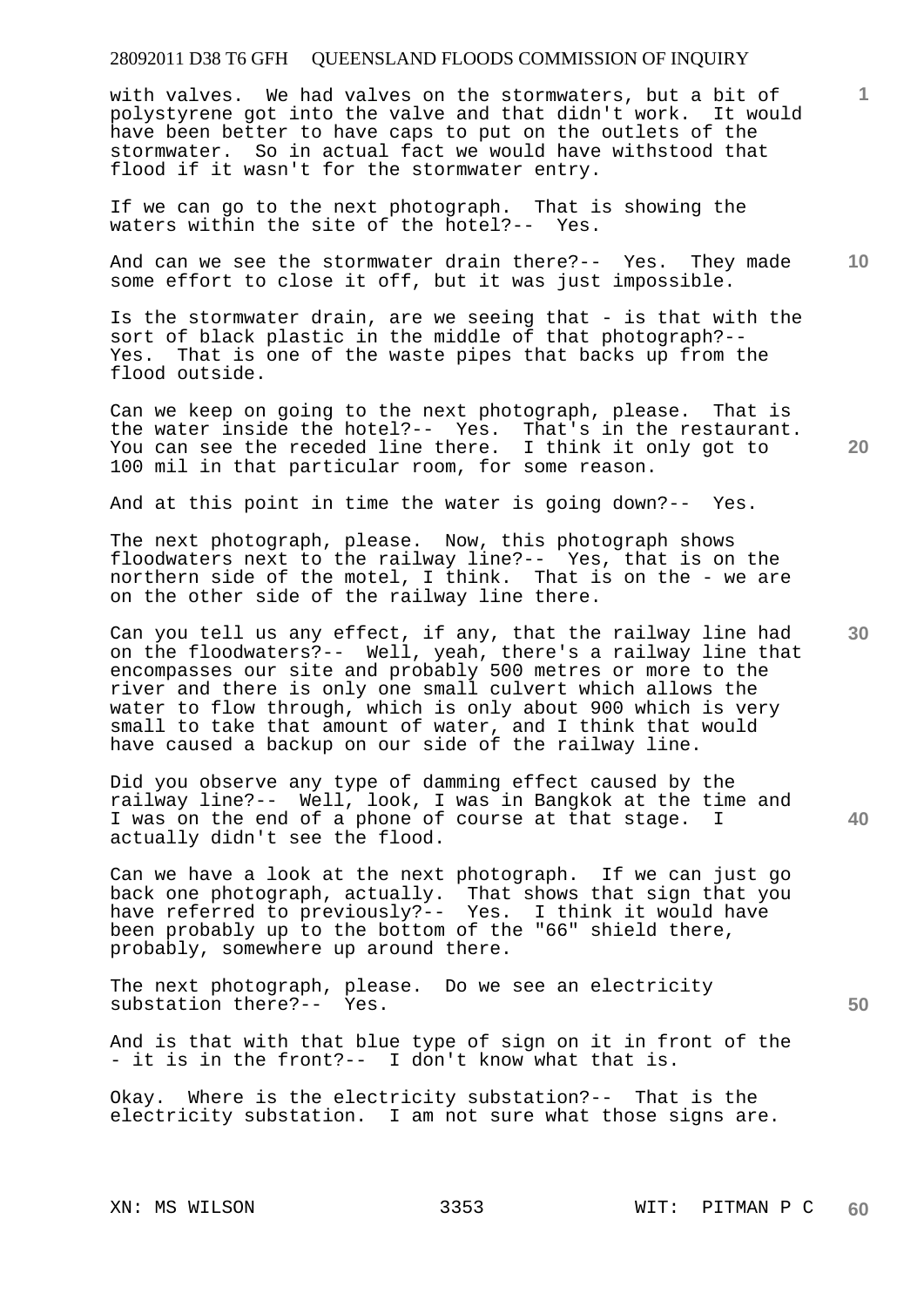with valves. We had valves on the stormwaters, but a bit of polystyrene got into the valve and that didn't work. It would have been better to have caps to put on the outlets of the stormwater. So in actual fact we would have withstood that flood if it wasn't for the stormwater entry.

If we can go to the next photograph. That is showing the waters within the site of the hotel?-- Yes.

And can we see the stormwater drain there?-- Yes. They made some effort to close it off, but it was just impossible.

Is the stormwater drain, are we seeing that - is that with the sort of black plastic in the middle of that photograph?-- Yes. That is one of the waste pipes that backs up from the flood outside.

Can we keep on going to the next photograph, please. That is the water inside the hotel?-- Yes. That's in the restaurant. You can see the receded line there. I think it only got to 100 mil in that particular room, for some reason.

And at this point in time the water is going down?-- Yes.

The next photograph, please. Now, this photograph shows floodwaters next to the railway line?-- Yes, that is on the northern side of the motel, I think. That is on the - we are on the other side of the railway line there.

Can you tell us any effect, if any, that the railway line had on the floodwaters?-- Well, yeah, there's a railway line that encompasses our site and probably 500 metres or more to the river and there is only one small culvert which allows the water to flow through, which is only about 900 which is very small to take that amount of water, and I think that would have caused a backup on our side of the railway line.

Did you observe any type of damming effect caused by the railway line?-- Well, look, I was in Bangkok at the time and I was on the end of a phone of course at that stage. I actually didn't see the flood.

Can we have a look at the next photograph. If we can just go back one photograph, actually. That shows that sign that you have referred to previously?-- Yes. I think it would have been probably up to the bottom of the "66" shield there, probably, somewhere up around there.

The next photograph, please. Do we see an electricity substation there?-- Yes.

And is that with that blue type of sign on it in front of the - it is in the front?-- I don't know what that is.

Okay. Where is the electricity substation?-- That is the electricity substation. I am not sure what those signs are.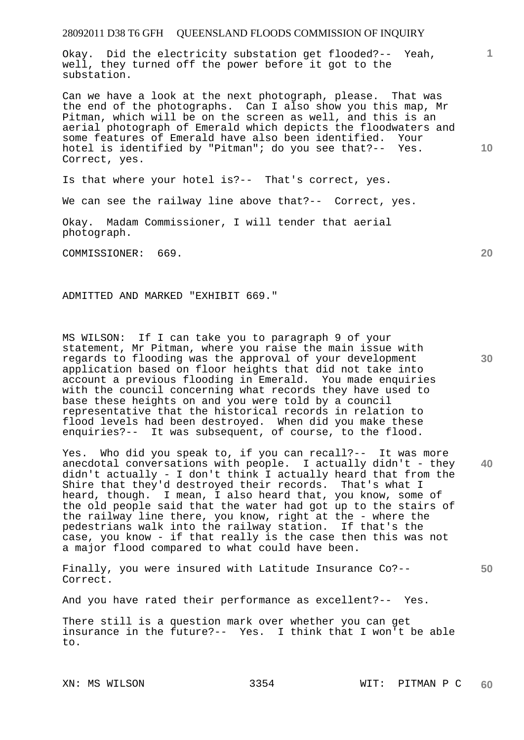Okay. Did the electricity substation get flooded?-- Yeah, well, they turned off the power before it got to the substation.

Can we have a look at the next photograph, please. That was the end of the photographs. Can I also show you this map, Mr Pitman, which will be on the screen as well, and this is an aerial photograph of Emerald which depicts the floodwaters and some features of Emerald have also been identified. Your hotel is identified by "Pitman"; do you see that?-- Yes. Correct, yes.

Is that where your hotel is?-- That's correct, yes.

We can see the railway line above that?-- Correct, yes.

Okay. Madam Commissioner, I will tender that aerial photograph.

COMMISSIONER: 669.

ADMITTED AND MARKED "EXHIBIT 669."

MS WILSON: If I can take you to paragraph 9 of your statement, Mr Pitman, where you raise the main issue with regards to flooding was the approval of your development application based on floor heights that did not take into account a previous flooding in Emerald. You made enquiries with the council concerning what records they have used to base these heights on and you were told by a council representative that the historical records in relation to flood levels had been destroyed. When did you make these enquiries?-- It was subsequent, of course, to the flood.

Yes. Who did you speak to, if you can recall?-- It was more anecdotal conversations with people. I actually didn't - they didn't actually - I don't think I actually heard that from the Shire that they'd destroyed their records. That's what I heard, though. I mean, I also heard that, you know, some of the old people said that the water had got up to the stairs of the railway line there, you know, right at the - where the pedestrians walk into the railway station. If that's the case, you know - if that really is the case then this was not a major flood compared to what could have been.

Finally, you were insured with Latitude Insurance Co?-- Correct.

And you have rated their performance as excellent?-- Yes.

There still is a question mark over whether you can get insurance in the future?-- Yes. I think that I won't be able to.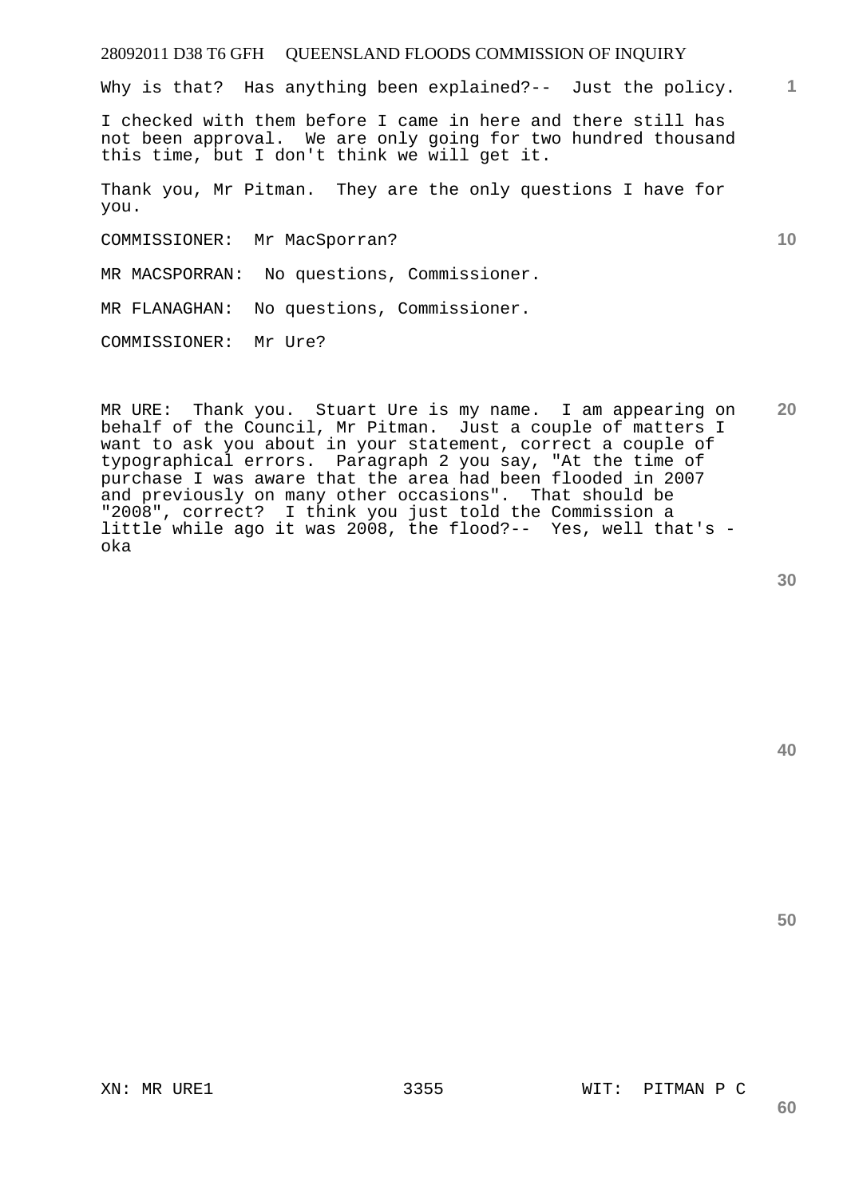Why is that? Has anything been explained?-- Just the policy.

I checked with them before I came in here and there still has not been approval. We are only going for two hundred thousand this time, but I don't think we will get it.

Thank you, Mr Pitman. They are the only questions I have for you.

COMMISSIONER: Mr MacSporran?

MR MACSPORRAN: No questions, Commissioner.

MR FLANAGHAN: No questions, Commissioner.

COMMISSIONER: Mr Ure?

MR URE: Thank you. Stuart Ure is my name. I am appearing on behalf of the Council, Mr Pitman. Just a couple of matters I want to ask you about in your statement, correct a couple of typographical errors. Paragraph 2 you say, "At the time of purchase I was aware that the area had been flooded in 2007 and previously on many other occasions". That should be "2008", correct? I think you just told the Commission a little while ago it was 2008, the flood?-- Yes, well that's - oka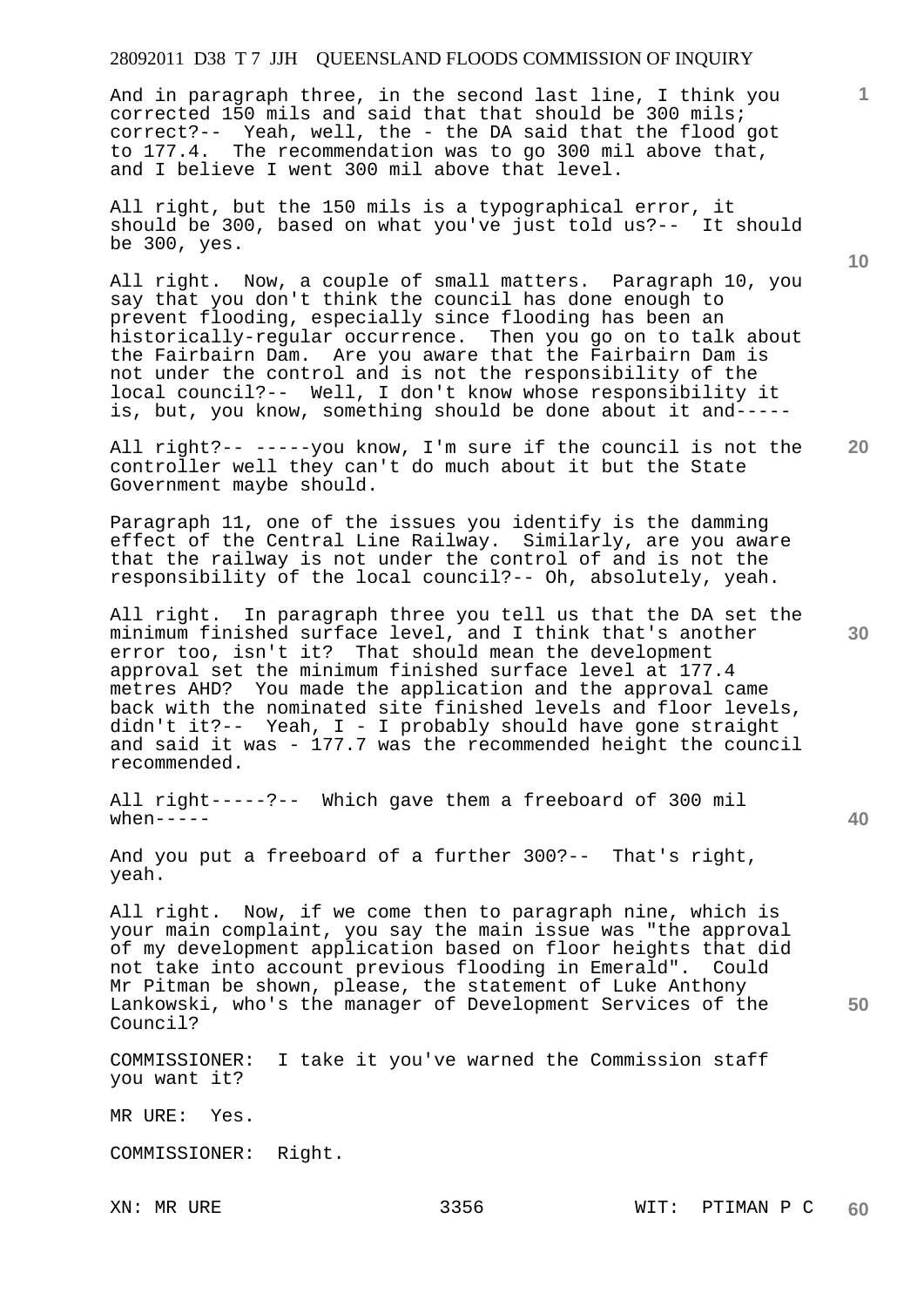And in paragraph three, in the second last line, I think you corrected 150 mils and said that that should be 300 mils; correct?-- Yeah, well, the - the DA said that the flood got to 177.4. The recommendation was to go 300 mil above that, and I believe I went 300 mil above that level.

All right, but the 150 mils is a typographical error, it should be 300, based on what you've just told us?-- It should be 300, yes.

All right. Now, a couple of small matters. Paragraph 10, you say that you don't think the council has done enough to prevent flooding, especially since flooding has been an historically-regular occurrence. Then you go on to talk about the Fairbairn Dam. Are you aware that the Fairbairn Dam is not under the control and is not the responsibility of the local council?-- Well, I don't know whose responsibility it is, but, you know, something should be done about it and-----

All right?-- -----you know, I'm sure if the council is not the controller well they can't do much about it but the State Government maybe should.

Paragraph 11, one of the issues you identify is the damming effect of the Central Line Railway. Similarly, are you aware that the railway is not under the control of and is not the responsibility of the local council?-- Oh, absolutely, yeah.

All right. In paragraph three you tell us that the DA set the minimum finished surface level, and I think that's another error too, isn't it? That should mean the development approval set the minimum finished surface level at 177.4 metres AHD? You made the application and the approval came back with the nominated site finished levels and floor levels, didn't it?-- Yeah, I - I probably should have gone straight and said it was - 177.7 was the recommended height the council recommended.

All right-----?-- Which gave them a freeboard of 300 mil when-----

And you put a freeboard of a further 300?-- That's right, yeah.

All right. Now, if we come then to paragraph nine, which is your main complaint, you say the main issue was "the approval of my development application based on floor heights that did not take into account previous flooding in Emerald". Could Mr Pitman be shown, please, the statement of Luke Anthony Lankowski, who's the manager of Development Services of the Council?

COMMISSIONER: I take it you've warned the Commission staff you want it?

MR URE: Yes.

COMMISSIONER: Right.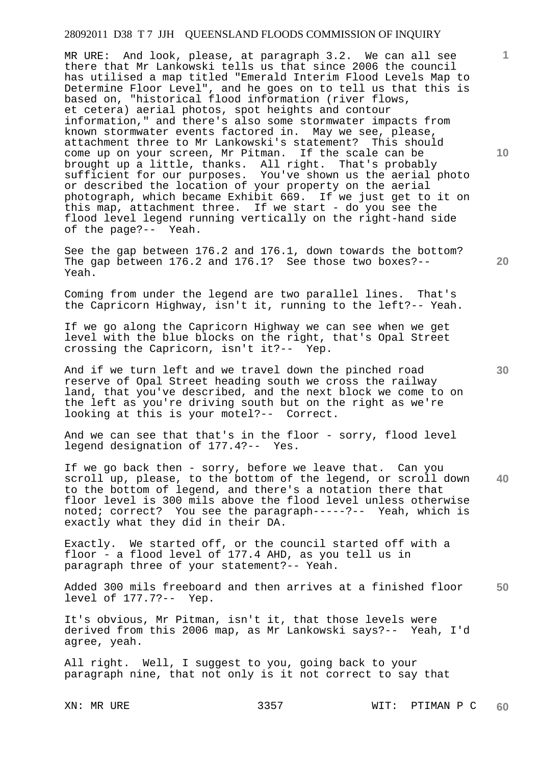MR URE: And look, please, at paragraph 3.2. We can all see there that Mr Lankowski tells us that since 2006 the council has utilised a map titled "Emerald Interim Flood Levels Map to Determine Floor Level", and he goes on to tell us that this is based on, "historical flood information (river flows, et cetera) aerial photos, spot heights and contour information," and there's also some stormwater impacts from known stormwater events factored in. May we see, please, attachment three to Mr Lankowski's statement? This should come up on your screen, Mr Pitman. If the scale can be brought up a little, thanks. All right. That's probably sufficient for our purposes. You've shown us the aerial photo or described the location of your property on the aerial photograph, which became Exhibit 669. If we just get to it on this map, attachment three. If we start - do you see the flood level legend running vertically on the right-hand side of the page?-- Yeah.

See the gap between 176.2 and 176.1, down towards the bottom? The gap between 176.2 and 176.1? See those two boxes?-- Yeah.

Coming from under the legend are two parallel lines. That's the Capricorn Highway, isn't it, running to the left?-- Yeah.

If we go along the Capricorn Highway we can see when we get level with the blue blocks on the right, that's Opal Street crossing the Capricorn, isn't it?-- Yep.

And if we turn left and we travel down the pinched road reserve of Opal Street heading south we cross the railway land, that you've described, and the next block we come to on the left as you're driving south but on the right as we're looking at this is your motel?-- Correct.

And we can see that that's in the floor - sorry, flood level legend designation of 177.4?-- Yes.

If we go back then - sorry, before we leave that. Can you scroll up, please, to the bottom of the legend, or scroll down to the bottom of legend, and there's a notation there that floor level is 300 mils above the flood level unless otherwise noted; correct? You see the paragraph-----?-- Yeah, which is exactly what they did in their DA.

Exactly. We started off, or the council started off with a floor - a flood level of 177.4 AHD, as you tell us in paragraph three of your statement?-- Yeah.

Added 300 mils freeboard and then arrives at a finished floor level of 177.7?-- Yep.

It's obvious, Mr Pitman, isn't it, that those levels were derived from this 2006 map, as Mr Lankowski says?-- Yeah, I'd agree, yeah.

All right. Well, I suggest to you, going back to your paragraph nine, that not only is it not correct to say that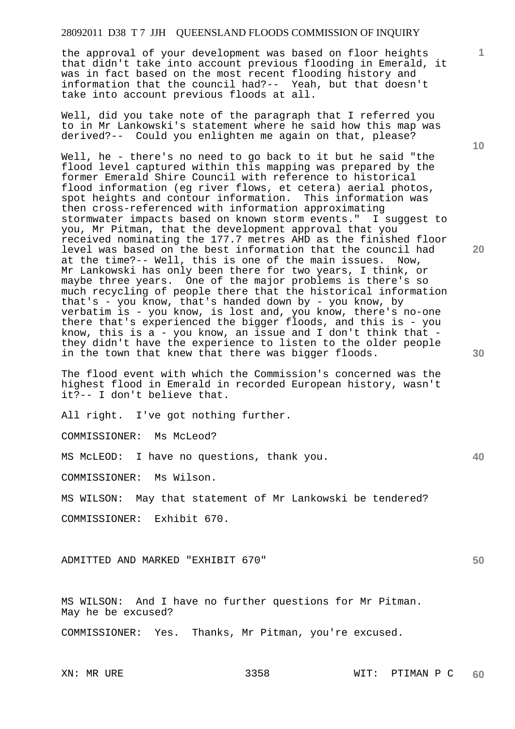the approval of your development was based on floor heights that didn't take into account previous flooding in Emerald, it was in fact based on the most recent flooding history and information that the council had?-- Yeah, but that doesn't take into account previous floods at all.

Well, did you take note of the paragraph that I referred you to in Mr Lankowski's statement where he said how this map was derived?-- Could you enlighten me again on that, please?

Well, he - there's no need to go back to it but he said "the flood level captured within this mapping was prepared by the former Emerald Shire Council with reference to historical flood information (eg river flows, et cetera) aerial photos, spot heights and contour information. This information was then cross-referenced with information approximating stormwater impacts based on known storm events." I suggest to you, Mr Pitman, that the development approval that you received nominating the 177.7 metres AHD as the finished floor level was based on the best information that the council had at the time?-- Well, this is one of the main issues. Now, Mr Lankowski has only been there for two years, I think, or maybe three years. One of the major problems is there's so much recycling of people there that the historical information that's - you know, that's handed down by - you know, by verbatim is - you know, is lost and, you know, there's no-one there that's experienced the bigger floods, and this is - you know, this is a - you know, an issue and I don't think that - they didn't have the experience to listen to the older people in the town that knew that there was bigger floods.

The flood event with which the Commission's concerned was the highest flood in Emerald in recorded European history, wasn't it?-- I don't believe that.

All right. I've got nothing further.

COMMISSIONER: Ms McLeod?

MS McLEOD: I have no questions, thank you.

COMMISSIONER: Ms Wilson.

MS WILSON: May that statement of Mr Lankowski be tendered?

COMMISSIONER: Exhibit 670.

ADMITTED AND MARKED "EXHIBIT 670"

MS WILSON: And I have no further questions for Mr Pitman. May he be excused?

COMMISSIONER: Yes. Thanks, Mr Pitman, you're excused.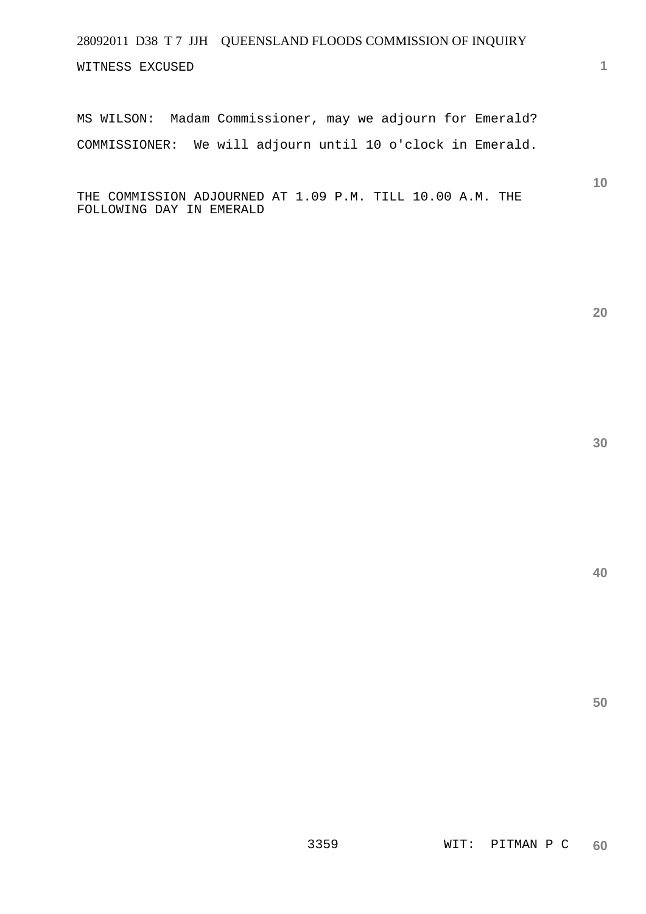WITNESS EXCUSED

MS WILSON: Madam Commissioner, may we adjourn for Emerald?

COMMISSIONER: We will adjourn until 10 o'clock in Emerald.

THE COMMISSION ADJOURNED AT 1.09 P.M. TILL 10.00 A.M. THE FOLLOWING DAY IN EMERALD